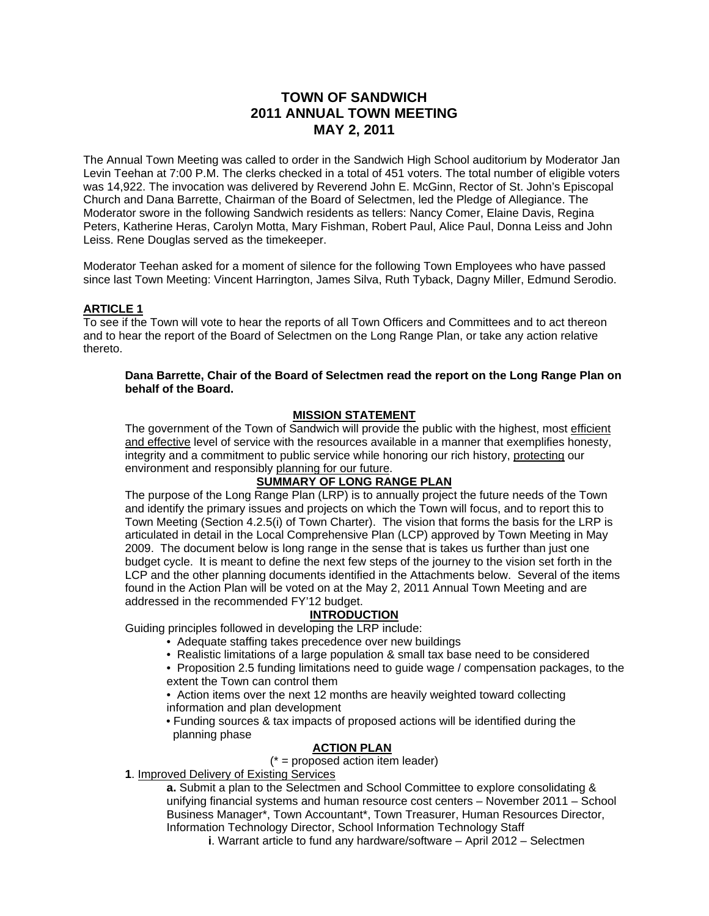# TOWN OF SANDWICH
# 2011 ANNUAL TOWN MEETING
# MAY 2, 2011

The Annual Town Meeting was called to order in the Sandwich High School auditorium by Moderator Jan Levin Teehan at 7:00 P.M. The clerks checked in a total of 451 voters. The total number of eligible voters was 14,922. The invocation was delivered by Reverend John E. McGinn, Rector of St. John's Episcopal Church and Dana Barrette, Chairman of the Board of Selectmen, led the Pledge of Allegiance. The Moderator swore in the following Sandwich residents as tellers: Nancy Comer, Elaine Davis, Regina Peters, Katherine Heras, Carolyn Motta, Mary Fishman, Robert Paul, Alice Paul, Donna Leiss and John Leiss. Rene Douglas served as the timekeeper.

Moderator Teehan asked for a moment of silence for the following Town Employees who have passed since last Town Meeting: Vincent Harrington, James Silva, Ruth Tyback, Dagny Miller, Edmund Serodio.

## ARTICLE 1

To see if the Town will vote to hear the reports of all Town Officers and Committees and to act thereon and to hear the report of the Board of Selectmen on the Long Range Plan, or take any action relative thereto.

**Dana Barrette, Chair of the Board of Selectmen read the report on the Long Range Plan on behalf of the Board.**

### MISSION STATEMENT

The government of the Town of Sandwich will provide the public with the highest, most efficient and effective level of service with the resources available in a manner that exemplifies honesty, integrity and a commitment to public service while honoring our rich history, protecting our environment and responsibly planning for our future.

### SUMMARY OF LONG RANGE PLAN

The purpose of the Long Range Plan (LRP) is to annually project the future needs of the Town and identify the primary issues and projects on which the Town will focus, and to report this to Town Meeting (Section 4.2.5(i) of Town Charter). The vision that forms the basis for the LRP is articulated in detail in the Local Comprehensive Plan (LCP) approved by Town Meeting in May 2009. The document below is long range in the sense that is takes us further than just one budget cycle. It is meant to define the next few steps of the journey to the vision set forth in the LCP and the other planning documents identified in the Attachments below. Several of the items found in the Action Plan will be voted on at the May 2, 2011 Annual Town Meeting and are addressed in the recommended FY'12 budget.

### INTRODUCTION

Guiding principles followed in developing the LRP include:

- Adequate staffing takes precedence over new buildings
- Realistic limitations of a large population & small tax base need to be considered
- Proposition 2.5 funding limitations need to guide wage / compensation packages, to the extent the Town can control them
- Action items over the next 12 months are heavily weighted toward collecting information and plan development
- Funding sources & tax impacts of proposed actions will be identified during the planning phase

### ACTION PLAN

(* = proposed action item leader)

**1**. Improved Delivery of Existing Services

**a.** Submit a plan to the Selectmen and School Committee to explore consolidating & unifying financial systems and human resource cost centers – November 2011 – School Business Manager*, Town Accountant*, Town Treasurer, Human Resources Director, Information Technology Director, School Information Technology Staff

**i**. Warrant article to fund any hardware/software – April 2012 – Selectmen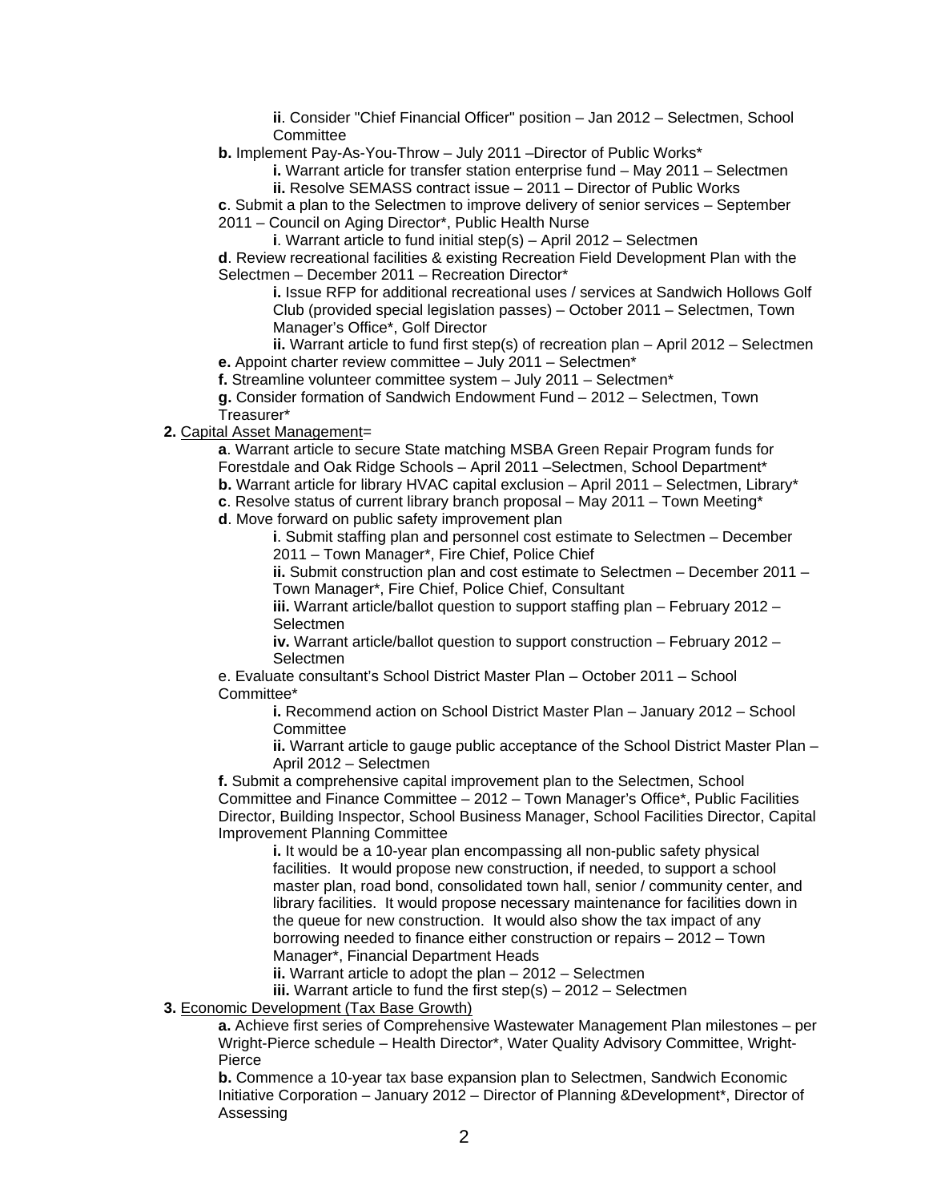- **ii**. Consider "Chief Financial Officer" position – Jan 2012 – Selectmen, School Committee

**b.** Implement Pay-As-You-Throw – July 2011 –Director of Public Works*

- **i.** Warrant article for transfer station enterprise fund – May 2011 – Selectmen
- **ii.** Resolve SEMASS contract issue – 2011 – Director of Public Works

**c**. Submit a plan to the Selectmen to improve delivery of senior services – September 2011 – Council on Aging Director*, Public Health Nurse

- **i**. Warrant article to fund initial step(s) – April 2012 – Selectmen

**d**. Review recreational facilities & existing Recreation Field Development Plan with the Selectmen – December 2011 – Recreation Director*

- **i.** Issue RFP for additional recreational uses / services at Sandwich Hollows Golf Club (provided special legislation passes) – October 2011 – Selectmen, Town Manager's Office*, Golf Director
- **ii.** Warrant article to fund first step(s) of recreation plan – April 2012 – Selectmen

**e.** Appoint charter review committee – July 2011 – Selectmen*

**f.** Streamline volunteer committee system – July 2011 – Selectmen*

**g.** Consider formation of Sandwich Endowment Fund – 2012 – Selectmen, Town Treasurer*

**2.** Capital Asset Management=

**a**. Warrant article to secure State matching MSBA Green Repair Program funds for Forestdale and Oak Ridge Schools – April 2011 –Selectmen, School Department*

**b.** Warrant article for library HVAC capital exclusion – April 2011 – Selectmen, Library*

**c**. Resolve status of current library branch proposal – May 2011 – Town Meeting*

**d**. Move forward on public safety improvement plan

- **i**. Submit staffing plan and personnel cost estimate to Selectmen – December 2011 – Town Manager*, Fire Chief, Police Chief
- **ii.** Submit construction plan and cost estimate to Selectmen – December 2011 – Town Manager*, Fire Chief, Police Chief, Consultant
- **iii.** Warrant article/ballot question to support staffing plan – February 2012 – Selectmen
- **iv.** Warrant article/ballot question to support construction – February 2012 – Selectmen

e. Evaluate consultant's School District Master Plan – October 2011 – School Committee*

- **i.** Recommend action on School District Master Plan – January 2012 – School Committee
- **ii.** Warrant article to gauge public acceptance of the School District Master Plan – April 2012 – Selectmen

**f.** Submit a comprehensive capital improvement plan to the Selectmen, School Committee and Finance Committee – 2012 – Town Manager's Office*, Public Facilities Director, Building Inspector, School Business Manager, School Facilities Director, Capital Improvement Planning Committee

- **i.** It would be a 10-year plan encompassing all non-public safety physical facilities. It would propose new construction, if needed, to support a school master plan, road bond, consolidated town hall, senior / community center, and library facilities. It would propose necessary maintenance for facilities down in the queue for new construction. It would also show the tax impact of any borrowing needed to finance either construction or repairs – 2012 – Town Manager*, Financial Department Heads
- **ii.** Warrant article to adopt the plan – 2012 – Selectmen
- **iii.** Warrant article to fund the first step(s) – 2012 – Selectmen

**3.** Economic Development (Tax Base Growth)

**a.** Achieve first series of Comprehensive Wastewater Management Plan milestones – per Wright-Pierce schedule – Health Director*, Water Quality Advisory Committee, Wright-Pierce

**b.** Commence a 10-year tax base expansion plan to Selectmen, Sandwich Economic Initiative Corporation – January 2012 – Director of Planning &Development*, Director of Assessing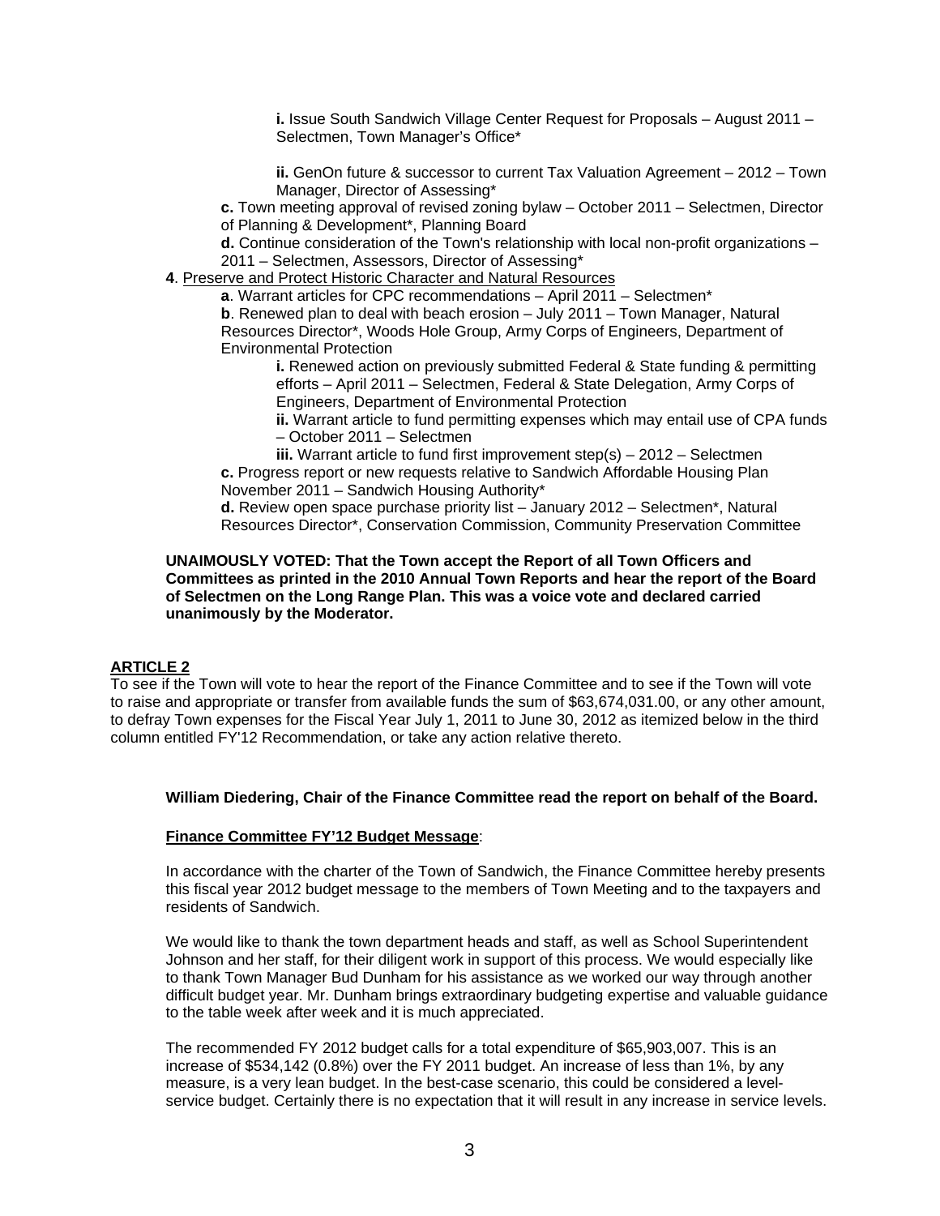**i.** Issue South Sandwich Village Center Request for Proposals – August 2011 – Selectmen, Town Manager's Office*

**ii.** GenOn future & successor to current Tax Valuation Agreement – 2012 – Town Manager, Director of Assessing*

**c.** Town meeting approval of revised zoning bylaw – October 2011 – Selectmen, Director of Planning & Development*, Planning Board

**d.** Continue consideration of the Town's relationship with local non-profit organizations – 2011 – Selectmen, Assessors, Director of Assessing*

**4**. Preserve and Protect Historic Character and Natural Resources

**a**. Warrant articles for CPC recommendations – April 2011 – Selectmen*

**b**. Renewed plan to deal with beach erosion – July 2011 – Town Manager, Natural Resources Director*, Woods Hole Group, Army Corps of Engineers, Department of Environmental Protection

**i.** Renewed action on previously submitted Federal & State funding & permitting efforts – April 2011 – Selectmen, Federal & State Delegation, Army Corps of Engineers, Department of Environmental Protection

**ii.** Warrant article to fund permitting expenses which may entail use of CPA funds – October 2011 – Selectmen

**iii.** Warrant article to fund first improvement step(s) – 2012 – Selectmen

**c.** Progress report or new requests relative to Sandwich Affordable Housing Plan November 2011 – Sandwich Housing Authority*

**d.** Review open space purchase priority list – January 2012 – Selectmen*, Natural Resources Director*, Conservation Commission, Community Preservation Committee

**UNAIMOUSLY VOTED: That the Town accept the Report of all Town Officers and Committees as printed in the 2010 Annual Town Reports and hear the report of the Board of Selectmen on the Long Range Plan. This was a voice vote and declared carried unanimously by the Moderator.**

## ARTICLE 2

To see if the Town will vote to hear the report of the Finance Committee and to see if the Town will vote to raise and appropriate or transfer from available funds the sum of $63,674,031.00, or any other amount, to defray Town expenses for the Fiscal Year July 1, 2011 to June 30, 2012 as itemized below in the third column entitled FY'12 Recommendation, or take any action relative thereto.

**William Diedering, Chair of the Finance Committee read the report on behalf of the Board.**

**Finance Committee FY'12 Budget Message**:

In accordance with the charter of the Town of Sandwich, the Finance Committee hereby presents this fiscal year 2012 budget message to the members of Town Meeting and to the taxpayers and residents of Sandwich.

We would like to thank the town department heads and staff, as well as School Superintendent Johnson and her staff, for their diligent work in support of this process. We would especially like to thank Town Manager Bud Dunham for his assistance as we worked our way through another difficult budget year. Mr. Dunham brings extraordinary budgeting expertise and valuable guidance to the table week after week and it is much appreciated.

The recommended FY 2012 budget calls for a total expenditure of $65,903,007. This is an increase of $534,142 (0.8%) over the FY 2011 budget. An increase of less than 1%, by any measure, is a very lean budget. In the best-case scenario, this could be considered a level-service budget. Certainly there is no expectation that it will result in any increase in service levels.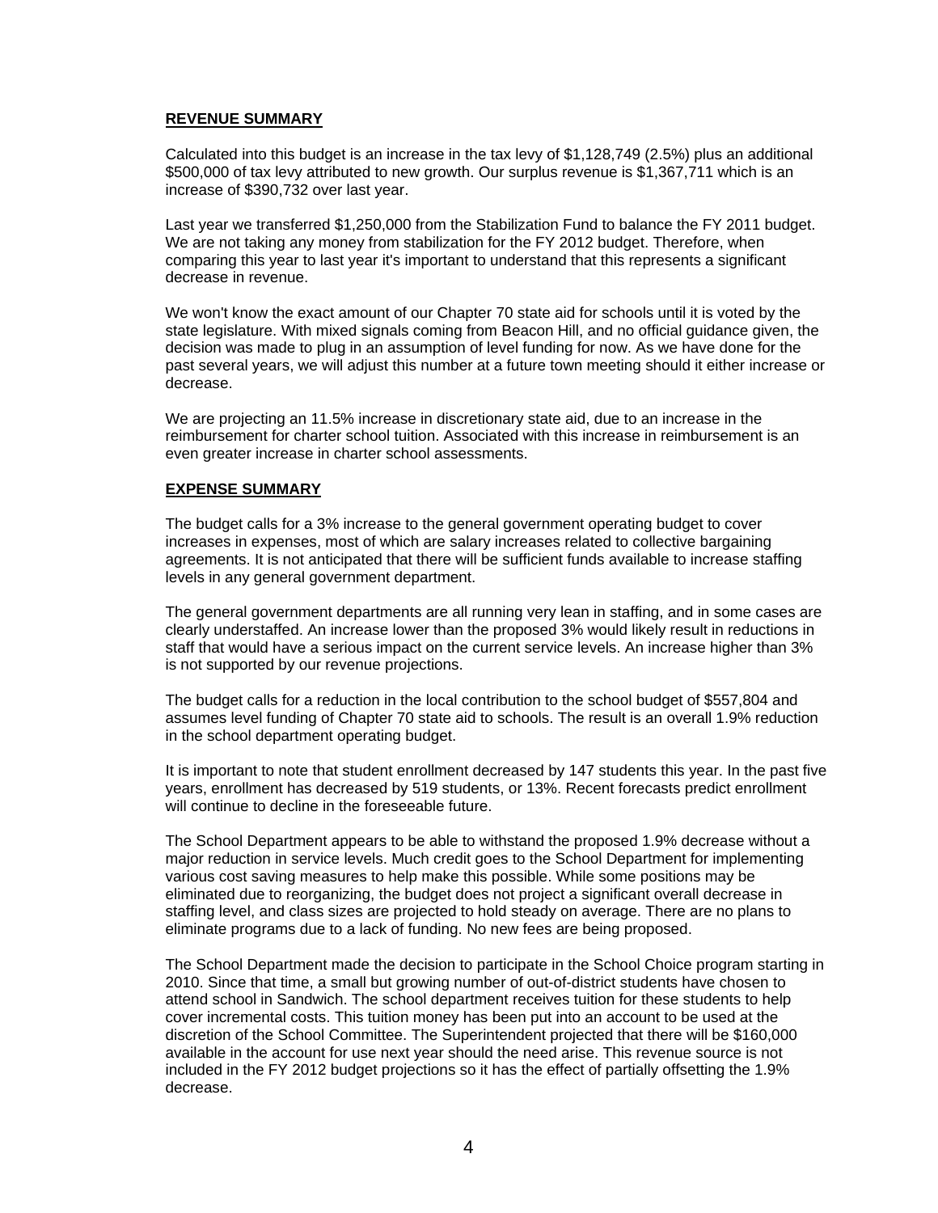## REVENUE SUMMARY

Calculated into this budget is an increase in the tax levy of $1,128,749 (2.5%) plus an additional $500,000 of tax levy attributed to new growth. Our surplus revenue is $1,367,711 which is an increase of $390,732 over last year.

Last year we transferred $1,250,000 from the Stabilization Fund to balance the FY 2011 budget. We are not taking any money from stabilization for the FY 2012 budget. Therefore, when comparing this year to last year it's important to understand that this represents a significant decrease in revenue.

We won't know the exact amount of our Chapter 70 state aid for schools until it is voted by the state legislature. With mixed signals coming from Beacon Hill, and no official guidance given, the decision was made to plug in an assumption of level funding for now. As we have done for the past several years, we will adjust this number at a future town meeting should it either increase or decrease.

We are projecting an 11.5% increase in discretionary state aid, due to an increase in the reimbursement for charter school tuition. Associated with this increase in reimbursement is an even greater increase in charter school assessments.

## EXPENSE SUMMARY

The budget calls for a 3% increase to the general government operating budget to cover increases in expenses, most of which are salary increases related to collective bargaining agreements. It is not anticipated that there will be sufficient funds available to increase staffing levels in any general government department.

The general government departments are all running very lean in staffing, and in some cases are clearly understaffed. An increase lower than the proposed 3% would likely result in reductions in staff that would have a serious impact on the current service levels. An increase higher than 3% is not supported by our revenue projections.

The budget calls for a reduction in the local contribution to the school budget of $557,804 and assumes level funding of Chapter 70 state aid to schools. The result is an overall 1.9% reduction in the school department operating budget.

It is important to note that student enrollment decreased by 147 students this year. In the past five years, enrollment has decreased by 519 students, or 13%. Recent forecasts predict enrollment will continue to decline in the foreseeable future.

The School Department appears to be able to withstand the proposed 1.9% decrease without a major reduction in service levels. Much credit goes to the School Department for implementing various cost saving measures to help make this possible. While some positions may be eliminated due to reorganizing, the budget does not project a significant overall decrease in staffing level, and class sizes are projected to hold steady on average. There are no plans to eliminate programs due to a lack of funding. No new fees are being proposed.

The School Department made the decision to participate in the School Choice program starting in 2010. Since that time, a small but growing number of out-of-district students have chosen to attend school in Sandwich. The school department receives tuition for these students to help cover incremental costs. This tuition money has been put into an account to be used at the discretion of the School Committee. The Superintendent projected that there will be $160,000 available in the account for use next year should the need arise. This revenue source is not included in the FY 2012 budget projections so it has the effect of partially offsetting the 1.9% decrease.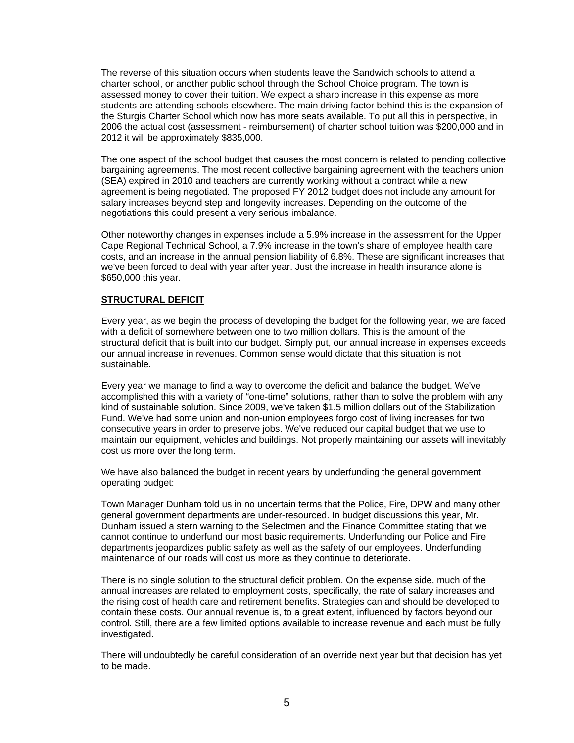The reverse of this situation occurs when students leave the Sandwich schools to attend a charter school, or another public school through the School Choice program. The town is assessed money to cover their tuition. We expect a sharp increase in this expense as more students are attending schools elsewhere. The main driving factor behind this is the expansion of the Sturgis Charter School which now has more seats available. To put all this in perspective, in 2006 the actual cost (assessment - reimbursement) of charter school tuition was $200,000 and in 2012 it will be approximately $835,000.

The one aspect of the school budget that causes the most concern is related to pending collective bargaining agreements. The most recent collective bargaining agreement with the teachers union (SEA) expired in 2010 and teachers are currently working without a contract while a new agreement is being negotiated. The proposed FY 2012 budget does not include any amount for salary increases beyond step and longevity increases. Depending on the outcome of the negotiations this could present a very serious imbalance.

Other noteworthy changes in expenses include a 5.9% increase in the assessment for the Upper Cape Regional Technical School, a 7.9% increase in the town's share of employee health care costs, and an increase in the annual pension liability of 6.8%. These are significant increases that we've been forced to deal with year after year. Just the increase in health insurance alone is $650,000 this year.

**STRUCTURAL DEFICIT**

Every year, as we begin the process of developing the budget for the following year, we are faced with a deficit of somewhere between one to two million dollars. This is the amount of the structural deficit that is built into our budget. Simply put, our annual increase in expenses exceeds our annual increase in revenues. Common sense would dictate that this situation is not sustainable.

Every year we manage to find a way to overcome the deficit and balance the budget. We've accomplished this with a variety of "one-time" solutions, rather than to solve the problem with any kind of sustainable solution. Since 2009, we've taken $1.5 million dollars out of the Stabilization Fund. We've had some union and non-union employees forgo cost of living increases for two consecutive years in order to preserve jobs. We've reduced our capital budget that we use to maintain our equipment, vehicles and buildings. Not properly maintaining our assets will inevitably cost us more over the long term.

We have also balanced the budget in recent years by underfunding the general government operating budget:

Town Manager Dunham told us in no uncertain terms that the Police, Fire, DPW and many other general government departments are under-resourced. In budget discussions this year, Mr. Dunham issued a stern warning to the Selectmen and the Finance Committee stating that we cannot continue to underfund our most basic requirements. Underfunding our Police and Fire departments jeopardizes public safety as well as the safety of our employees. Underfunding maintenance of our roads will cost us more as they continue to deteriorate.

There is no single solution to the structural deficit problem. On the expense side, much of the annual increases are related to employment costs, specifically, the rate of salary increases and the rising cost of health care and retirement benefits. Strategies can and should be developed to contain these costs. Our annual revenue is, to a great extent, influenced by factors beyond our control. Still, there are a few limited options available to increase revenue and each must be fully investigated.

There will undoubtedly be careful consideration of an override next year but that decision has yet to be made.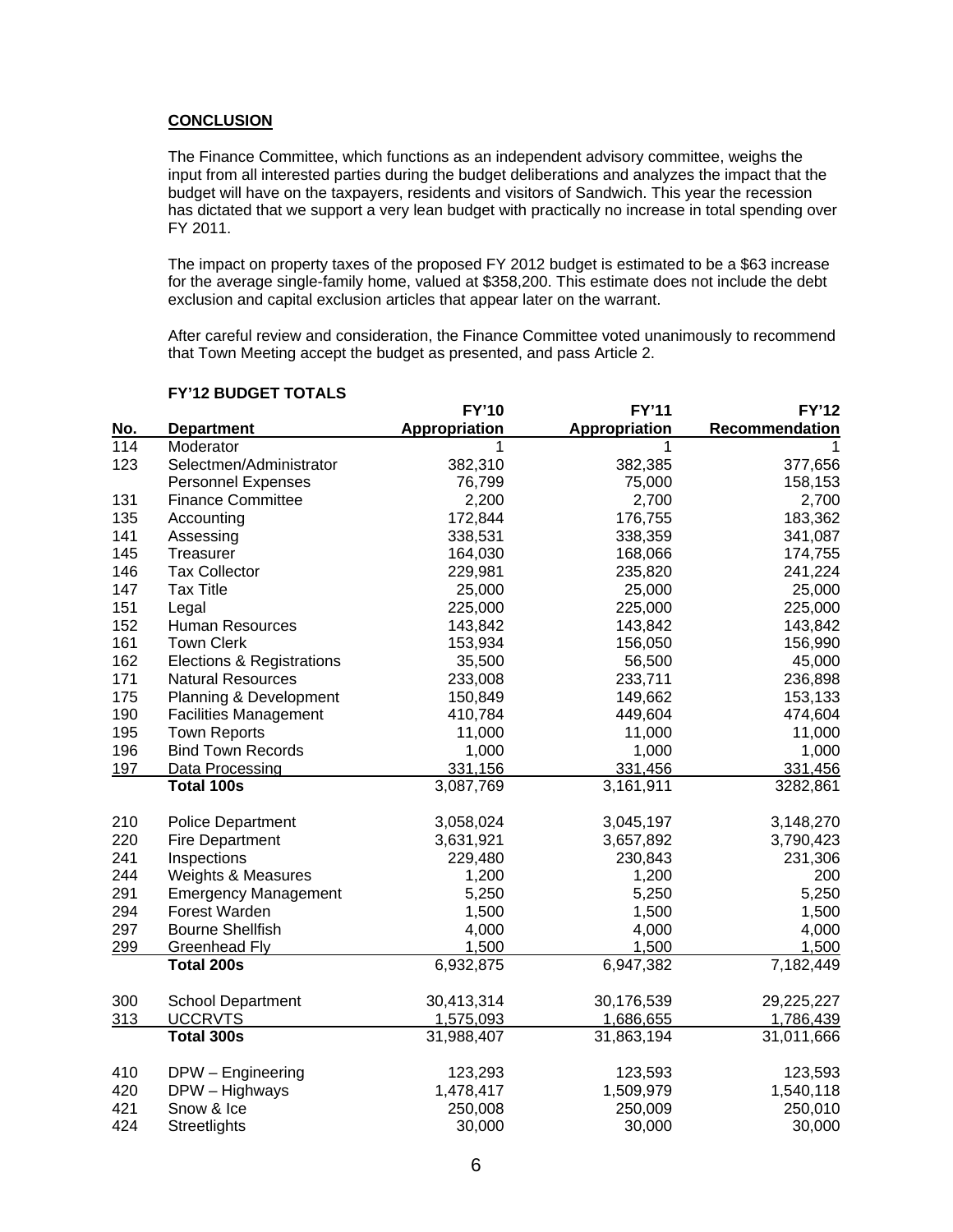## CONCLUSION

The Finance Committee, which functions as an independent advisory committee, weighs the input from all interested parties during the budget deliberations and analyzes the impact that the budget will have on the taxpayers, residents and visitors of Sandwich. This year the recession has dictated that we support a very lean budget with practically no increase in total spending over FY 2011.

The impact on property taxes of the proposed FY 2012 budget is estimated to be a $63 increase for the average single-family home, valued at $358,200. This estimate does not include the debt exclusion and capital exclusion articles that appear later on the warrant.

After careful review and consideration, the Finance Committee voted unanimously to recommend that Town Meeting accept the budget as presented, and pass Article 2.

### FY'12 BUDGET TOTALS

| No. | Department | FY'10 Appropriation | FY'11 Appropriation | FY'12 Recommendation |
|---|---|---|---|---|
| 114 | Moderator | 1 | 1 | 1 |
| 123 | Selectmen/Administrator | 382,310 | 382,385 | 377,656 |
| | Personnel Expenses | 76,799 | 75,000 | 158,153 |
| 131 | Finance Committee | 2,200 | 2,700 | 2,700 |
| 135 | Accounting | 172,844 | 176,755 | 183,362 |
| 141 | Assessing | 338,531 | 338,359 | 341,087 |
| 145 | Treasurer | 164,030 | 168,066 | 174,755 |
| 146 | Tax Collector | 229,981 | 235,820 | 241,224 |
| 147 | Tax Title | 25,000 | 25,000 | 25,000 |
| 151 | Legal | 225,000 | 225,000 | 225,000 |
| 152 | Human Resources | 143,842 | 143,842 | 143,842 |
| 161 | Town Clerk | 153,934 | 156,050 | 156,990 |
| 162 | Elections & Registrations | 35,500 | 56,500 | 45,000 |
| 171 | Natural Resources | 233,008 | 233,711 | 236,898 |
| 175 | Planning & Development | 150,849 | 149,662 | 153,133 |
| 190 | Facilities Management | 410,784 | 449,604 | 474,604 |
| 195 | Town Reports | 11,000 | 11,000 | 11,000 |
| 196 | Bind Town Records | 1,000 | 1,000 | 1,000 |
| 197 | Data Processing | 331,156 | 331,456 | 331,456 |
| | **Total 100s** | 3,087,769 | 3,161,911 | 3282,861 |
| 210 | Police Department | 3,058,024 | 3,045,197 | 3,148,270 |
| 220 | Fire Department | 3,631,921 | 3,657,892 | 3,790,423 |
| 241 | Inspections | 229,480 | 230,843 | 231,306 |
| 244 | Weights & Measures | 1,200 | 1,200 | 200 |
| 291 | Emergency Management | 5,250 | 5,250 | 5,250 |
| 294 | Forest Warden | 1,500 | 1,500 | 1,500 |
| 297 | Bourne Shellfish | 4,000 | 4,000 | 4,000 |
| 299 | Greenhead Fly | 1,500 | 1,500 | 1,500 |
| | **Total 200s** | 6,932,875 | 6,947,382 | 7,182,449 |
| 300 | School Department | 30,413,314 | 30,176,539 | 29,225,227 |
| 313 | UCCRVTS | 1,575,093 | 1,686,655 | 1,786,439 |
| | **Total 300s** | 31,988,407 | 31,863,194 | 31,011,666 |
| 410 | DPW – Engineering | 123,293 | 123,593 | 123,593 |
| 420 | DPW – Highways | 1,478,417 | 1,509,979 | 1,540,118 |
| 421 | Snow & Ice | 250,008 | 250,009 | 250,010 |
| 424 | Streetlights | 30,000 | 30,000 | 30,000 |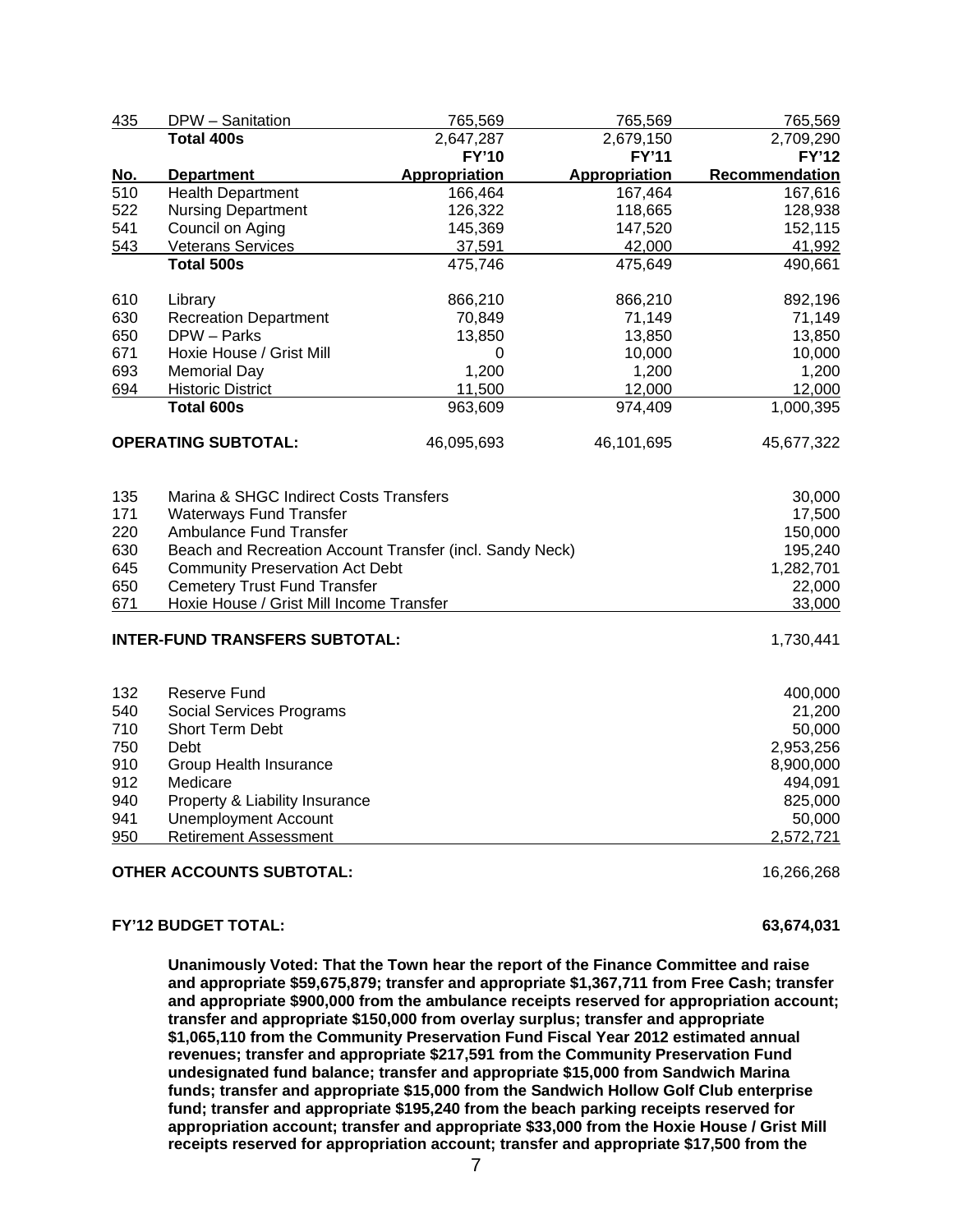| No. | Department | FY'10 Appropriation | FY'11 Appropriation | FY'12 Recommendation |
|---|---|---|---|---|
| 435 | DPW – Sanitation | 765,569 | 765,569 | 765,569 |
| | **Total 400s** | 2,647,287 | 2,679,150 | 2,709,290 |

| No. | Department | FY'10 Appropriation | FY'11 Appropriation | FY'12 Recommendation |
|---|---|---|---|---|
| 510 | Health Department | 166,464 | 167,464 | 167,616 |
| 522 | Nursing Department | 126,322 | 118,665 | 128,938 |
| 541 | Council on Aging | 145,369 | 147,520 | 152,115 |
| 543 | Veterans Services | 37,591 | 42,000 | 41,992 |
| | **Total 500s** | 475,746 | 475,649 | 490,661 |
| | | | | |
| 610 | Library | 866,210 | 866,210 | 892,196 |
| 630 | Recreation Department | 70,849 | 71,149 | 71,149 |
| 650 | DPW – Parks | 13,850 | 13,850 | 13,850 |
| 671 | Hoxie House / Grist Mill | 0 | 10,000 | 10,000 |
| 693 | Memorial Day | 1,200 | 1,200 | 1,200 |
| 694 | Historic District | 11,500 | 12,000 | 12,000 |
| | **Total 600s** | 963,609 | 974,409 | 1,000,395 |
| | | | | |
| | **OPERATING SUBTOTAL:** | 46,095,693 | 46,101,695 | 45,677,322 |

| No. | Account | Amount |
|---|---|---|
| 135 | Marina & SHGC Indirect Costs Transfers | 30,000 |
| 171 | Waterways Fund Transfer | 17,500 |
| 220 | Ambulance Fund Transfer | 150,000 |
| 630 | Beach and Recreation Account Transfer (incl. Sandy Neck) | 195,240 |
| 645 | Community Preservation Act Debt | 1,282,701 |
| 650 | Cemetery Trust Fund Transfer | 22,000 |
| 671 | Hoxie House / Grist Mill Income Transfer | 33,000 |
| | **INTER-FUND TRANSFERS SUBTOTAL:** | 1,730,441 |
| | | |
| 132 | Reserve Fund | 400,000 |
| 540 | Social Services Programs | 21,200 |
| 710 | Short Term Debt | 50,000 |
| 750 | Debt | 2,953,256 |
| 910 | Group Health Insurance | 8,900,000 |
| 912 | Medicare | 494,091 |
| 940 | Property & Liability Insurance | 825,000 |
| 941 | Unemployment Account | 50,000 |
| 950 | Retirement Assessment | 2,572,721 |
| | **OTHER ACCOUNTS SUBTOTAL:** | 16,266,268 |
| | | |
| | **FY'12 BUDGET TOTAL:** | **63,674,031** |

**Unanimously Voted: That the Town hear the report of the Finance Committee and raise and appropriate $59,675,879; transfer and appropriate $1,367,711 from Free Cash; transfer and appropriate $900,000 from the ambulance receipts reserved for appropriation account; transfer and appropriate $150,000 from overlay surplus; transfer and appropriate $1,065,110 from the Community Preservation Fund Fiscal Year 2012 estimated annual revenues; transfer and appropriate $217,591 from the Community Preservation Fund undesignated fund balance; transfer and appropriate $15,000 from Sandwich Marina funds; transfer and appropriate $15,000 from the Sandwich Hollow Golf Club enterprise fund; transfer and appropriate $195,240 from the beach parking receipts reserved for appropriation account; transfer and appropriate $33,000 from the Hoxie House / Grist Mill receipts reserved for appropriation account; transfer and appropriate $17,500 from the**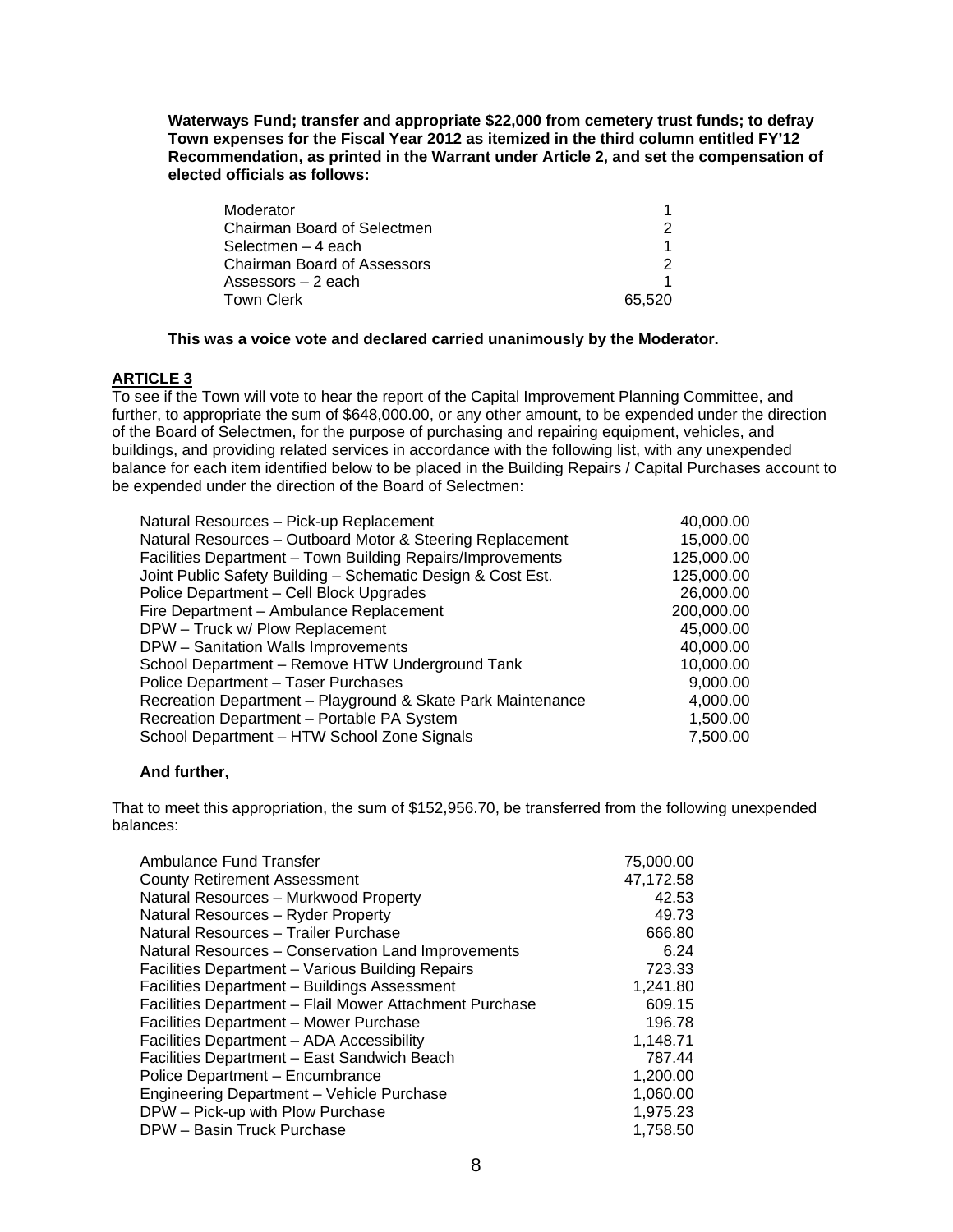**Waterways Fund; transfer and appropriate $22,000 from cemetery trust funds; to defray Town expenses for the Fiscal Year 2012 as itemized in the third column entitled FY'12 Recommendation, as printed in the Warrant under Article 2, and set the compensation of elected officials as follows:**

| | |
|---|---|
| Moderator | 1 |
| Chairman Board of Selectmen | 2 |
| Selectmen – 4 each | 1 |
| Chairman Board of Assessors | 2 |
| Assessors – 2 each | 1 |
| Town Clerk | 65,520 |

**This was a voice vote and declared carried unanimously by the Moderator.**

**ARTICLE 3**

To see if the Town will vote to hear the report of the Capital Improvement Planning Committee, and further, to appropriate the sum of $648,000.00, or any other amount, to be expended under the direction of the Board of Selectmen, for the purpose of purchasing and repairing equipment, vehicles, and buildings, and providing related services in accordance with the following list, with any unexpended balance for each item identified below to be placed in the Building Repairs / Capital Purchases account to be expended under the direction of the Board of Selectmen:

| | |
|---|---|
| Natural Resources – Pick-up Replacement | 40,000.00 |
| Natural Resources – Outboard Motor & Steering Replacement | 15,000.00 |
| Facilities Department – Town Building Repairs/Improvements | 125,000.00 |
| Joint Public Safety Building – Schematic Design & Cost Est. | 125,000.00 |
| Police Department – Cell Block Upgrades | 26,000.00 |
| Fire Department – Ambulance Replacement | 200,000.00 |
| DPW – Truck w/ Plow Replacement | 45,000.00 |
| DPW – Sanitation Walls Improvements | 40,000.00 |
| School Department – Remove HTW Underground Tank | 10,000.00 |
| Police Department – Taser Purchases | 9,000.00 |
| Recreation Department – Playground & Skate Park Maintenance | 4,000.00 |
| Recreation Department – Portable PA System | 1,500.00 |
| School Department – HTW School Zone Signals | 7,500.00 |

**And further,**

That to meet this appropriation, the sum of $152,956.70, be transferred from the following unexpended balances:

| | |
|---|---|
| Ambulance Fund Transfer | 75,000.00 |
| County Retirement Assessment | 47,172.58 |
| Natural Resources – Murkwood Property | 42.53 |
| Natural Resources – Ryder Property | 49.73 |
| Natural Resources – Trailer Purchase | 666.80 |
| Natural Resources – Conservation Land Improvements | 6.24 |
| Facilities Department – Various Building Repairs | 723.33 |
| Facilities Department – Buildings Assessment | 1,241.80 |
| Facilities Department – Flail Mower Attachment Purchase | 609.15 |
| Facilities Department – Mower Purchase | 196.78 |
| Facilities Department – ADA Accessibility | 1,148.71 |
| Facilities Department – East Sandwich Beach | 787.44 |
| Police Department – Encumbrance | 1,200.00 |
| Engineering Department – Vehicle Purchase | 1,060.00 |
| DPW – Pick-up with Plow Purchase | 1,975.23 |
| DPW – Basin Truck Purchase | 1,758.50 |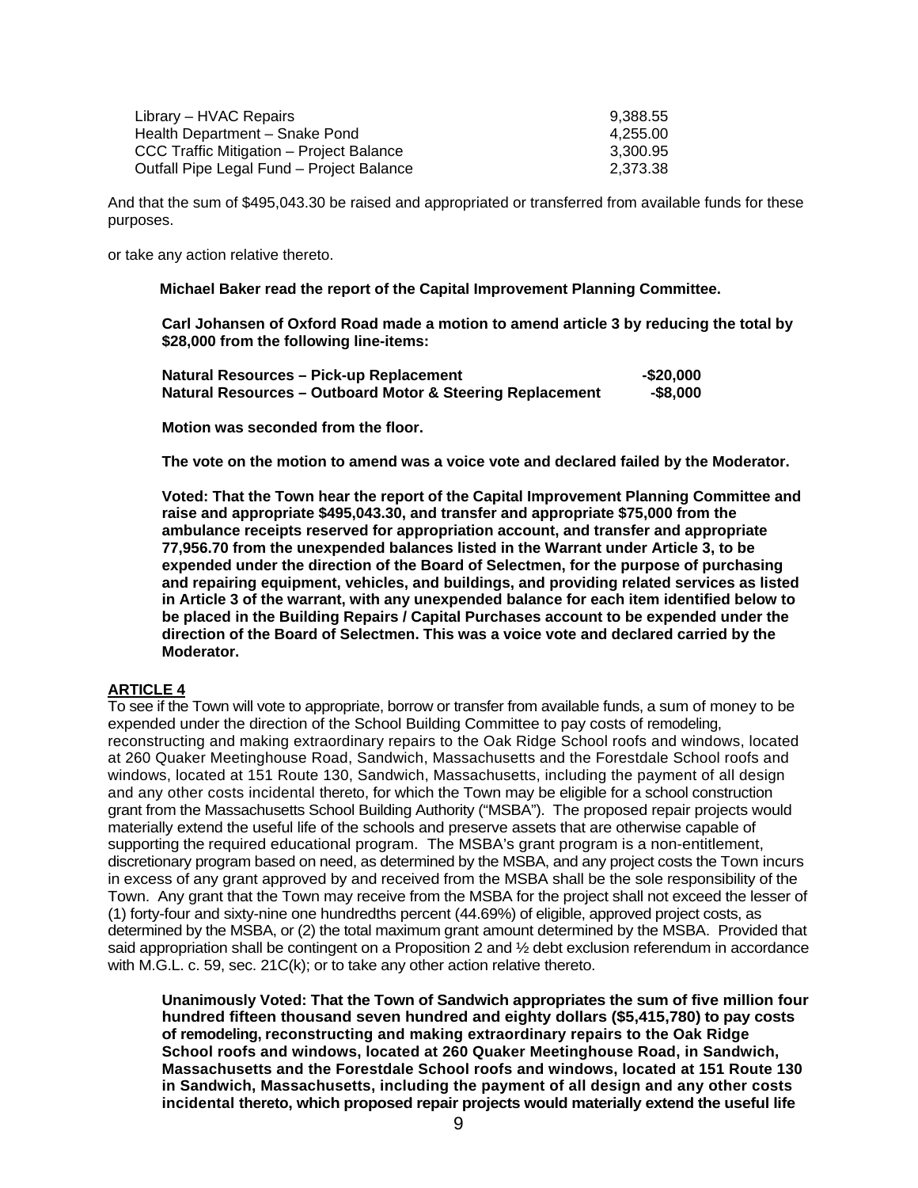| | |
|---|---|
| Library – HVAC Repairs | 9,388.55 |
| Health Department – Snake Pond | 4,255.00 |
| CCC Traffic Mitigation – Project Balance | 3,300.95 |
| Outfall Pipe Legal Fund – Project Balance | 2,373.38 |

And that the sum of $495,043.30 be raised and appropriated or transferred from available funds for these purposes.

or take any action relative thereto.

**Michael Baker read the report of the Capital Improvement Planning Committee.**

**Carl Johansen of Oxford Road made a motion to amend article 3 by reducing the total by $28,000 from the following line-items:**

| | |
|---|---|
| **Natural Resources – Pick-up Replacement** | **-$20,000** |
| **Natural Resources – Outboard Motor & Steering Replacement** | **-$8,000** |

**Motion was seconded from the floor.**

**The vote on the motion to amend was a voice vote and declared failed by the Moderator.**

**Voted: That the Town hear the report of the Capital Improvement Planning Committee and raise and appropriate $495,043.30, and transfer and appropriate $75,000 from the ambulance receipts reserved for appropriation account, and transfer and appropriate 77,956.70 from the unexpended balances listed in the Warrant under Article 3, to be expended under the direction of the Board of Selectmen, for the purpose of purchasing and repairing equipment, vehicles, and buildings, and providing related services as listed in Article 3 of the warrant, with any unexpended balance for each item identified below to be placed in the Building Repairs / Capital Purchases account to be expended under the direction of the Board of Selectmen. This was a voice vote and declared carried by the Moderator.**

## ARTICLE 4

To see if the Town will vote to appropriate, borrow or transfer from available funds, a sum of money to be expended under the direction of the School Building Committee to pay costs of remodeling, reconstructing and making extraordinary repairs to the Oak Ridge School roofs and windows, located at 260 Quaker Meetinghouse Road, Sandwich, Massachusetts and the Forestdale School roofs and windows, located at 151 Route 130, Sandwich, Massachusetts, including the payment of all design and any other costs incidental thereto, for which the Town may be eligible for a school construction grant from the Massachusetts School Building Authority ("MSBA"). The proposed repair projects would materially extend the useful life of the schools and preserve assets that are otherwise capable of supporting the required educational program. The MSBA's grant program is a non-entitlement, discretionary program based on need, as determined by the MSBA, and any project costs the Town incurs in excess of any grant approved by and received from the MSBA shall be the sole responsibility of the Town. Any grant that the Town may receive from the MSBA for the project shall not exceed the lesser of (1) forty-four and sixty-nine one hundredths percent (44.69%) of eligible, approved project costs, as determined by the MSBA, or (2) the total maximum grant amount determined by the MSBA. Provided that said appropriation shall be contingent on a Proposition 2 and ½ debt exclusion referendum in accordance with M.G.L. c. 59, sec. 21C(k); or to take any other action relative thereto.

**Unanimously Voted: That the Town of Sandwich appropriates the sum of five million four hundred fifteen thousand seven hundred and eighty dollars ($5,415,780) to pay costs of remodeling, reconstructing and making extraordinary repairs to the Oak Ridge School roofs and windows, located at 260 Quaker Meetinghouse Road, in Sandwich, Massachusetts and the Forestdale School roofs and windows, located at 151 Route 130 in Sandwich, Massachusetts, including the payment of all design and any other costs incidental thereto, which proposed repair projects would materially extend the useful life**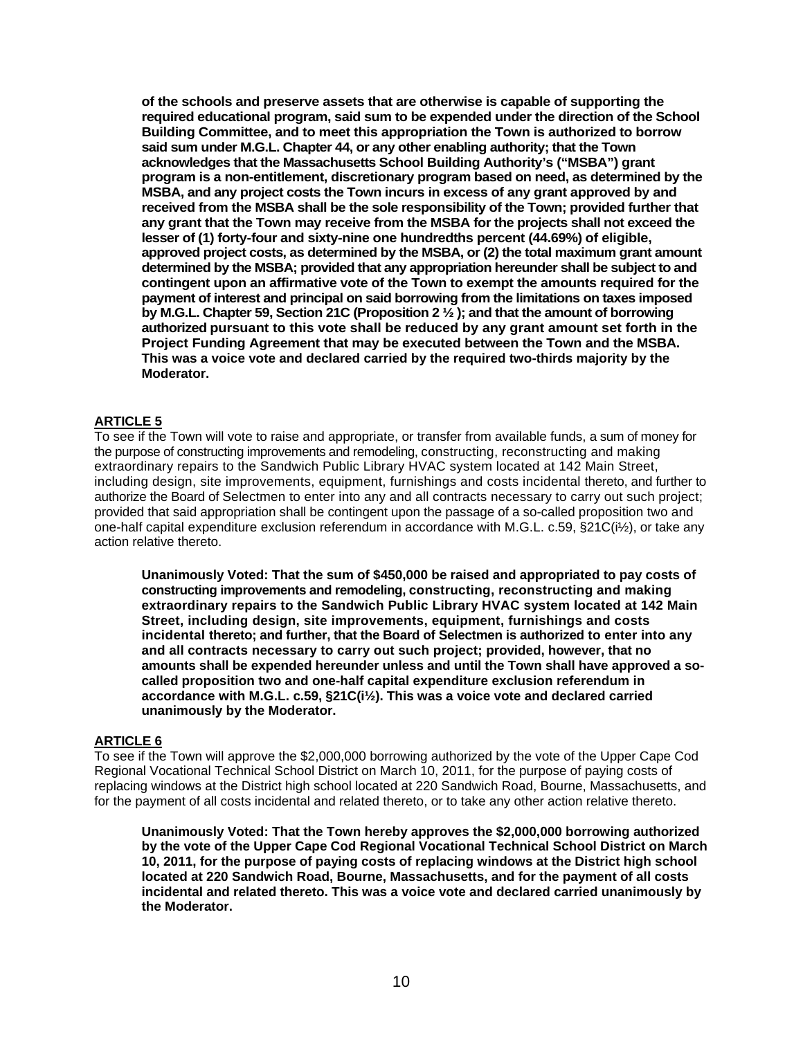**of the schools and preserve assets that are otherwise is capable of supporting the required educational program, said sum to be expended under the direction of the School Building Committee, and to meet this appropriation the Town is authorized to borrow said sum under M.G.L. Chapter 44, or any other enabling authority; that the Town acknowledges that the Massachusetts School Building Authority's ("MSBA") grant program is a non-entitlement, discretionary program based on need, as determined by the MSBA, and any project costs the Town incurs in excess of any grant approved by and received from the MSBA shall be the sole responsibility of the Town; provided further that any grant that the Town may receive from the MSBA for the projects shall not exceed the lesser of (1) forty-four and sixty-nine one hundredths percent (44.69%) of eligible, approved project costs, as determined by the MSBA, or (2) the total maximum grant amount determined by the MSBA; provided that any appropriation hereunder shall be subject to and contingent upon an affirmative vote of the Town to exempt the amounts required for the payment of interest and principal on said borrowing from the limitations on taxes imposed by M.G.L. Chapter 59, Section 21C (Proposition 2 ½ ); and that the amount of borrowing authorized pursuant to this vote shall be reduced by any grant amount set forth in the Project Funding Agreement that may be executed between the Town and the MSBA. This was a voice vote and declared carried by the required two-thirds majority by the Moderator.**

## ARTICLE 5

To see if the Town will vote to raise and appropriate, or transfer from available funds, a sum of money for the purpose of constructing improvements and remodeling, constructing, reconstructing and making extraordinary repairs to the Sandwich Public Library HVAC system located at 142 Main Street, including design, site improvements, equipment, furnishings and costs incidental thereto, and further to authorize the Board of Selectmen to enter into any and all contracts necessary to carry out such project; provided that said appropriation shall be contingent upon the passage of a so-called proposition two and one-half capital expenditure exclusion referendum in accordance with M.G.L. c.59, §21C(i½), or take any action relative thereto.

**Unanimously Voted: That the sum of $450,000 be raised and appropriated to pay costs of constructing improvements and remodeling, constructing, reconstructing and making extraordinary repairs to the Sandwich Public Library HVAC system located at 142 Main Street, including design, site improvements, equipment, furnishings and costs incidental thereto; and further, that the Board of Selectmen is authorized to enter into any and all contracts necessary to carry out such project; provided, however, that no amounts shall be expended hereunder unless and until the Town shall have approved a so-called proposition two and one-half capital expenditure exclusion referendum in accordance with M.G.L. c.59, §21C(i½). This was a voice vote and declared carried unanimously by the Moderator.**

## ARTICLE 6

To see if the Town will approve the $2,000,000 borrowing authorized by the vote of the Upper Cape Cod Regional Vocational Technical School District on March 10, 2011, for the purpose of paying costs of replacing windows at the District high school located at 220 Sandwich Road, Bourne, Massachusetts, and for the payment of all costs incidental and related thereto, or to take any other action relative thereto.

**Unanimously Voted: That the Town hereby approves the $2,000,000 borrowing authorized by the vote of the Upper Cape Cod Regional Vocational Technical School District on March 10, 2011, for the purpose of paying costs of replacing windows at the District high school located at 220 Sandwich Road, Bourne, Massachusetts, and for the payment of all costs incidental and related thereto. This was a voice vote and declared carried unanimously by the Moderator.**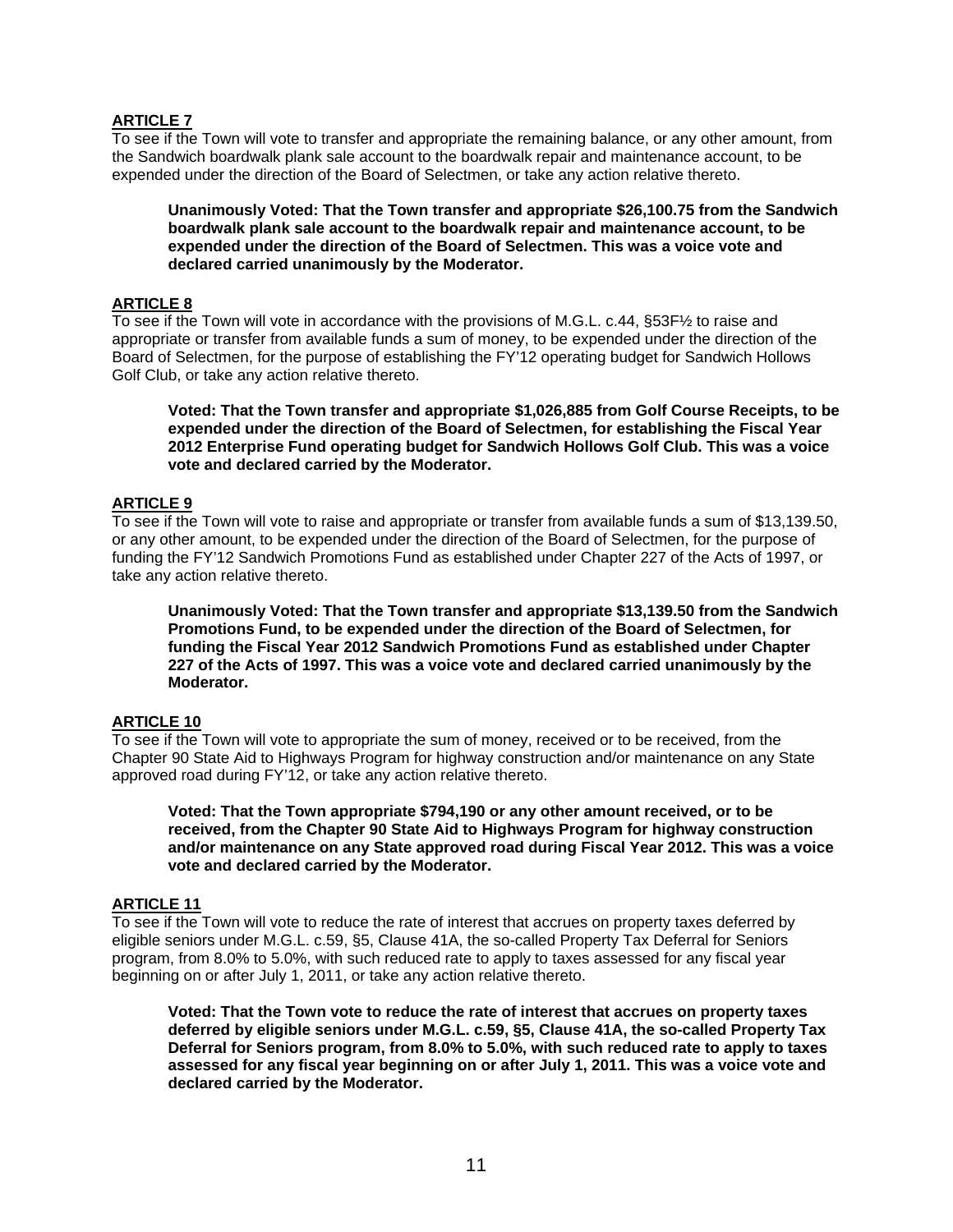**ARTICLE 7**

To see if the Town will vote to transfer and appropriate the remaining balance, or any other amount, from the Sandwich boardwalk plank sale account to the boardwalk repair and maintenance account, to be expended under the direction of the Board of Selectmen, or take any action relative thereto.

> **Unanimously Voted: That the Town transfer and appropriate $26,100.75 from the Sandwich boardwalk plank sale account to the boardwalk repair and maintenance account, to be expended under the direction of the Board of Selectmen. This was a voice vote and declared carried unanimously by the Moderator.**

**ARTICLE 8**

To see if the Town will vote in accordance with the provisions of M.G.L. c.44, §53F½ to raise and appropriate or transfer from available funds a sum of money, to be expended under the direction of the Board of Selectmen, for the purpose of establishing the FY'12 operating budget for Sandwich Hollows Golf Club, or take any action relative thereto.

> **Voted: That the Town transfer and appropriate $1,026,885 from Golf Course Receipts, to be expended under the direction of the Board of Selectmen, for establishing the Fiscal Year 2012 Enterprise Fund operating budget for Sandwich Hollows Golf Club. This was a voice vote and declared carried by the Moderator.**

**ARTICLE 9**

To see if the Town will vote to raise and appropriate or transfer from available funds a sum of $13,139.50, or any other amount, to be expended under the direction of the Board of Selectmen, for the purpose of funding the FY'12 Sandwich Promotions Fund as established under Chapter 227 of the Acts of 1997, or take any action relative thereto.

> **Unanimously Voted: That the Town transfer and appropriate $13,139.50 from the Sandwich Promotions Fund, to be expended under the direction of the Board of Selectmen, for funding the Fiscal Year 2012 Sandwich Promotions Fund as established under Chapter 227 of the Acts of 1997. This was a voice vote and declared carried unanimously by the Moderator.**

**ARTICLE 10**

To see if the Town will vote to appropriate the sum of money, received or to be received, from the Chapter 90 State Aid to Highways Program for highway construction and/or maintenance on any State approved road during FY'12, or take any action relative thereto.

> **Voted: That the Town appropriate $794,190 or any other amount received, or to be received, from the Chapter 90 State Aid to Highways Program for highway construction and/or maintenance on any State approved road during Fiscal Year 2012. This was a voice vote and declared carried by the Moderator.**

**ARTICLE 11**

To see if the Town will vote to reduce the rate of interest that accrues on property taxes deferred by eligible seniors under M.G.L. c.59, §5, Clause 41A, the so-called Property Tax Deferral for Seniors program, from 8.0% to 5.0%, with such reduced rate to apply to taxes assessed for any fiscal year beginning on or after July 1, 2011, or take any action relative thereto.

> **Voted: That the Town vote to reduce the rate of interest that accrues on property taxes deferred by eligible seniors under M.G.L. c.59, §5, Clause 41A, the so-called Property Tax Deferral for Seniors program, from 8.0% to 5.0%, with such reduced rate to apply to taxes assessed for any fiscal year beginning on or after July 1, 2011. This was a voice vote and declared carried by the Moderator.**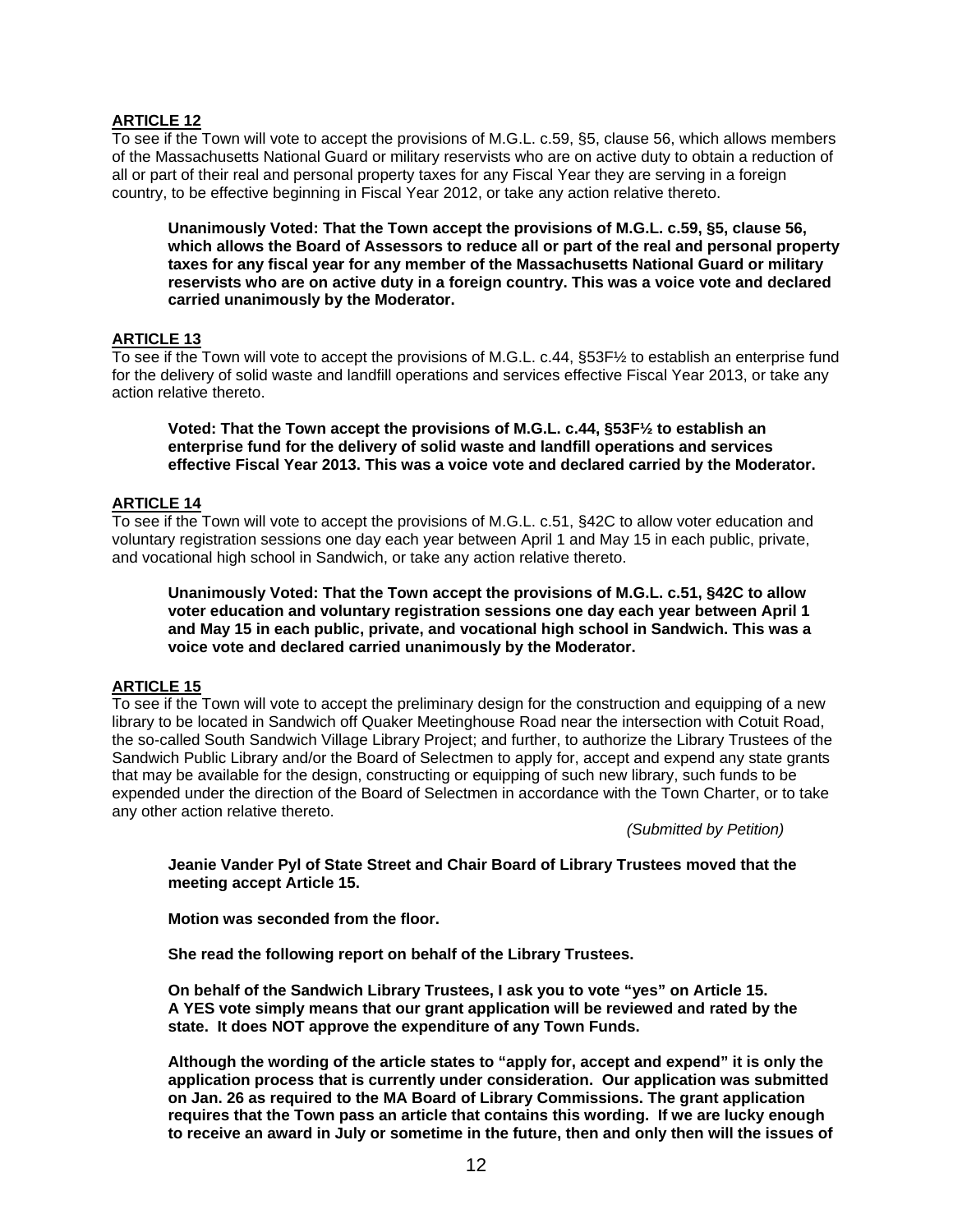**ARTICLE 12**

To see if the Town will vote to accept the provisions of M.G.L. c.59, §5, clause 56, which allows members of the Massachusetts National Guard or military reservists who are on active duty to obtain a reduction of all or part of their real and personal property taxes for any Fiscal Year they are serving in a foreign country, to be effective beginning in Fiscal Year 2012, or take any action relative thereto.

> **Unanimously Voted: That the Town accept the provisions of M.G.L. c.59, §5, clause 56, which allows the Board of Assessors to reduce all or part of the real and personal property taxes for any fiscal year for any member of the Massachusetts National Guard or military reservists who are on active duty in a foreign country. This was a voice vote and declared carried unanimously by the Moderator.**

**ARTICLE 13**

To see if the Town will vote to accept the provisions of M.G.L. c.44, §53F½ to establish an enterprise fund for the delivery of solid waste and landfill operations and services effective Fiscal Year 2013, or take any action relative thereto.

> **Voted: That the Town accept the provisions of M.G.L. c.44, §53F½ to establish an enterprise fund for the delivery of solid waste and landfill operations and services effective Fiscal Year 2013. This was a voice vote and declared carried by the Moderator.**

**ARTICLE 14**

To see if the Town will vote to accept the provisions of M.G.L. c.51, §42C to allow voter education and voluntary registration sessions one day each year between April 1 and May 15 in each public, private, and vocational high school in Sandwich, or take any action relative thereto.

> **Unanimously Voted: That the Town accept the provisions of M.G.L. c.51, §42C to allow voter education and voluntary registration sessions one day each year between April 1 and May 15 in each public, private, and vocational high school in Sandwich. This was a voice vote and declared carried unanimously by the Moderator.**

**ARTICLE 15**

To see if the Town will vote to accept the preliminary design for the construction and equipping of a new library to be located in Sandwich off Quaker Meetinghouse Road near the intersection with Cotuit Road, the so-called South Sandwich Village Library Project; and further, to authorize the Library Trustees of the Sandwich Public Library and/or the Board of Selectmen to apply for, accept and expend any state grants that may be available for the design, constructing or equipping of such new library, such funds to be expended under the direction of the Board of Selectmen in accordance with the Town Charter, or to take any other action relative thereto.

*(Submitted by Petition)*

> **Jeanie Vander Pyl of State Street and Chair Board of Library Trustees moved that the meeting accept Article 15.**
>
> **Motion was seconded from the floor.**
>
> **She read the following report on behalf of the Library Trustees.**
>
> **On behalf of the Sandwich Library Trustees, I ask you to vote "yes" on Article 15. A YES vote simply means that our grant application will be reviewed and rated by the state. It does NOT approve the expenditure of any Town Funds.**
>
> **Although the wording of the article states to "apply for, accept and expend" it is only the application process that is currently under consideration. Our application was submitted on Jan. 26 as required to the MA Board of Library Commissions. The grant application requires that the Town pass an article that contains this wording. If we are lucky enough to receive an award in July or sometime in the future, then and only then will the issues of**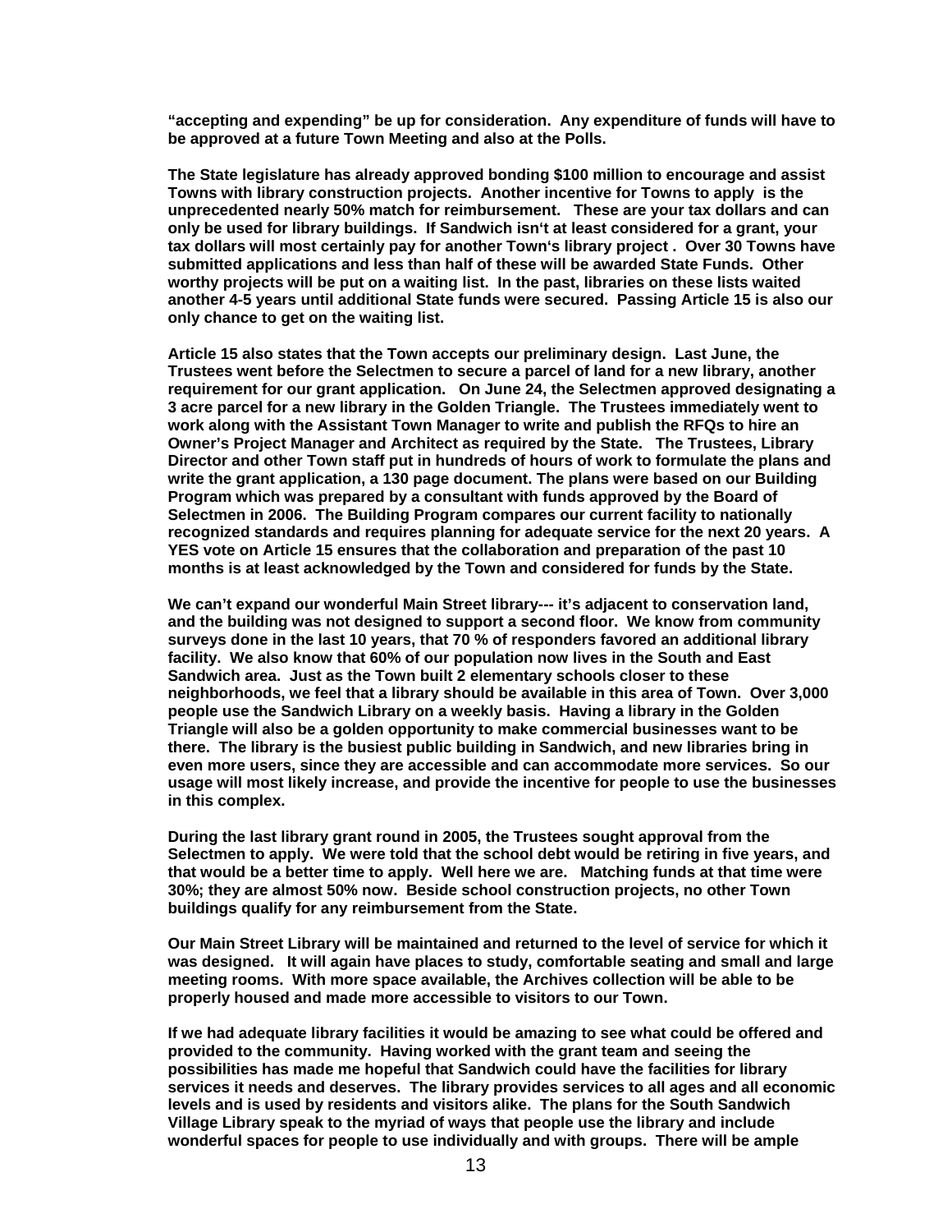**"accepting and expending" be up for consideration. Any expenditure of funds will have to be approved at a future Town Meeting and also at the Polls.**

**The State legislature has already approved bonding $100 million to encourage and assist Towns with library construction projects. Another incentive for Towns to apply is the unprecedented nearly 50% match for reimbursement. These are your tax dollars and can only be used for library buildings. If Sandwich isn't at least considered for a grant, your tax dollars will most certainly pay for another Town's library project . Over 30 Towns have submitted applications and less than half of these will be awarded State Funds. Other worthy projects will be put on a waiting list. In the past, libraries on these lists waited another 4-5 years until additional State funds were secured. Passing Article 15 is also our only chance to get on the waiting list.**

**Article 15 also states that the Town accepts our preliminary design. Last June, the Trustees went before the Selectmen to secure a parcel of land for a new library, another requirement for our grant application. On June 24, the Selectmen approved designating a 3 acre parcel for a new library in the Golden Triangle. The Trustees immediately went to work along with the Assistant Town Manager to write and publish the RFQs to hire an Owner's Project Manager and Architect as required by the State. The Trustees, Library Director and other Town staff put in hundreds of hours of work to formulate the plans and write the grant application, a 130 page document. The plans were based on our Building Program which was prepared by a consultant with funds approved by the Board of Selectmen in 2006. The Building Program compares our current facility to nationally recognized standards and requires planning for adequate service for the next 20 years. A YES vote on Article 15 ensures that the collaboration and preparation of the past 10 months is at least acknowledged by the Town and considered for funds by the State.**

**We can't expand our wonderful Main Street library--- it's adjacent to conservation land, and the building was not designed to support a second floor. We know from community surveys done in the last 10 years, that 70 % of responders favored an additional library facility. We also know that 60% of our population now lives in the South and East Sandwich area. Just as the Town built 2 elementary schools closer to these neighborhoods, we feel that a library should be available in this area of Town. Over 3,000 people use the Sandwich Library on a weekly basis. Having a library in the Golden Triangle will also be a golden opportunity to make commercial businesses want to be there. The library is the busiest public building in Sandwich, and new libraries bring in even more users, since they are accessible and can accommodate more services. So our usage will most likely increase, and provide the incentive for people to use the businesses in this complex.**

**During the last library grant round in 2005, the Trustees sought approval from the Selectmen to apply. We were told that the school debt would be retiring in five years, and that would be a better time to apply. Well here we are. Matching funds at that time were 30%; they are almost 50% now. Beside school construction projects, no other Town buildings qualify for any reimbursement from the State.**

**Our Main Street Library will be maintained and returned to the level of service for which it was designed. It will again have places to study, comfortable seating and small and large meeting rooms. With more space available, the Archives collection will be able to be properly housed and made more accessible to visitors to our Town.**

**If we had adequate library facilities it would be amazing to see what could be offered and provided to the community. Having worked with the grant team and seeing the possibilities has made me hopeful that Sandwich could have the facilities for library services it needs and deserves. The library provides services to all ages and all economic levels and is used by residents and visitors alike. The plans for the South Sandwich Village Library speak to the myriad of ways that people use the library and include wonderful spaces for people to use individually and with groups. There will be ample**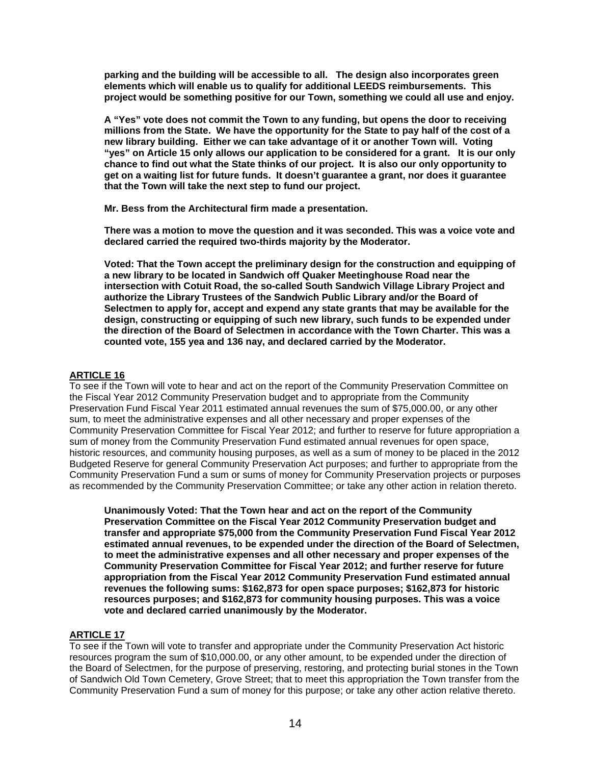**parking and the building will be accessible to all. The design also incorporates green elements which will enable us to qualify for additional LEEDS reimbursements. This project would be something positive for our Town, something we could all use and enjoy.**

**A "Yes" vote does not commit the Town to any funding, but opens the door to receiving millions from the State. We have the opportunity for the State to pay half of the cost of a new library building. Either we can take advantage of it or another Town will. Voting "yes" on Article 15 only allows our application to be considered for a grant. It is our only chance to find out what the State thinks of our project. It is also our only opportunity to get on a waiting list for future funds. It doesn't guarantee a grant, nor does it guarantee that the Town will take the next step to fund our project.**

**Mr. Bess from the Architectural firm made a presentation.**

**There was a motion to move the question and it was seconded. This was a voice vote and declared carried the required two-thirds majority by the Moderator.**

**Voted: That the Town accept the preliminary design for the construction and equipping of a new library to be located in Sandwich off Quaker Meetinghouse Road near the intersection with Cotuit Road, the so-called South Sandwich Village Library Project and authorize the Library Trustees of the Sandwich Public Library and/or the Board of Selectmen to apply for, accept and expend any state grants that may be available for the design, constructing or equipping of such new library, such funds to be expended under the direction of the Board of Selectmen in accordance with the Town Charter. This was a counted vote, 155 yea and 136 nay, and declared carried by the Moderator.**

## ARTICLE 16

To see if the Town will vote to hear and act on the report of the Community Preservation Committee on the Fiscal Year 2012 Community Preservation budget and to appropriate from the Community Preservation Fund Fiscal Year 2011 estimated annual revenues the sum of $75,000.00, or any other sum, to meet the administrative expenses and all other necessary and proper expenses of the Community Preservation Committee for Fiscal Year 2012; and further to reserve for future appropriation a sum of money from the Community Preservation Fund estimated annual revenues for open space, historic resources, and community housing purposes, as well as a sum of money to be placed in the 2012 Budgeted Reserve for general Community Preservation Act purposes; and further to appropriate from the Community Preservation Fund a sum or sums of money for Community Preservation projects or purposes as recommended by the Community Preservation Committee; or take any other action in relation thereto.

**Unanimously Voted: That the Town hear and act on the report of the Community Preservation Committee on the Fiscal Year 2012 Community Preservation budget and transfer and appropriate $75,000 from the Community Preservation Fund Fiscal Year 2012 estimated annual revenues, to be expended under the direction of the Board of Selectmen, to meet the administrative expenses and all other necessary and proper expenses of the Community Preservation Committee for Fiscal Year 2012; and further reserve for future appropriation from the Fiscal Year 2012 Community Preservation Fund estimated annual revenues the following sums: $162,873 for open space purposes; $162,873 for historic resources purposes; and $162,873 for community housing purposes. This was a voice vote and declared carried unanimously by the Moderator.**

## ARTICLE 17

To see if the Town will vote to transfer and appropriate under the Community Preservation Act historic resources program the sum of $10,000.00, or any other amount, to be expended under the direction of the Board of Selectmen, for the purpose of preserving, restoring, and protecting burial stones in the Town of Sandwich Old Town Cemetery, Grove Street; that to meet this appropriation the Town transfer from the Community Preservation Fund a sum of money for this purpose; or take any other action relative thereto.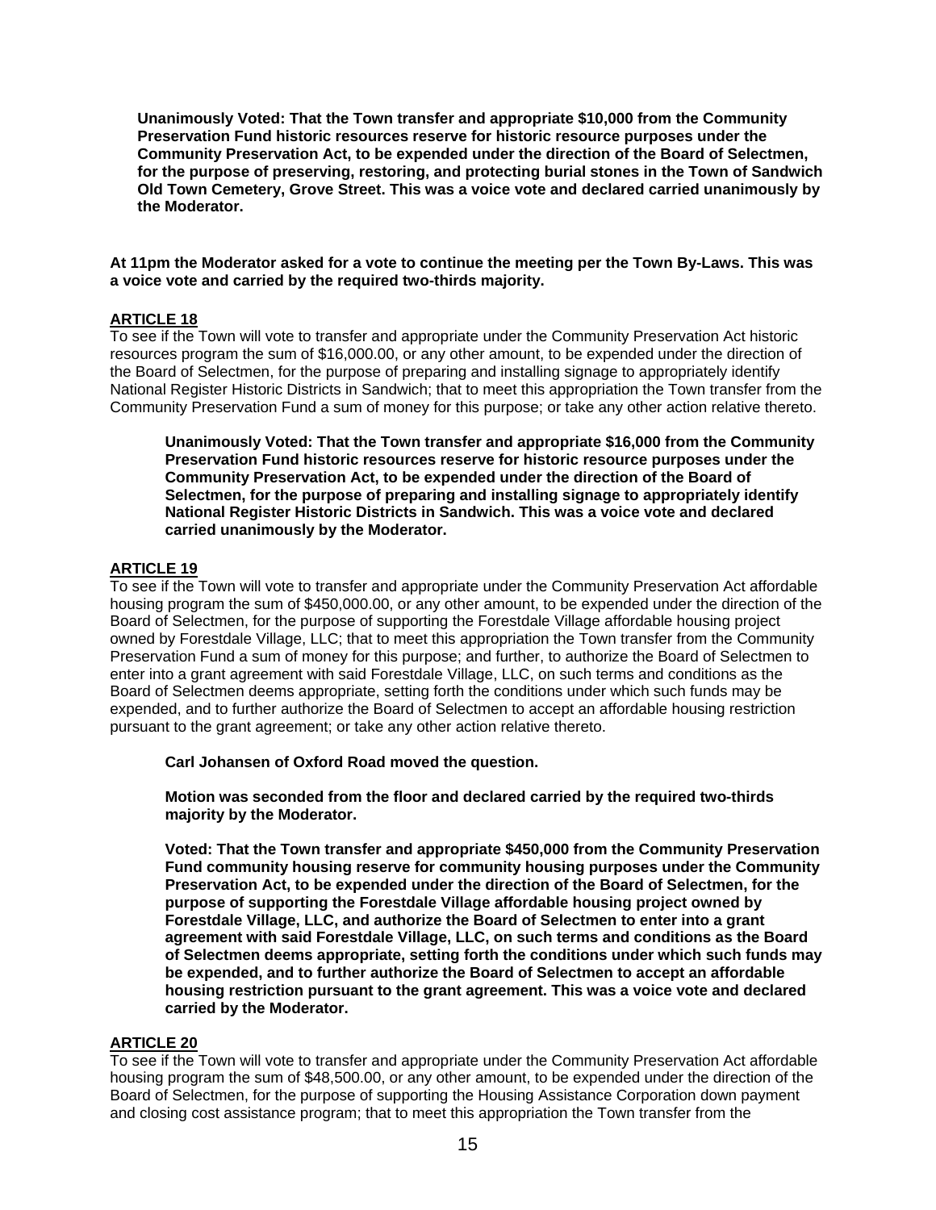**Unanimously Voted: That the Town transfer and appropriate $10,000 from the Community Preservation Fund historic resources reserve for historic resource purposes under the Community Preservation Act, to be expended under the direction of the Board of Selectmen, for the purpose of preserving, restoring, and protecting burial stones in the Town of Sandwich Old Town Cemetery, Grove Street. This was a voice vote and declared carried unanimously by the Moderator.**

**At 11pm the Moderator asked for a vote to continue the meeting per the Town By-Laws. This was a voice vote and carried by the required two-thirds majority.**

## ARTICLE 18

To see if the Town will vote to transfer and appropriate under the Community Preservation Act historic resources program the sum of $16,000.00, or any other amount, to be expended under the direction of the Board of Selectmen, for the purpose of preparing and installing signage to appropriately identify National Register Historic Districts in Sandwich; that to meet this appropriation the Town transfer from the Community Preservation Fund a sum of money for this purpose; or take any other action relative thereto.

**Unanimously Voted: That the Town transfer and appropriate $16,000 from the Community Preservation Fund historic resources reserve for historic resource purposes under the Community Preservation Act, to be expended under the direction of the Board of Selectmen, for the purpose of preparing and installing signage to appropriately identify National Register Historic Districts in Sandwich. This was a voice vote and declared carried unanimously by the Moderator.**

## ARTICLE 19

To see if the Town will vote to transfer and appropriate under the Community Preservation Act affordable housing program the sum of $450,000.00, or any other amount, to be expended under the direction of the Board of Selectmen, for the purpose of supporting the Forestdale Village affordable housing project owned by Forestdale Village, LLC; that to meet this appropriation the Town transfer from the Community Preservation Fund a sum of money for this purpose; and further, to authorize the Board of Selectmen to enter into a grant agreement with said Forestdale Village, LLC, on such terms and conditions as the Board of Selectmen deems appropriate, setting forth the conditions under which such funds may be expended, and to further authorize the Board of Selectmen to accept an affordable housing restriction pursuant to the grant agreement; or take any other action relative thereto.

**Carl Johansen of Oxford Road moved the question.**

**Motion was seconded from the floor and declared carried by the required two-thirds majority by the Moderator.**

**Voted: That the Town transfer and appropriate $450,000 from the Community Preservation Fund community housing reserve for community housing purposes under the Community Preservation Act, to be expended under the direction of the Board of Selectmen, for the purpose of supporting the Forestdale Village affordable housing project owned by Forestdale Village, LLC, and authorize the Board of Selectmen to enter into a grant agreement with said Forestdale Village, LLC, on such terms and conditions as the Board of Selectmen deems appropriate, setting forth the conditions under which such funds may be expended, and to further authorize the Board of Selectmen to accept an affordable housing restriction pursuant to the grant agreement. This was a voice vote and declared carried by the Moderator.**

## ARTICLE 20

To see if the Town will vote to transfer and appropriate under the Community Preservation Act affordable housing program the sum of $48,500.00, or any other amount, to be expended under the direction of the Board of Selectmen, for the purpose of supporting the Housing Assistance Corporation down payment and closing cost assistance program; that to meet this appropriation the Town transfer from the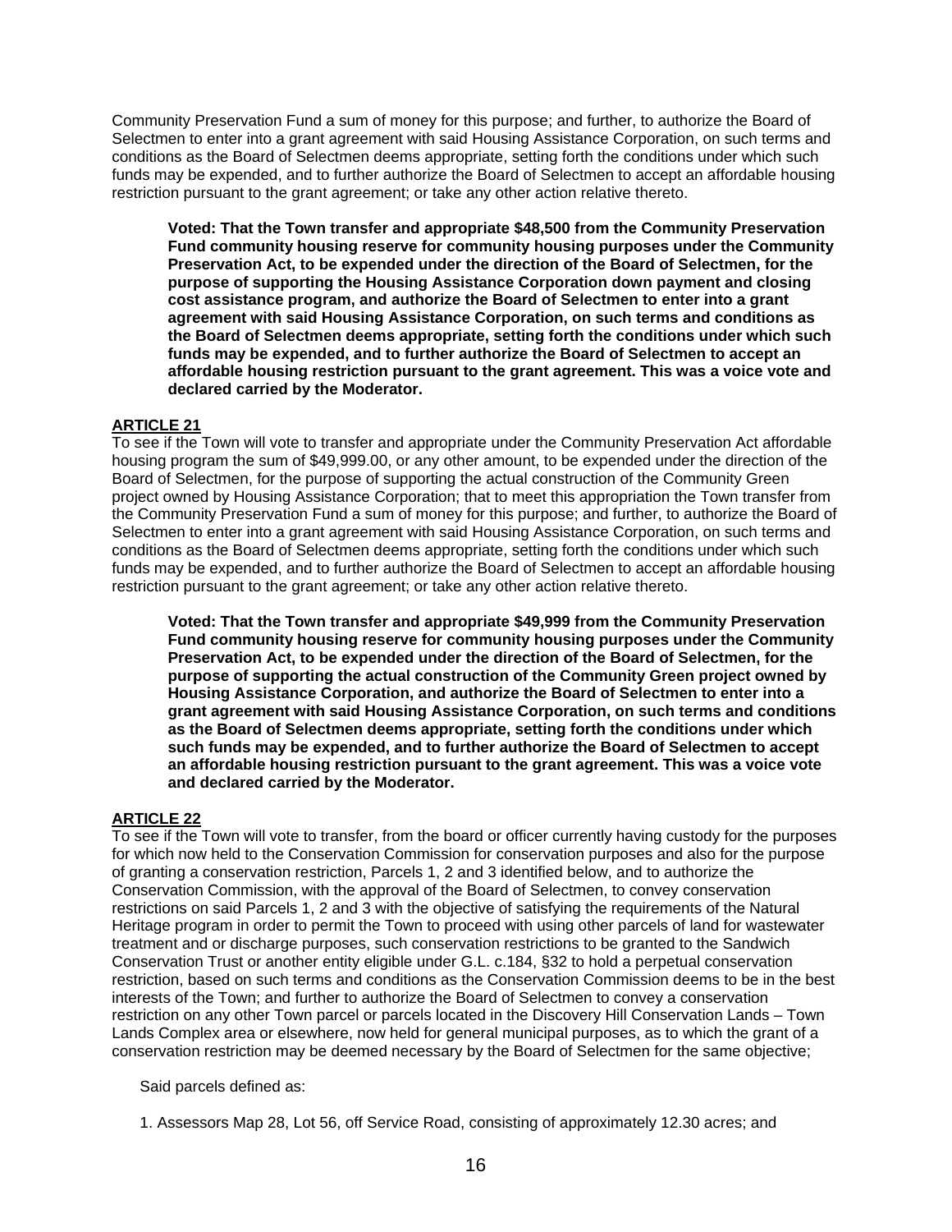Community Preservation Fund a sum of money for this purpose; and further, to authorize the Board of Selectmen to enter into a grant agreement with said Housing Assistance Corporation, on such terms and conditions as the Board of Selectmen deems appropriate, setting forth the conditions under which such funds may be expended, and to further authorize the Board of Selectmen to accept an affordable housing restriction pursuant to the grant agreement; or take any other action relative thereto.

> **Voted: That the Town transfer and appropriate $48,500 from the Community Preservation Fund community housing reserve for community housing purposes under the Community Preservation Act, to be expended under the direction of the Board of Selectmen, for the purpose of supporting the Housing Assistance Corporation down payment and closing cost assistance program, and authorize the Board of Selectmen to enter into a grant agreement with said Housing Assistance Corporation, on such terms and conditions as the Board of Selectmen deems appropriate, setting forth the conditions under which such funds may be expended, and to further authorize the Board of Selectmen to accept an affordable housing restriction pursuant to the grant agreement. This was a voice vote and declared carried by the Moderator.**

**ARTICLE 21**

To see if the Town will vote to transfer and appropriate under the Community Preservation Act affordable housing program the sum of $49,999.00, or any other amount, to be expended under the direction of the Board of Selectmen, for the purpose of supporting the actual construction of the Community Green project owned by Housing Assistance Corporation; that to meet this appropriation the Town transfer from the Community Preservation Fund a sum of money for this purpose; and further, to authorize the Board of Selectmen to enter into a grant agreement with said Housing Assistance Corporation, on such terms and conditions as the Board of Selectmen deems appropriate, setting forth the conditions under which such funds may be expended, and to further authorize the Board of Selectmen to accept an affordable housing restriction pursuant to the grant agreement; or take any other action relative thereto.

> **Voted: That the Town transfer and appropriate $49,999 from the Community Preservation Fund community housing reserve for community housing purposes under the Community Preservation Act, to be expended under the direction of the Board of Selectmen, for the purpose of supporting the actual construction of the Community Green project owned by Housing Assistance Corporation, and authorize the Board of Selectmen to enter into a grant agreement with said Housing Assistance Corporation, on such terms and conditions as the Board of Selectmen deems appropriate, setting forth the conditions under which such funds may be expended, and to further authorize the Board of Selectmen to accept an affordable housing restriction pursuant to the grant agreement. This was a voice vote and declared carried by the Moderator.**

**ARTICLE 22**

To see if the Town will vote to transfer, from the board or officer currently having custody for the purposes for which now held to the Conservation Commission for conservation purposes and also for the purpose of granting a conservation restriction, Parcels 1, 2 and 3 identified below, and to authorize the Conservation Commission, with the approval of the Board of Selectmen, to convey conservation restrictions on said Parcels 1, 2 and 3 with the objective of satisfying the requirements of the Natural Heritage program in order to permit the Town to proceed with using other parcels of land for wastewater treatment and or discharge purposes, such conservation restrictions to be granted to the Sandwich Conservation Trust or another entity eligible under G.L. c.184, §32 to hold a perpetual conservation restriction, based on such terms and conditions as the Conservation Commission deems to be in the best interests of the Town; and further to authorize the Board of Selectmen to convey a conservation restriction on any other Town parcel or parcels located in the Discovery Hill Conservation Lands – Town Lands Complex area or elsewhere, now held for general municipal purposes, as to which the grant of a conservation restriction may be deemed necessary by the Board of Selectmen for the same objective;

Said parcels defined as:

1. Assessors Map 28, Lot 56, off Service Road, consisting of approximately 12.30 acres; and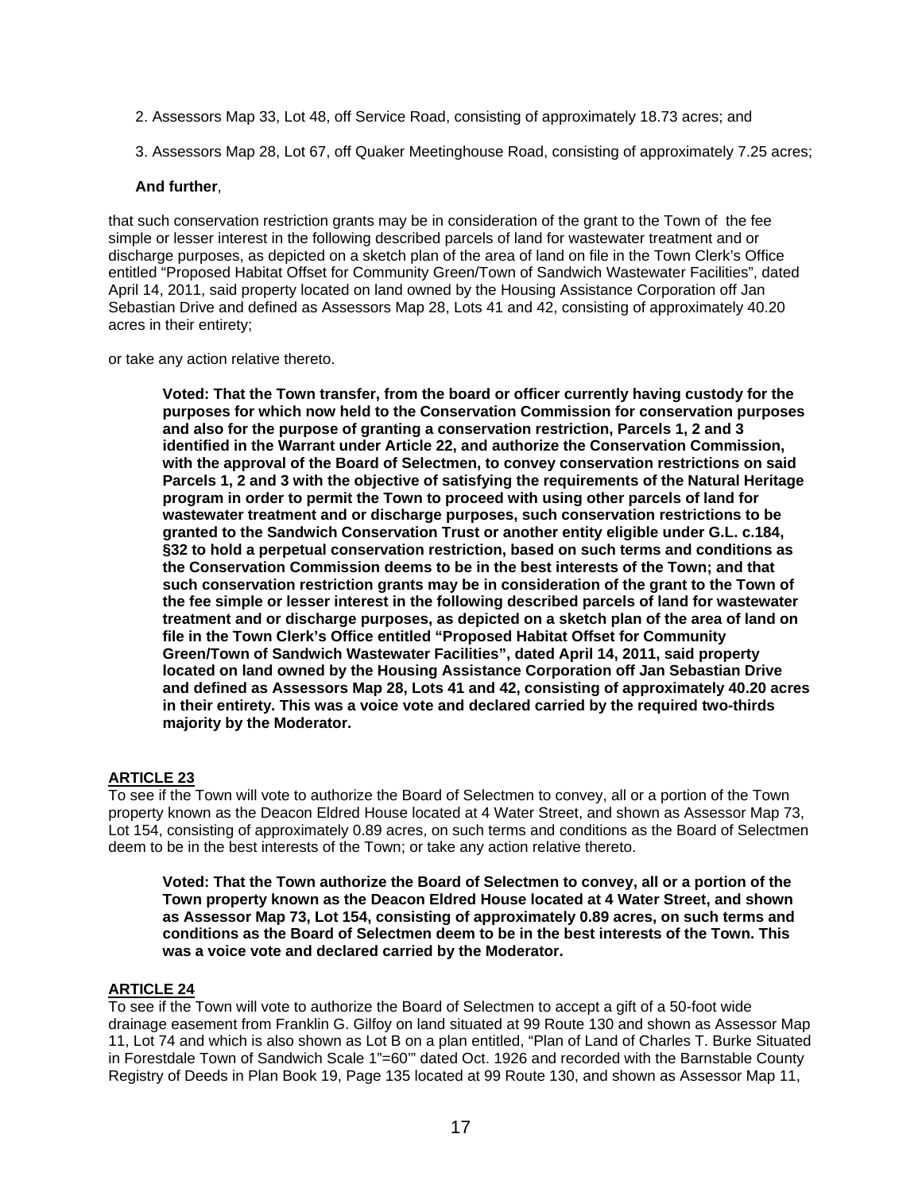2. Assessors Map 33, Lot 48, off Service Road, consisting of approximately 18.73 acres; and

3. Assessors Map 28, Lot 67, off Quaker Meetinghouse Road, consisting of approximately 7.25 acres;

**And further**,

that such conservation restriction grants may be in consideration of the grant to the Town of the fee simple or lesser interest in the following described parcels of land for wastewater treatment and or discharge purposes, as depicted on a sketch plan of the area of land on file in the Town Clerk's Office entitled "Proposed Habitat Offset for Community Green/Town of Sandwich Wastewater Facilities", dated April 14, 2011, said property located on land owned by the Housing Assistance Corporation off Jan Sebastian Drive and defined as Assessors Map 28, Lots 41 and 42, consisting of approximately 40.20 acres in their entirety;

or take any action relative thereto.

**Voted: That the Town transfer, from the board or officer currently having custody for the purposes for which now held to the Conservation Commission for conservation purposes and also for the purpose of granting a conservation restriction, Parcels 1, 2 and 3 identified in the Warrant under Article 22, and authorize the Conservation Commission, with the approval of the Board of Selectmen, to convey conservation restrictions on said Parcels 1, 2 and 3 with the objective of satisfying the requirements of the Natural Heritage program in order to permit the Town to proceed with using other parcels of land for wastewater treatment and or discharge purposes, such conservation restrictions to be granted to the Sandwich Conservation Trust or another entity eligible under G.L. c.184, §32 to hold a perpetual conservation restriction, based on such terms and conditions as the Conservation Commission deems to be in the best interests of the Town; and that such conservation restriction grants may be in consideration of the grant to the Town of the fee simple or lesser interest in the following described parcels of land for wastewater treatment and or discharge purposes, as depicted on a sketch plan of the area of land on file in the Town Clerk's Office entitled "Proposed Habitat Offset for Community Green/Town of Sandwich Wastewater Facilities", dated April 14, 2011, said property located on land owned by the Housing Assistance Corporation off Jan Sebastian Drive and defined as Assessors Map 28, Lots 41 and 42, consisting of approximately 40.20 acres in their entirety. This was a voice vote and declared carried by the required two-thirds majority by the Moderator.**

## ARTICLE 23

To see if the Town will vote to authorize the Board of Selectmen to convey, all or a portion of the Town property known as the Deacon Eldred House located at 4 Water Street, and shown as Assessor Map 73, Lot 154, consisting of approximately 0.89 acres, on such terms and conditions as the Board of Selectmen deem to be in the best interests of the Town; or take any action relative thereto.

**Voted: That the Town authorize the Board of Selectmen to convey, all or a portion of the Town property known as the Deacon Eldred House located at 4 Water Street, and shown as Assessor Map 73, Lot 154, consisting of approximately 0.89 acres, on such terms and conditions as the Board of Selectmen deem to be in the best interests of the Town. This was a voice vote and declared carried by the Moderator.**

## ARTICLE 24

To see if the Town will vote to authorize the Board of Selectmen to accept a gift of a 50-foot wide drainage easement from Franklin G. Gilfoy on land situated at 99 Route 130 and shown as Assessor Map 11, Lot 74 and which is also shown as Lot B on a plan entitled, "Plan of Land of Charles T. Burke Situated in Forestdale Town of Sandwich Scale 1"=60'" dated Oct. 1926 and recorded with the Barnstable County Registry of Deeds in Plan Book 19, Page 135 located at 99 Route 130, and shown as Assessor Map 11,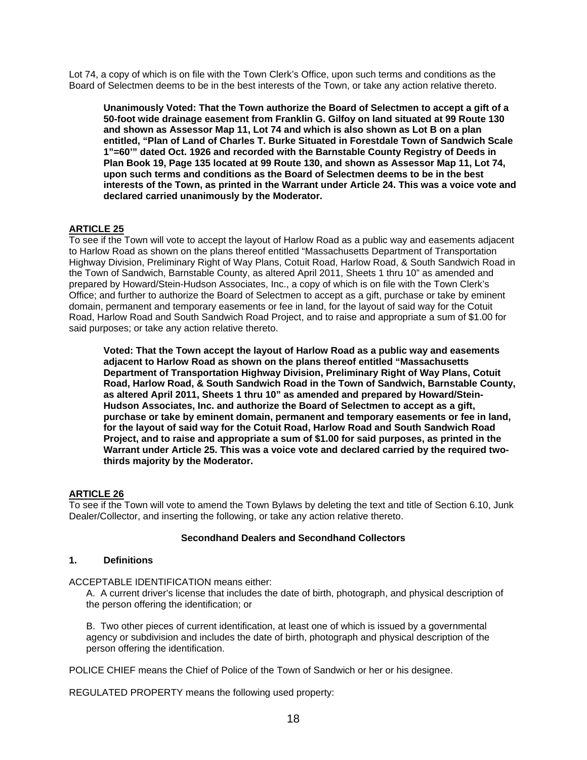Lot 74, a copy of which is on file with the Town Clerk's Office, upon such terms and conditions as the Board of Selectmen deems to be in the best interests of the Town, or take any action relative thereto.

> **Unanimously Voted: That the Town authorize the Board of Selectmen to accept a gift of a 50-foot wide drainage easement from Franklin G. Gilfoy on land situated at 99 Route 130 and shown as Assessor Map 11, Lot 74 and which is also shown as Lot B on a plan entitled, "Plan of Land of Charles T. Burke Situated in Forestdale Town of Sandwich Scale 1"=60'" dated Oct. 1926 and recorded with the Barnstable County Registry of Deeds in Plan Book 19, Page 135 located at 99 Route 130, and shown as Assessor Map 11, Lot 74, upon such terms and conditions as the Board of Selectmen deems to be in the best interests of the Town, as printed in the Warrant under Article 24. This was a voice vote and declared carried unanimously by the Moderator.**

## ARTICLE 25

To see if the Town will vote to accept the layout of Harlow Road as a public way and easements adjacent to Harlow Road as shown on the plans thereof entitled "Massachusetts Department of Transportation Highway Division, Preliminary Right of Way Plans, Cotuit Road, Harlow Road, & South Sandwich Road in the Town of Sandwich, Barnstable County, as altered April 2011, Sheets 1 thru 10" as amended and prepared by Howard/Stein-Hudson Associates, Inc., a copy of which is on file with the Town Clerk's Office; and further to authorize the Board of Selectmen to accept as a gift, purchase or take by eminent domain, permanent and temporary easements or fee in land, for the layout of said way for the Cotuit Road, Harlow Road and South Sandwich Road Project, and to raise and appropriate a sum of $1.00 for said purposes; or take any action relative thereto.

> **Voted: That the Town accept the layout of Harlow Road as a public way and easements adjacent to Harlow Road as shown on the plans thereof entitled "Massachusetts Department of Transportation Highway Division, Preliminary Right of Way Plans, Cotuit Road, Harlow Road, & South Sandwich Road in the Town of Sandwich, Barnstable County, as altered April 2011, Sheets 1 thru 10" as amended and prepared by Howard/Stein-Hudson Associates, Inc. and authorize the Board of Selectmen to accept as a gift, purchase or take by eminent domain, permanent and temporary easements or fee in land, for the layout of said way for the Cotuit Road, Harlow Road and South Sandwich Road Project, and to raise and appropriate a sum of $1.00 for said purposes, as printed in the Warrant under Article 25. This was a voice vote and declared carried by the required two-thirds majority by the Moderator.**

## ARTICLE 26

To see if the Town will vote to amend the Town Bylaws by deleting the text and title of Section 6.10, Junk Dealer/Collector, and inserting the following, or take any action relative thereto.

### Secondhand Dealers and Secondhand Collectors

### 1. Definitions

ACCEPTABLE IDENTIFICATION means either:

A. A current driver's license that includes the date of birth, photograph, and physical description of the person offering the identification; or

B. Two other pieces of current identification, at least one of which is issued by a governmental agency or subdivision and includes the date of birth, photograph and physical description of the person offering the identification.

POLICE CHIEF means the Chief of Police of the Town of Sandwich or her or his designee.

REGULATED PROPERTY means the following used property: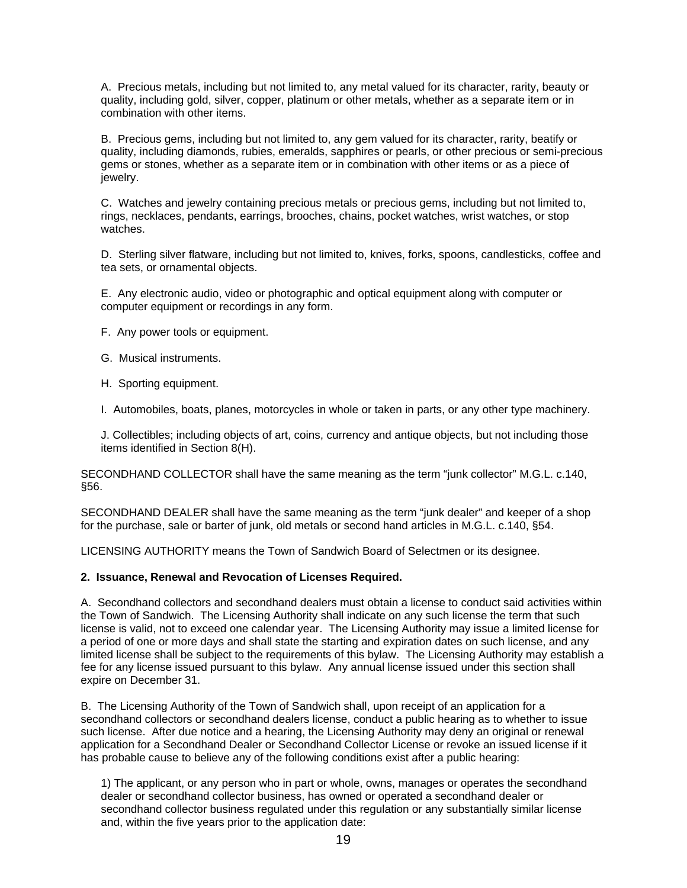A. Precious metals, including but not limited to, any metal valued for its character, rarity, beauty or quality, including gold, silver, copper, platinum or other metals, whether as a separate item or in combination with other items.

B. Precious gems, including but not limited to, any gem valued for its character, rarity, beatify or quality, including diamonds, rubies, emeralds, sapphires or pearls, or other precious or semi-precious gems or stones, whether as a separate item or in combination with other items or as a piece of jewelry.

C. Watches and jewelry containing precious metals or precious gems, including but not limited to, rings, necklaces, pendants, earrings, brooches, chains, pocket watches, wrist watches, or stop watches.

D. Sterling silver flatware, including but not limited to, knives, forks, spoons, candlesticks, coffee and tea sets, or ornamental objects.

E. Any electronic audio, video or photographic and optical equipment along with computer or computer equipment or recordings in any form.

F. Any power tools or equipment.

G. Musical instruments.

H. Sporting equipment.

I. Automobiles, boats, planes, motorcycles in whole or taken in parts, or any other type machinery.

J. Collectibles; including objects of art, coins, currency and antique objects, but not including those items identified in Section 8(H).

SECONDHAND COLLECTOR shall have the same meaning as the term "junk collector" M.G.L. c.140, §56.

SECONDHAND DEALER shall have the same meaning as the term "junk dealer" and keeper of a shop for the purchase, sale or barter of junk, old metals or second hand articles in M.G.L. c.140, §54.

LICENSING AUTHORITY means the Town of Sandwich Board of Selectmen or its designee.

**2. Issuance, Renewal and Revocation of Licenses Required.**

A. Secondhand collectors and secondhand dealers must obtain a license to conduct said activities within the Town of Sandwich. The Licensing Authority shall indicate on any such license the term that such license is valid, not to exceed one calendar year. The Licensing Authority may issue a limited license for a period of one or more days and shall state the starting and expiration dates on such license, and any limited license shall be subject to the requirements of this bylaw. The Licensing Authority may establish a fee for any license issued pursuant to this bylaw. Any annual license issued under this section shall expire on December 31.

B. The Licensing Authority of the Town of Sandwich shall, upon receipt of an application for a secondhand collectors or secondhand dealers license, conduct a public hearing as to whether to issue such license. After due notice and a hearing, the Licensing Authority may deny an original or renewal application for a Secondhand Dealer or Secondhand Collector License or revoke an issued license if it has probable cause to believe any of the following conditions exist after a public hearing:

1) The applicant, or any person who in part or whole, owns, manages or operates the secondhand dealer or secondhand collector business, has owned or operated a secondhand dealer or secondhand collector business regulated under this regulation or any substantially similar license and, within the five years prior to the application date: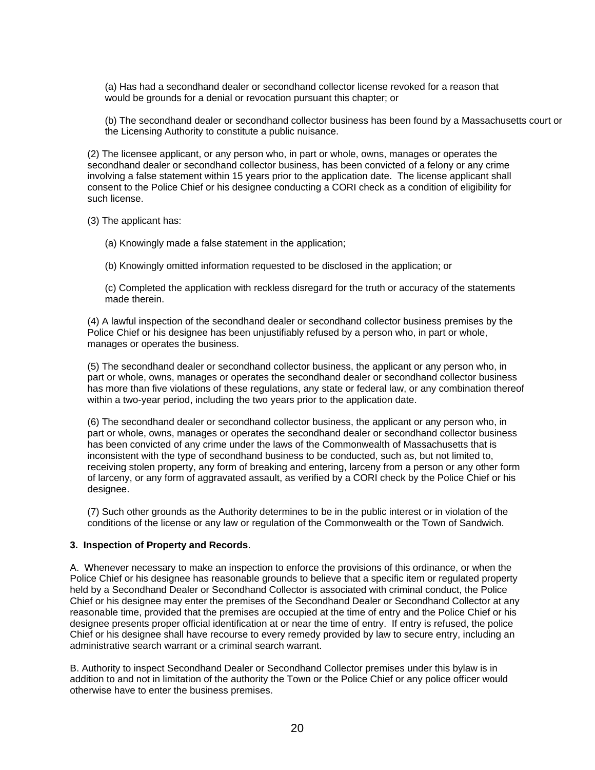(a) Has had a secondhand dealer or secondhand collector license revoked for a reason that would be grounds for a denial or revocation pursuant this chapter; or

(b) The secondhand dealer or secondhand collector business has been found by a Massachusetts court or the Licensing Authority to constitute a public nuisance.

(2) The licensee applicant, or any person who, in part or whole, owns, manages or operates the secondhand dealer or secondhand collector business, has been convicted of a felony or any crime involving a false statement within 15 years prior to the application date. The license applicant shall consent to the Police Chief or his designee conducting a CORI check as a condition of eligibility for such license.

(3) The applicant has:

(a) Knowingly made a false statement in the application;

(b) Knowingly omitted information requested to be disclosed in the application; or

(c) Completed the application with reckless disregard for the truth or accuracy of the statements made therein.

(4) A lawful inspection of the secondhand dealer or secondhand collector business premises by the Police Chief or his designee has been unjustifiably refused by a person who, in part or whole, manages or operates the business.

(5) The secondhand dealer or secondhand collector business, the applicant or any person who, in part or whole, owns, manages or operates the secondhand dealer or secondhand collector business has more than five violations of these regulations, any state or federal law, or any combination thereof within a two-year period, including the two years prior to the application date.

(6) The secondhand dealer or secondhand collector business, the applicant or any person who, in part or whole, owns, manages or operates the secondhand dealer or secondhand collector business has been convicted of any crime under the laws of the Commonwealth of Massachusetts that is inconsistent with the type of secondhand business to be conducted, such as, but not limited to, receiving stolen property, any form of breaking and entering, larceny from a person or any other form of larceny, or any form of aggravated assault, as verified by a CORI check by the Police Chief or his designee.

(7) Such other grounds as the Authority determines to be in the public interest or in violation of the conditions of the license or any law or regulation of the Commonwealth or the Town of Sandwich.

**3. Inspection of Property and Records**.

A. Whenever necessary to make an inspection to enforce the provisions of this ordinance, or when the Police Chief or his designee has reasonable grounds to believe that a specific item or regulated property held by a Secondhand Dealer or Secondhand Collector is associated with criminal conduct, the Police Chief or his designee may enter the premises of the Secondhand Dealer or Secondhand Collector at any reasonable time, provided that the premises are occupied at the time of entry and the Police Chief or his designee presents proper official identification at or near the time of entry. If entry is refused, the police Chief or his designee shall have recourse to every remedy provided by law to secure entry, including an administrative search warrant or a criminal search warrant.

B. Authority to inspect Secondhand Dealer or Secondhand Collector premises under this bylaw is in addition to and not in limitation of the authority the Town or the Police Chief or any police officer would otherwise have to enter the business premises.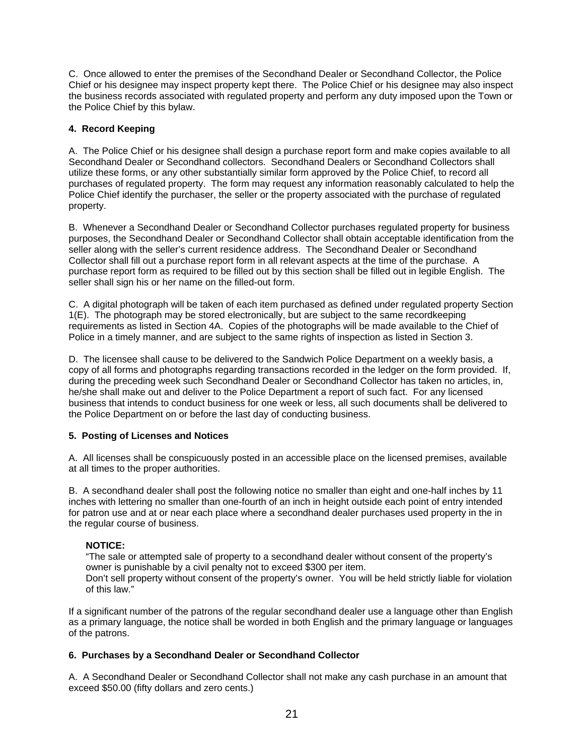C. Once allowed to enter the premises of the Secondhand Dealer or Secondhand Collector, the Police Chief or his designee may inspect property kept there. The Police Chief or his designee may also inspect the business records associated with regulated property and perform any duty imposed upon the Town or the Police Chief by this bylaw.

**4. Record Keeping**

A. The Police Chief or his designee shall design a purchase report form and make copies available to all Secondhand Dealer or Secondhand collectors. Secondhand Dealers or Secondhand Collectors shall utilize these forms, or any other substantially similar form approved by the Police Chief, to record all purchases of regulated property. The form may request any information reasonably calculated to help the Police Chief identify the purchaser, the seller or the property associated with the purchase of regulated property.

B. Whenever a Secondhand Dealer or Secondhand Collector purchases regulated property for business purposes, the Secondhand Dealer or Secondhand Collector shall obtain acceptable identification from the seller along with the seller's current residence address. The Secondhand Dealer or Secondhand Collector shall fill out a purchase report form in all relevant aspects at the time of the purchase. A purchase report form as required to be filled out by this section shall be filled out in legible English. The seller shall sign his or her name on the filled-out form.

C. A digital photograph will be taken of each item purchased as defined under regulated property Section 1(E). The photograph may be stored electronically, but are subject to the same recordkeeping requirements as listed in Section 4A. Copies of the photographs will be made available to the Chief of Police in a timely manner, and are subject to the same rights of inspection as listed in Section 3.

D. The licensee shall cause to be delivered to the Sandwich Police Department on a weekly basis, a copy of all forms and photographs regarding transactions recorded in the ledger on the form provided. If, during the preceding week such Secondhand Dealer or Secondhand Collector has taken no articles, in, he/she shall make out and deliver to the Police Department a report of such fact. For any licensed business that intends to conduct business for one week or less, all such documents shall be delivered to the Police Department on or before the last day of conducting business.

**5. Posting of Licenses and Notices**

A. All licenses shall be conspicuously posted in an accessible place on the licensed premises, available at all times to the proper authorities.

B. A secondhand dealer shall post the following notice no smaller than eight and one-half inches by 11 inches with lettering no smaller than one-fourth of an inch in height outside each point of entry intended for patron use and at or near each place where a secondhand dealer purchases used property in the in the regular course of business.

> **NOTICE:**
> "The sale or attempted sale of property to a secondhand dealer without consent of the property's owner is punishable by a civil penalty not to exceed $300 per item.
> Don't sell property without consent of the property's owner. You will be held strictly liable for violation of this law."

If a significant number of the patrons of the regular secondhand dealer use a language other than English as a primary language, the notice shall be worded in both English and the primary language or languages of the patrons.

**6. Purchases by a Secondhand Dealer or Secondhand Collector**

A. A Secondhand Dealer or Secondhand Collector shall not make any cash purchase in an amount that exceed $50.00 (fifty dollars and zero cents.)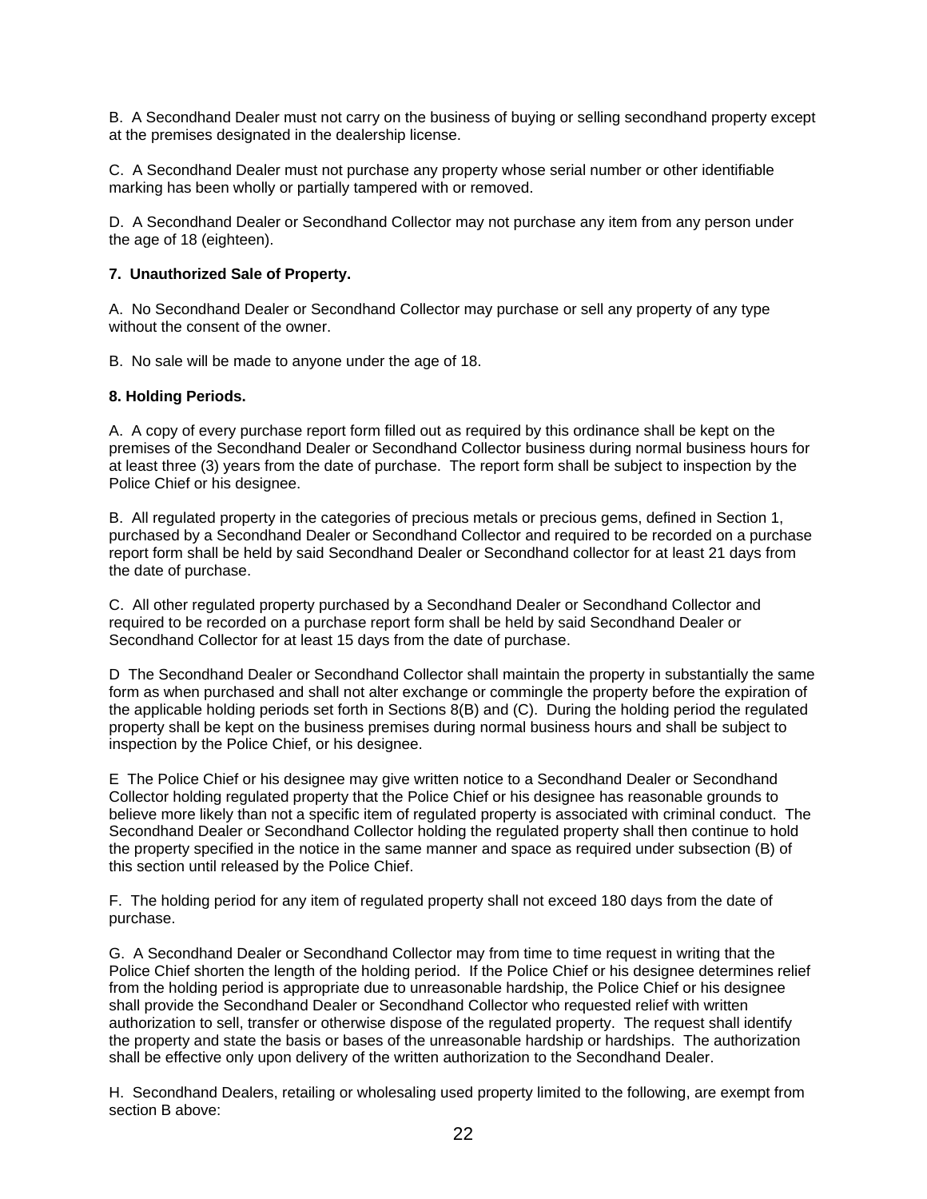B. A Secondhand Dealer must not carry on the business of buying or selling secondhand property except at the premises designated in the dealership license.

C. A Secondhand Dealer must not purchase any property whose serial number or other identifiable marking has been wholly or partially tampered with or removed.

D. A Secondhand Dealer or Secondhand Collector may not purchase any item from any person under the age of 18 (eighteen).

**7. Unauthorized Sale of Property.**

A. No Secondhand Dealer or Secondhand Collector may purchase or sell any property of any type without the consent of the owner.

B. No sale will be made to anyone under the age of 18.

**8. Holding Periods.**

A. A copy of every purchase report form filled out as required by this ordinance shall be kept on the premises of the Secondhand Dealer or Secondhand Collector business during normal business hours for at least three (3) years from the date of purchase. The report form shall be subject to inspection by the Police Chief or his designee.

B. All regulated property in the categories of precious metals or precious gems, defined in Section 1, purchased by a Secondhand Dealer or Secondhand Collector and required to be recorded on a purchase report form shall be held by said Secondhand Dealer or Secondhand collector for at least 21 days from the date of purchase.

C. All other regulated property purchased by a Secondhand Dealer or Secondhand Collector and required to be recorded on a purchase report form shall be held by said Secondhand Dealer or Secondhand Collector for at least 15 days from the date of purchase.

D The Secondhand Dealer or Secondhand Collector shall maintain the property in substantially the same form as when purchased and shall not alter exchange or commingle the property before the expiration of the applicable holding periods set forth in Sections 8(B) and (C). During the holding period the regulated property shall be kept on the business premises during normal business hours and shall be subject to inspection by the Police Chief, or his designee.

E The Police Chief or his designee may give written notice to a Secondhand Dealer or Secondhand Collector holding regulated property that the Police Chief or his designee has reasonable grounds to believe more likely than not a specific item of regulated property is associated with criminal conduct. The Secondhand Dealer or Secondhand Collector holding the regulated property shall then continue to hold the property specified in the notice in the same manner and space as required under subsection (B) of this section until released by the Police Chief.

F. The holding period for any item of regulated property shall not exceed 180 days from the date of purchase.

G. A Secondhand Dealer or Secondhand Collector may from time to time request in writing that the Police Chief shorten the length of the holding period. If the Police Chief or his designee determines relief from the holding period is appropriate due to unreasonable hardship, the Police Chief or his designee shall provide the Secondhand Dealer or Secondhand Collector who requested relief with written authorization to sell, transfer or otherwise dispose of the regulated property. The request shall identify the property and state the basis or bases of the unreasonable hardship or hardships. The authorization shall be effective only upon delivery of the written authorization to the Secondhand Dealer.

H. Secondhand Dealers, retailing or wholesaling used property limited to the following, are exempt from section B above: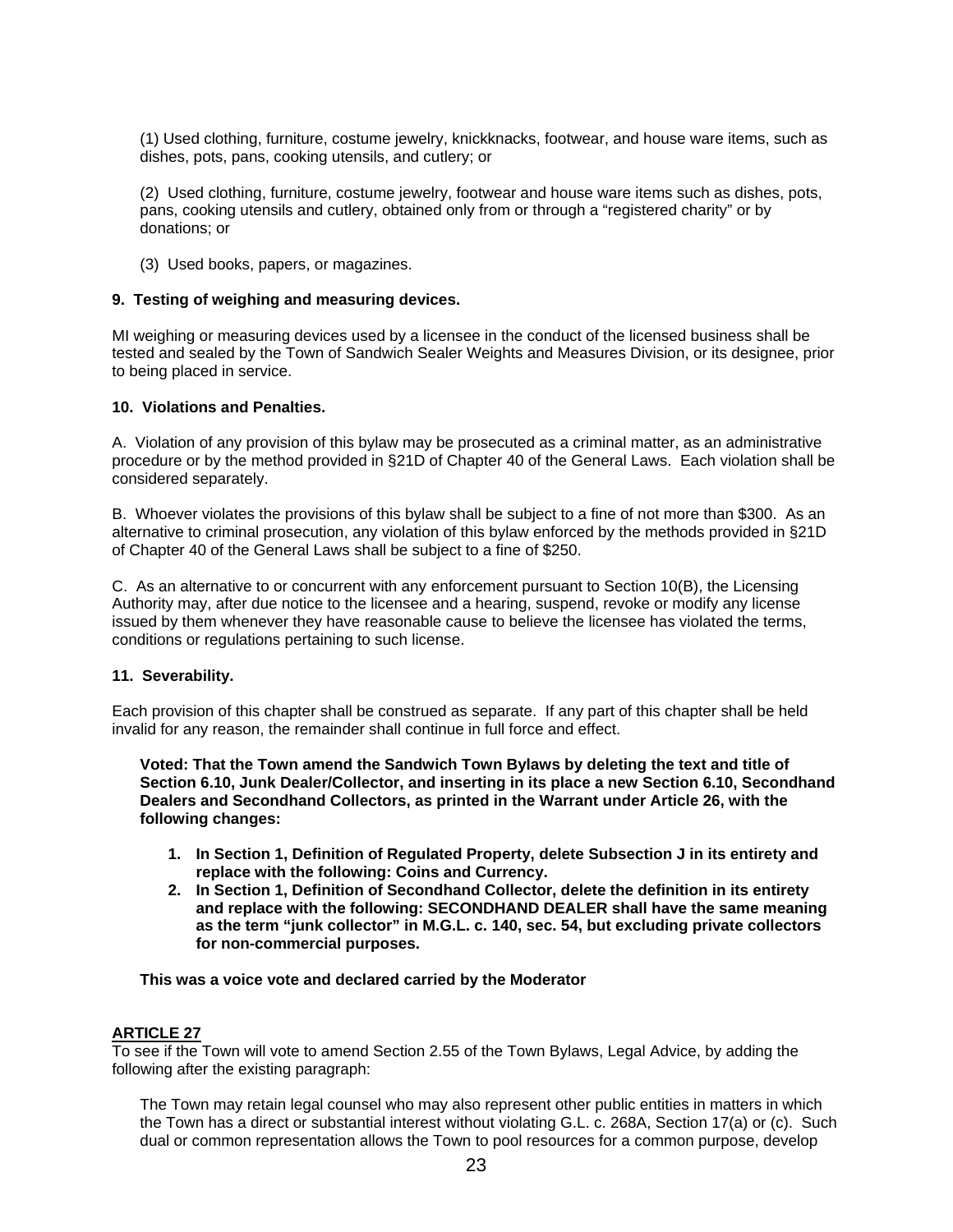(1) Used clothing, furniture, costume jewelry, knickknacks, footwear, and house ware items, such as dishes, pots, pans, cooking utensils, and cutlery; or

(2) Used clothing, furniture, costume jewelry, footwear and house ware items such as dishes, pots, pans, cooking utensils and cutlery, obtained only from or through a "registered charity" or by donations; or

(3) Used books, papers, or magazines.

**9. Testing of weighing and measuring devices.**

MI weighing or measuring devices used by a licensee in the conduct of the licensed business shall be tested and sealed by the Town of Sandwich Sealer Weights and Measures Division, or its designee, prior to being placed in service.

**10. Violations and Penalties.**

A. Violation of any provision of this bylaw may be prosecuted as a criminal matter, as an administrative procedure or by the method provided in §21D of Chapter 40 of the General Laws. Each violation shall be considered separately.

B. Whoever violates the provisions of this bylaw shall be subject to a fine of not more than $300. As an alternative to criminal prosecution, any violation of this bylaw enforced by the methods provided in §21D of Chapter 40 of the General Laws shall be subject to a fine of $250.

C. As an alternative to or concurrent with any enforcement pursuant to Section 10(B), the Licensing Authority may, after due notice to the licensee and a hearing, suspend, revoke or modify any license issued by them whenever they have reasonable cause to believe the licensee has violated the terms, conditions or regulations pertaining to such license.

**11. Severability.**

Each provision of this chapter shall be construed as separate. If any part of this chapter shall be held invalid for any reason, the remainder shall continue in full force and effect.

**Voted: That the Town amend the Sandwich Town Bylaws by deleting the text and title of Section 6.10, Junk Dealer/Collector, and inserting in its place a new Section 6.10, Secondhand Dealers and Secondhand Collectors, as printed in the Warrant under Article 26, with the following changes:**

1. **In Section 1, Definition of Regulated Property, delete Subsection J in its entirety and replace with the following: Coins and Currency.**
2. **In Section 1, Definition of Secondhand Collector, delete the definition in its entirety and replace with the following: SECONDHAND DEALER shall have the same meaning as the term "junk collector" in M.G.L. c. 140, sec. 54, but excluding private collectors for non-commercial purposes.**

**This was a voice vote and declared carried by the Moderator**

**ARTICLE 27**

To see if the Town will vote to amend Section 2.55 of the Town Bylaws, Legal Advice, by adding the following after the existing paragraph:

The Town may retain legal counsel who may also represent other public entities in matters in which the Town has a direct or substantial interest without violating G.L. c. 268A, Section 17(a) or (c). Such dual or common representation allows the Town to pool resources for a common purpose, develop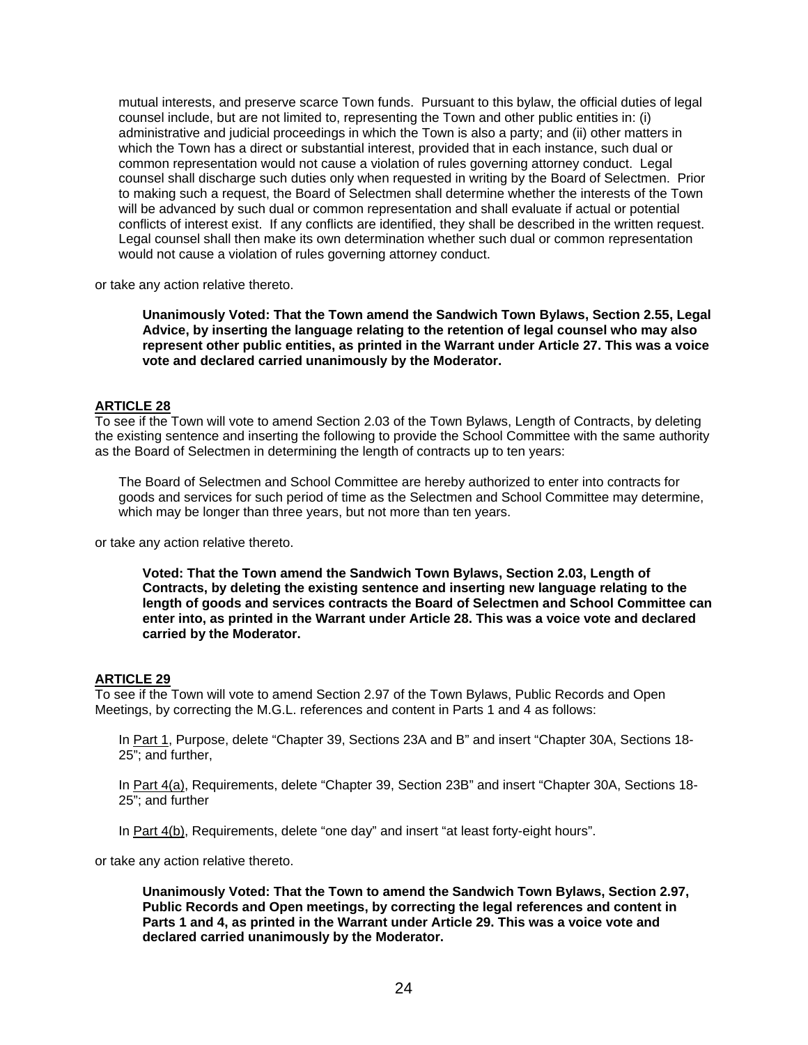mutual interests, and preserve scarce Town funds. Pursuant to this bylaw, the official duties of legal counsel include, but are not limited to, representing the Town and other public entities in: (i) administrative and judicial proceedings in which the Town is also a party; and (ii) other matters in which the Town has a direct or substantial interest, provided that in each instance, such dual or common representation would not cause a violation of rules governing attorney conduct. Legal counsel shall discharge such duties only when requested in writing by the Board of Selectmen. Prior to making such a request, the Board of Selectmen shall determine whether the interests of the Town will be advanced by such dual or common representation and shall evaluate if actual or potential conflicts of interest exist. If any conflicts are identified, they shall be described in the written request. Legal counsel shall then make its own determination whether such dual or common representation would not cause a violation of rules governing attorney conduct.

or take any action relative thereto.

**Unanimously Voted: That the Town amend the Sandwich Town Bylaws, Section 2.55, Legal Advice, by inserting the language relating to the retention of legal counsel who may also represent other public entities, as printed in the Warrant under Article 27. This was a voice vote and declared carried unanimously by the Moderator.**

**ARTICLE 28**

To see if the Town will vote to amend Section 2.03 of the Town Bylaws, Length of Contracts, by deleting the existing sentence and inserting the following to provide the School Committee with the same authority as the Board of Selectmen in determining the length of contracts up to ten years:

The Board of Selectmen and School Committee are hereby authorized to enter into contracts for goods and services for such period of time as the Selectmen and School Committee may determine, which may be longer than three years, but not more than ten years.

or take any action relative thereto.

**Voted: That the Town amend the Sandwich Town Bylaws, Section 2.03, Length of Contracts, by deleting the existing sentence and inserting new language relating to the length of goods and services contracts the Board of Selectmen and School Committee can enter into, as printed in the Warrant under Article 28. This was a voice vote and declared carried by the Moderator.**

**ARTICLE 29**

To see if the Town will vote to amend Section 2.97 of the Town Bylaws, Public Records and Open Meetings, by correcting the M.G.L. references and content in Parts 1 and 4 as follows:

In Part 1, Purpose, delete "Chapter 39, Sections 23A and B" and insert "Chapter 30A, Sections 18-25"; and further,

In Part 4(a), Requirements, delete "Chapter 39, Section 23B" and insert "Chapter 30A, Sections 18-25"; and further

In Part 4(b), Requirements, delete "one day" and insert "at least forty-eight hours".

or take any action relative thereto.

**Unanimously Voted: That the Town to amend the Sandwich Town Bylaws, Section 2.97, Public Records and Open meetings, by correcting the legal references and content in Parts 1 and 4, as printed in the Warrant under Article 29. This was a voice vote and declared carried unanimously by the Moderator.**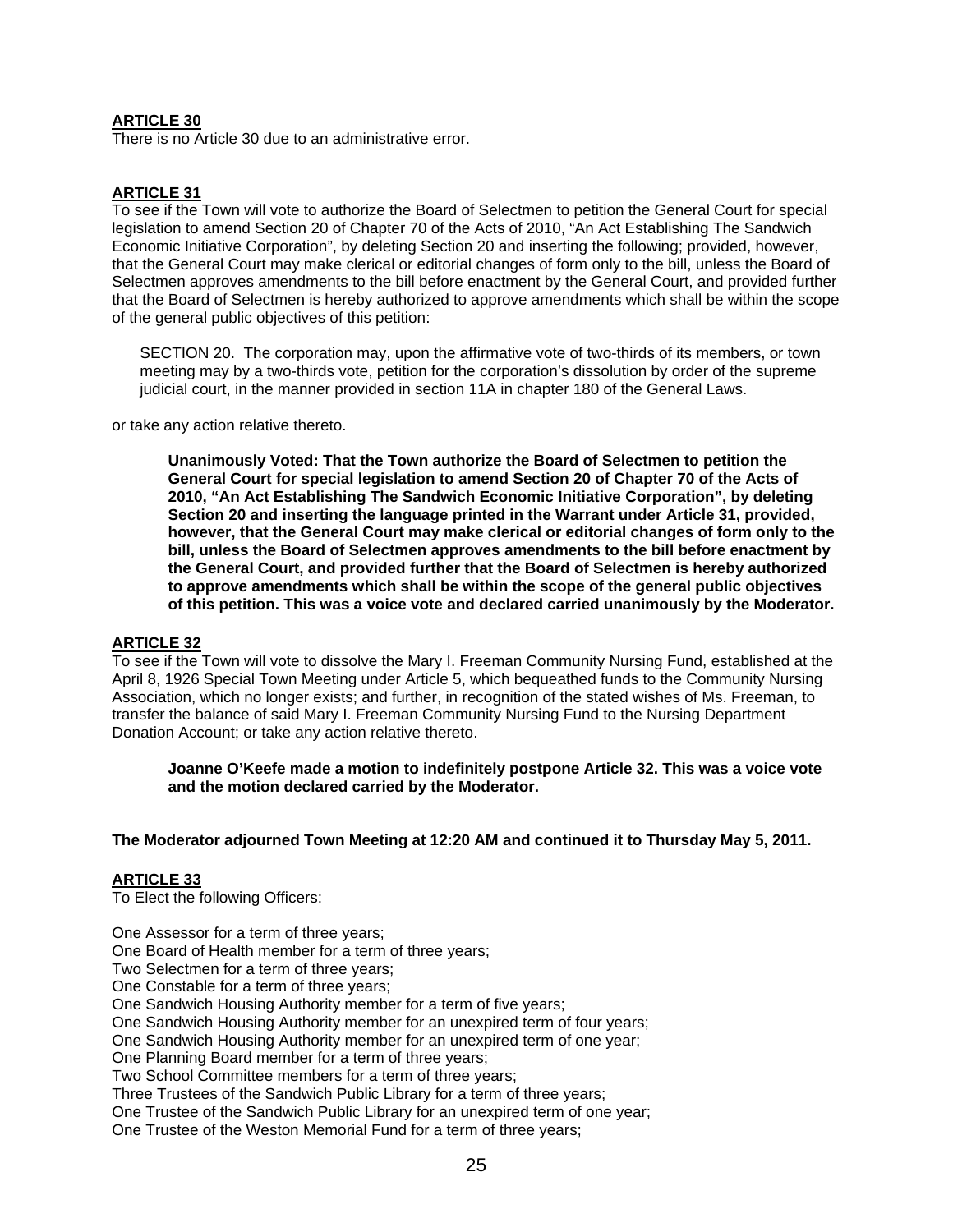**ARTICLE 30**

There is no Article 30 due to an administrative error.

**ARTICLE 31**

To see if the Town will vote to authorize the Board of Selectmen to petition the General Court for special legislation to amend Section 20 of Chapter 70 of the Acts of 2010, "An Act Establishing The Sandwich Economic Initiative Corporation", by deleting Section 20 and inserting the following; provided, however, that the General Court may make clerical or editorial changes of form only to the bill, unless the Board of Selectmen approves amendments to the bill before enactment by the General Court, and provided further that the Board of Selectmen is hereby authorized to approve amendments which shall be within the scope of the general public objectives of this petition:

> SECTION 20. The corporation may, upon the affirmative vote of two-thirds of its members, or town meeting may by a two-thirds vote, petition for the corporation's dissolution by order of the supreme judicial court, in the manner provided in section 11A in chapter 180 of the General Laws.

or take any action relative thereto.

> **Unanimously Voted: That the Town authorize the Board of Selectmen to petition the General Court for special legislation to amend Section 20 of Chapter 70 of the Acts of 2010, "An Act Establishing The Sandwich Economic Initiative Corporation", by deleting Section 20 and inserting the language printed in the Warrant under Article 31, provided, however, that the General Court may make clerical or editorial changes of form only to the bill, unless the Board of Selectmen approves amendments to the bill before enactment by the General Court, and provided further that the Board of Selectmen is hereby authorized to approve amendments which shall be within the scope of the general public objectives of this petition. This was a voice vote and declared carried unanimously by the Moderator.**

**ARTICLE 32**

To see if the Town will vote to dissolve the Mary I. Freeman Community Nursing Fund, established at the April 8, 1926 Special Town Meeting under Article 5, which bequeathed funds to the Community Nursing Association, which no longer exists; and further, in recognition of the stated wishes of Ms. Freeman, to transfer the balance of said Mary I. Freeman Community Nursing Fund to the Nursing Department Donation Account; or take any action relative thereto.

> **Joanne O'Keefe made a motion to indefinitely postpone Article 32. This was a voice vote and the motion declared carried by the Moderator.**

**The Moderator adjourned Town Meeting at 12:20 AM and continued it to Thursday May 5, 2011.**

**ARTICLE 33**

To Elect the following Officers:

One Assessor for a term of three years;
One Board of Health member for a term of three years;
Two Selectmen for a term of three years;
One Constable for a term of three years;
One Sandwich Housing Authority member for a term of five years;
One Sandwich Housing Authority member for an unexpired term of four years;
One Sandwich Housing Authority member for an unexpired term of one year;
One Planning Board member for a term of three years;
Two School Committee members for a term of three years;
Three Trustees of the Sandwich Public Library for a term of three years;
One Trustee of the Sandwich Public Library for an unexpired term of one year;
One Trustee of the Weston Memorial Fund for a term of three years;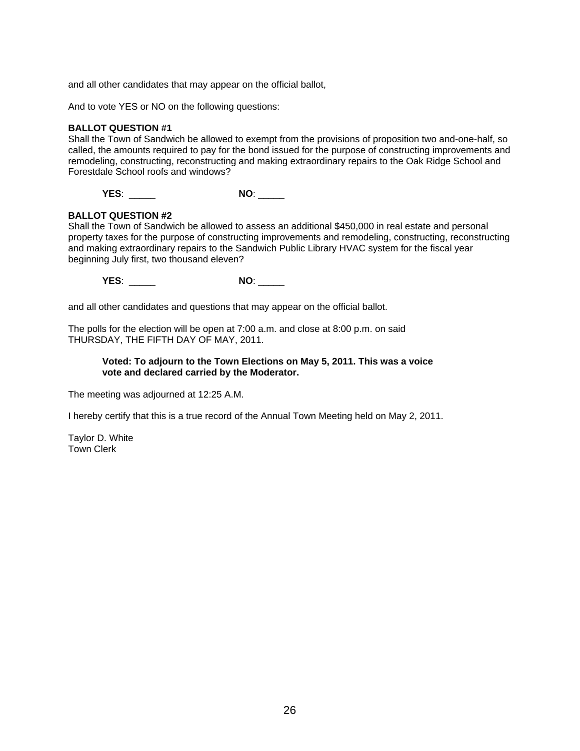and all other candidates that may appear on the official ballot,

And to vote YES or NO on the following questions:

**BALLOT QUESTION #1**
Shall the Town of Sandwich be allowed to exempt from the provisions of proposition two and-one-half, so called, the amounts required to pay for the bond issued for the purpose of constructing improvements and remodeling, constructing, reconstructing and making extraordinary repairs to the Oak Ridge School and Forestdale School roofs and windows?

**YES**: _____ **NO**: _____

**BALLOT QUESTION #2**
Shall the Town of Sandwich be allowed to assess an additional $450,000 in real estate and personal property taxes for the purpose of constructing improvements and remodeling, constructing, reconstructing and making extraordinary repairs to the Sandwich Public Library HVAC system for the fiscal year beginning July first, two thousand eleven?

**YES**: _____ **NO**: _____

and all other candidates and questions that may appear on the official ballot.

The polls for the election will be open at 7:00 a.m. and close at 8:00 p.m. on said THURSDAY, THE FIFTH DAY OF MAY, 2011.

**Voted: To adjourn to the Town Elections on May 5, 2011. This was a voice vote and declared carried by the Moderator.**

The meeting was adjourned at 12:25 A.M.

I hereby certify that this is a true record of the Annual Town Meeting held on May 2, 2011.

Taylor D. White
Town Clerk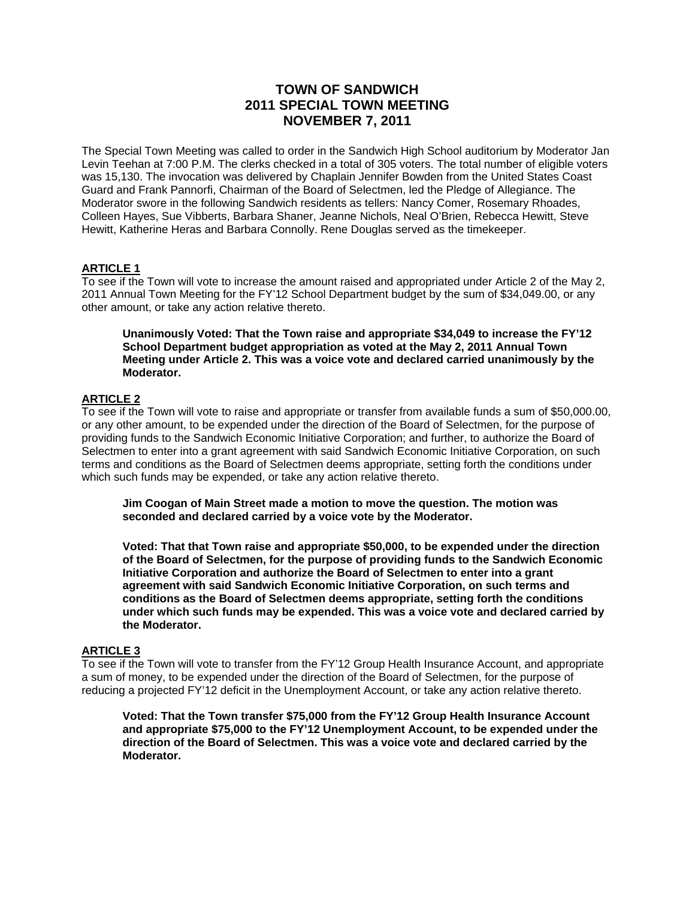# TOWN OF SANDWICH
# 2011 SPECIAL TOWN MEETING
# NOVEMBER 7, 2011

The Special Town Meeting was called to order in the Sandwich High School auditorium by Moderator Jan Levin Teehan at 7:00 P.M. The clerks checked in a total of 305 voters. The total number of eligible voters was 15,130. The invocation was delivered by Chaplain Jennifer Bowden from the United States Coast Guard and Frank Pannorfi, Chairman of the Board of Selectmen, led the Pledge of Allegiance. The Moderator swore in the following Sandwich residents as tellers: Nancy Comer, Rosemary Rhoades, Colleen Hayes, Sue Vibberts, Barbara Shaner, Jeanne Nichols, Neal O'Brien, Rebecca Hewitt, Steve Hewitt, Katherine Heras and Barbara Connolly. Rene Douglas served as the timekeeper.

## ARTICLE 1

To see if the Town will vote to increase the amount raised and appropriated under Article 2 of the May 2, 2011 Annual Town Meeting for the FY'12 School Department budget by the sum of $34,049.00, or any other amount, or take any action relative thereto.

> **Unanimously Voted: That the Town raise and appropriate $34,049 to increase the FY'12 School Department budget appropriation as voted at the May 2, 2011 Annual Town Meeting under Article 2. This was a voice vote and declared carried unanimously by the Moderator.**

## ARTICLE 2

To see if the Town will vote to raise and appropriate or transfer from available funds a sum of $50,000.00, or any other amount, to be expended under the direction of the Board of Selectmen, for the purpose of providing funds to the Sandwich Economic Initiative Corporation; and further, to authorize the Board of Selectmen to enter into a grant agreement with said Sandwich Economic Initiative Corporation, on such terms and conditions as the Board of Selectmen deems appropriate, setting forth the conditions under which such funds may be expended, or take any action relative thereto.

> **Jim Coogan of Main Street made a motion to move the question. The motion was seconded and declared carried by a voice vote by the Moderator.**
>
> **Voted: That that Town raise and appropriate $50,000, to be expended under the direction of the Board of Selectmen, for the purpose of providing funds to the Sandwich Economic Initiative Corporation and authorize the Board of Selectmen to enter into a grant agreement with said Sandwich Economic Initiative Corporation, on such terms and conditions as the Board of Selectmen deems appropriate, setting forth the conditions under which such funds may be expended. This was a voice vote and declared carried by the Moderator.**

## ARTICLE 3

To see if the Town will vote to transfer from the FY'12 Group Health Insurance Account, and appropriate a sum of money, to be expended under the direction of the Board of Selectmen, for the purpose of reducing a projected FY'12 deficit in the Unemployment Account, or take any action relative thereto.

> **Voted: That the Town transfer $75,000 from the FY'12 Group Health Insurance Account and appropriate $75,000 to the FY'12 Unemployment Account, to be expended under the direction of the Board of Selectmen. This was a voice vote and declared carried by the Moderator.**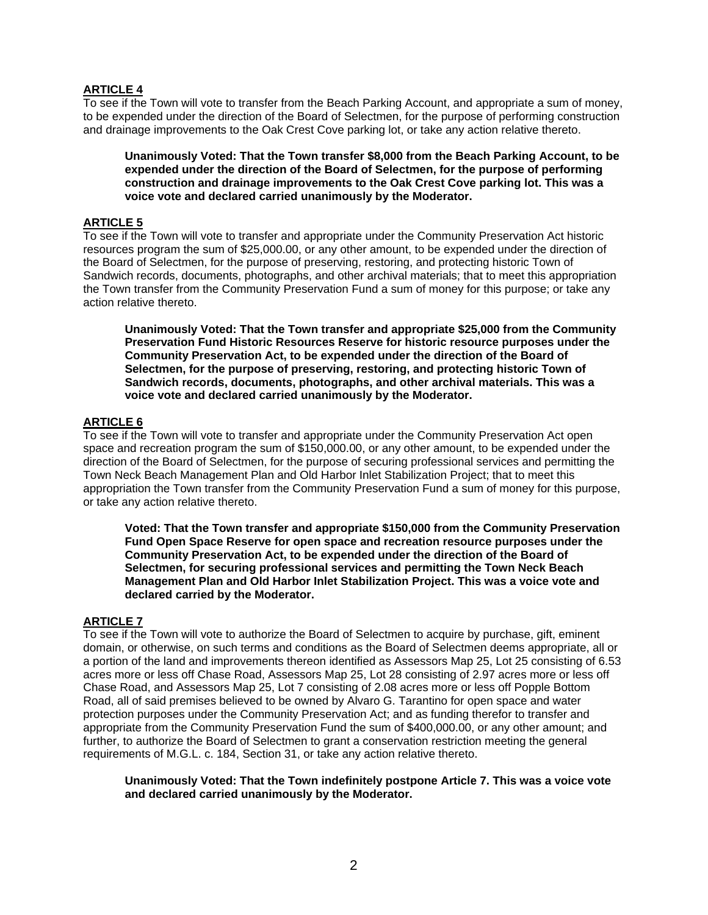**ARTICLE 4**

To see if the Town will vote to transfer from the Beach Parking Account, and appropriate a sum of money, to be expended under the direction of the Board of Selectmen, for the purpose of performing construction and drainage improvements to the Oak Crest Cove parking lot, or take any action relative thereto.

> **Unanimously Voted: That the Town transfer $8,000 from the Beach Parking Account, to be expended under the direction of the Board of Selectmen, for the purpose of performing construction and drainage improvements to the Oak Crest Cove parking lot. This was a voice vote and declared carried unanimously by the Moderator.**

**ARTICLE 5**

To see if the Town will vote to transfer and appropriate under the Community Preservation Act historic resources program the sum of $25,000.00, or any other amount, to be expended under the direction of the Board of Selectmen, for the purpose of preserving, restoring, and protecting historic Town of Sandwich records, documents, photographs, and other archival materials; that to meet this appropriation the Town transfer from the Community Preservation Fund a sum of money for this purpose; or take any action relative thereto.

> **Unanimously Voted: That the Town transfer and appropriate $25,000 from the Community Preservation Fund Historic Resources Reserve for historic resource purposes under the Community Preservation Act, to be expended under the direction of the Board of Selectmen, for the purpose of preserving, restoring, and protecting historic Town of Sandwich records, documents, photographs, and other archival materials. This was a voice vote and declared carried unanimously by the Moderator.**

**ARTICLE 6**

To see if the Town will vote to transfer and appropriate under the Community Preservation Act open space and recreation program the sum of $150,000.00, or any other amount, to be expended under the direction of the Board of Selectmen, for the purpose of securing professional services and permitting the Town Neck Beach Management Plan and Old Harbor Inlet Stabilization Project; that to meet this appropriation the Town transfer from the Community Preservation Fund a sum of money for this purpose, or take any action relative thereto.

> **Voted: That the Town transfer and appropriate $150,000 from the Community Preservation Fund Open Space Reserve for open space and recreation resource purposes under the Community Preservation Act, to be expended under the direction of the Board of Selectmen, for securing professional services and permitting the Town Neck Beach Management Plan and Old Harbor Inlet Stabilization Project. This was a voice vote and declared carried by the Moderator.**

**ARTICLE 7**

To see if the Town will vote to authorize the Board of Selectmen to acquire by purchase, gift, eminent domain, or otherwise, on such terms and conditions as the Board of Selectmen deems appropriate, all or a portion of the land and improvements thereon identified as Assessors Map 25, Lot 25 consisting of 6.53 acres more or less off Chase Road, Assessors Map 25, Lot 28 consisting of 2.97 acres more or less off Chase Road, and Assessors Map 25, Lot 7 consisting of 2.08 acres more or less off Popple Bottom Road, all of said premises believed to be owned by Alvaro G. Tarantino for open space and water protection purposes under the Community Preservation Act; and as funding therefor to transfer and appropriate from the Community Preservation Fund the sum of $400,000.00, or any other amount; and further, to authorize the Board of Selectmen to grant a conservation restriction meeting the general requirements of M.G.L. c. 184, Section 31, or take any action relative thereto.

> **Unanimously Voted: That the Town indefinitely postpone Article 7. This was a voice vote and declared carried unanimously by the Moderator.**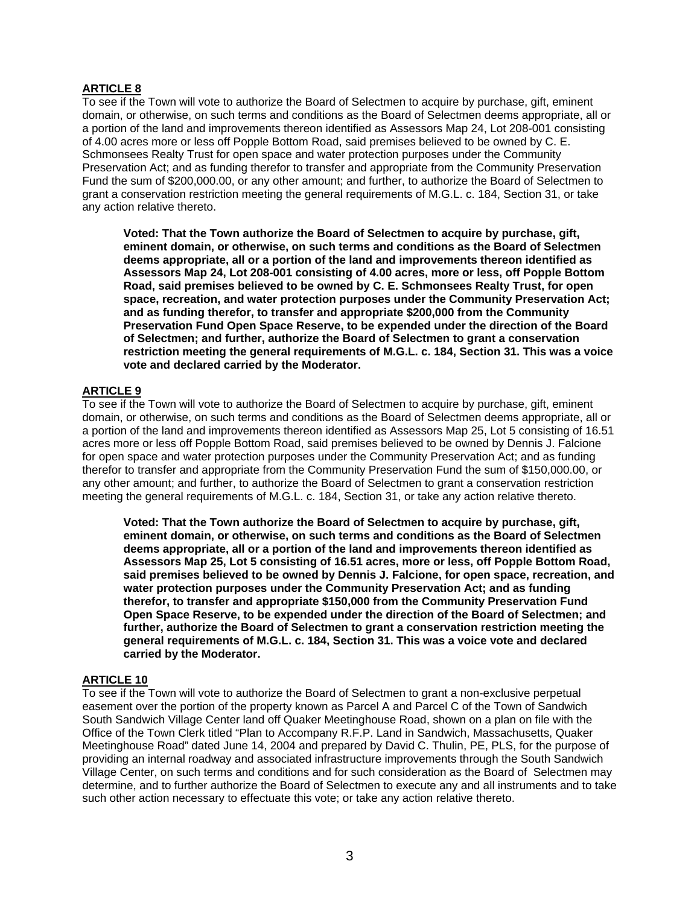**ARTICLE 8**

To see if the Town will vote to authorize the Board of Selectmen to acquire by purchase, gift, eminent domain, or otherwise, on such terms and conditions as the Board of Selectmen deems appropriate, all or a portion of the land and improvements thereon identified as Assessors Map 24, Lot 208-001 consisting of 4.00 acres more or less off Popple Bottom Road, said premises believed to be owned by C. E. Schmonsees Realty Trust for open space and water protection purposes under the Community Preservation Act; and as funding therefor to transfer and appropriate from the Community Preservation Fund the sum of $200,000.00, or any other amount; and further, to authorize the Board of Selectmen to grant a conservation restriction meeting the general requirements of M.G.L. c. 184, Section 31, or take any action relative thereto.

> **Voted: That the Town authorize the Board of Selectmen to acquire by purchase, gift, eminent domain, or otherwise, on such terms and conditions as the Board of Selectmen deems appropriate, all or a portion of the land and improvements thereon identified as Assessors Map 24, Lot 208-001 consisting of 4.00 acres, more or less, off Popple Bottom Road, said premises believed to be owned by C. E. Schmonsees Realty Trust, for open space, recreation, and water protection purposes under the Community Preservation Act; and as funding therefor, to transfer and appropriate $200,000 from the Community Preservation Fund Open Space Reserve, to be expended under the direction of the Board of Selectmen; and further, authorize the Board of Selectmen to grant a conservation restriction meeting the general requirements of M.G.L. c. 184, Section 31. This was a voice vote and declared carried by the Moderator.**

**ARTICLE 9**

To see if the Town will vote to authorize the Board of Selectmen to acquire by purchase, gift, eminent domain, or otherwise, on such terms and conditions as the Board of Selectmen deems appropriate, all or a portion of the land and improvements thereon identified as Assessors Map 25, Lot 5 consisting of 16.51 acres more or less off Popple Bottom Road, said premises believed to be owned by Dennis J. Falcione for open space and water protection purposes under the Community Preservation Act; and as funding therefor to transfer and appropriate from the Community Preservation Fund the sum of $150,000.00, or any other amount; and further, to authorize the Board of Selectmen to grant a conservation restriction meeting the general requirements of M.G.L. c. 184, Section 31, or take any action relative thereto.

> **Voted: That the Town authorize the Board of Selectmen to acquire by purchase, gift, eminent domain, or otherwise, on such terms and conditions as the Board of Selectmen deems appropriate, all or a portion of the land and improvements thereon identified as Assessors Map 25, Lot 5 consisting of 16.51 acres, more or less, off Popple Bottom Road, said premises believed to be owned by Dennis J. Falcione, for open space, recreation, and water protection purposes under the Community Preservation Act; and as funding therefor, to transfer and appropriate $150,000 from the Community Preservation Fund Open Space Reserve, to be expended under the direction of the Board of Selectmen; and further, authorize the Board of Selectmen to grant a conservation restriction meeting the general requirements of M.G.L. c. 184, Section 31. This was a voice vote and declared carried by the Moderator.**

**ARTICLE 10**

To see if the Town will vote to authorize the Board of Selectmen to grant a non-exclusive perpetual easement over the portion of the property known as Parcel A and Parcel C of the Town of Sandwich South Sandwich Village Center land off Quaker Meetinghouse Road, shown on a plan on file with the Office of the Town Clerk titled "Plan to Accompany R.F.P. Land in Sandwich, Massachusetts, Quaker Meetinghouse Road" dated June 14, 2004 and prepared by David C. Thulin, PE, PLS, for the purpose of providing an internal roadway and associated infrastructure improvements through the South Sandwich Village Center, on such terms and conditions and for such consideration as the Board of Selectmen may determine, and to further authorize the Board of Selectmen to execute any and all instruments and to take such other action necessary to effectuate this vote; or take any action relative thereto.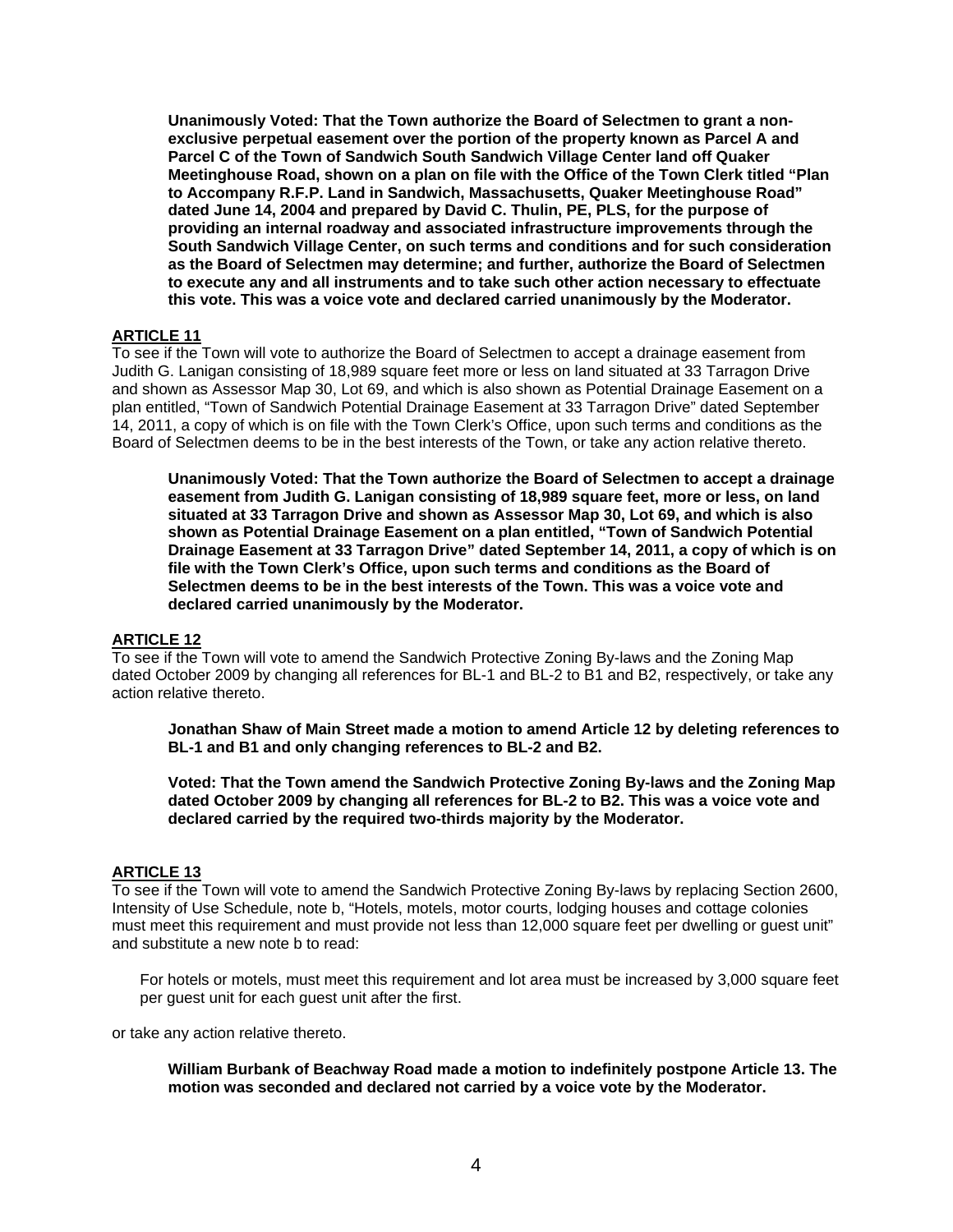**Unanimously Voted: That the Town authorize the Board of Selectmen to grant a non-exclusive perpetual easement over the portion of the property known as Parcel A and Parcel C of the Town of Sandwich South Sandwich Village Center land off Quaker Meetinghouse Road, shown on a plan on file with the Office of the Town Clerk titled "Plan to Accompany R.F.P. Land in Sandwich, Massachusetts, Quaker Meetinghouse Road" dated June 14, 2004 and prepared by David C. Thulin, PE, PLS, for the purpose of providing an internal roadway and associated infrastructure improvements through the South Sandwich Village Center, on such terms and conditions and for such consideration as the Board of Selectmen may determine; and further, authorize the Board of Selectmen to execute any and all instruments and to take such other action necessary to effectuate this vote. This was a voice vote and declared carried unanimously by the Moderator.**

## ARTICLE 11

To see if the Town will vote to authorize the Board of Selectmen to accept a drainage easement from Judith G. Lanigan consisting of 18,989 square feet more or less on land situated at 33 Tarragon Drive and shown as Assessor Map 30, Lot 69, and which is also shown as Potential Drainage Easement on a plan entitled, "Town of Sandwich Potential Drainage Easement at 33 Tarragon Drive" dated September 14, 2011, a copy of which is on file with the Town Clerk's Office, upon such terms and conditions as the Board of Selectmen deems to be in the best interests of the Town, or take any action relative thereto.

**Unanimously Voted: That the Town authorize the Board of Selectmen to accept a drainage easement from Judith G. Lanigan consisting of 18,989 square feet, more or less, on land situated at 33 Tarragon Drive and shown as Assessor Map 30, Lot 69, and which is also shown as Potential Drainage Easement on a plan entitled, "Town of Sandwich Potential Drainage Easement at 33 Tarragon Drive" dated September 14, 2011, a copy of which is on file with the Town Clerk's Office, upon such terms and conditions as the Board of Selectmen deems to be in the best interests of the Town. This was a voice vote and declared carried unanimously by the Moderator.**

## ARTICLE 12

To see if the Town will vote to amend the Sandwich Protective Zoning By-laws and the Zoning Map dated October 2009 by changing all references for BL-1 and BL-2 to B1 and B2, respectively, or take any action relative thereto.

**Jonathan Shaw of Main Street made a motion to amend Article 12 by deleting references to BL-1 and B1 and only changing references to BL-2 and B2.**

**Voted: That the Town amend the Sandwich Protective Zoning By-laws and the Zoning Map dated October 2009 by changing all references for BL-2 to B2. This was a voice vote and declared carried by the required two-thirds majority by the Moderator.**

## ARTICLE 13

To see if the Town will vote to amend the Sandwich Protective Zoning By-laws by replacing Section 2600, Intensity of Use Schedule, note b, "Hotels, motels, motor courts, lodging houses and cottage colonies must meet this requirement and must provide not less than 12,000 square feet per dwelling or guest unit" and substitute a new note b to read:

For hotels or motels, must meet this requirement and lot area must be increased by 3,000 square feet per guest unit for each guest unit after the first.

or take any action relative thereto.

**William Burbank of Beachway Road made a motion to indefinitely postpone Article 13. The motion was seconded and declared not carried by a voice vote by the Moderator.**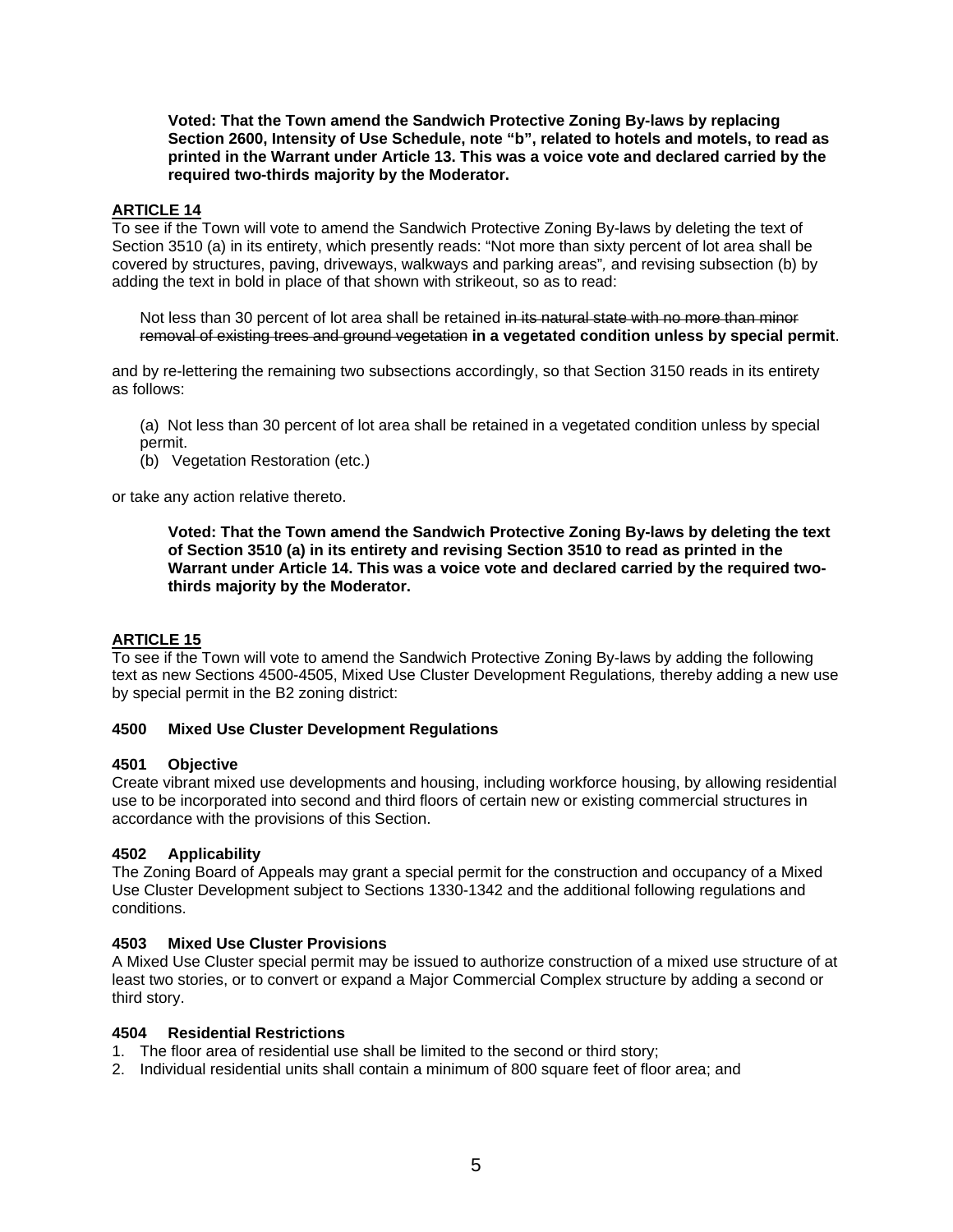**Voted: That the Town amend the Sandwich Protective Zoning By-laws by replacing Section 2600, Intensity of Use Schedule, note "b", related to hotels and motels, to read as printed in the Warrant under Article 13. This was a voice vote and declared carried by the required two-thirds majority by the Moderator.**

## ARTICLE 14

To see if the Town will vote to amend the Sandwich Protective Zoning By-laws by deleting the text of Section 3510 (a) in its entirety, which presently reads: "Not more than sixty percent of lot area shall be covered by structures, paving, driveways, walkways and parking areas", and revising subsection (b) by adding the text in bold in place of that shown with strikeout, so as to read:

> Not less than 30 percent of lot area shall be retained ~~in its natural state with no more than minor removal of existing trees and ground vegetation~~ **in a vegetated condition unless by special permit**.

and by re-lettering the remaining two subsections accordingly, so that Section 3150 reads in its entirety as follows:

> (a) Not less than 30 percent of lot area shall be retained in a vegetated condition unless by special permit.
> (b) Vegetation Restoration (etc.)

or take any action relative thereto.

**Voted: That the Town amend the Sandwich Protective Zoning By-laws by deleting the text of Section 3510 (a) in its entirety and revising Section 3510 to read as printed in the Warrant under Article 14. This was a voice vote and declared carried by the required two-thirds majority by the Moderator.**

## ARTICLE 15

To see if the Town will vote to amend the Sandwich Protective Zoning By-laws by adding the following text as new Sections 4500-4505, Mixed Use Cluster Development Regulations, thereby adding a new use by special permit in the B2 zoning district:

### 4500 Mixed Use Cluster Development Regulations

### 4501 Objective

Create vibrant mixed use developments and housing, including workforce housing, by allowing residential use to be incorporated into second and third floors of certain new or existing commercial structures in accordance with the provisions of this Section.

### 4502 Applicability

The Zoning Board of Appeals may grant a special permit for the construction and occupancy of a Mixed Use Cluster Development subject to Sections 1330-1342 and the additional following regulations and conditions.

### 4503 Mixed Use Cluster Provisions

A Mixed Use Cluster special permit may be issued to authorize construction of a mixed use structure of at least two stories, or to convert or expand a Major Commercial Complex structure by adding a second or third story.

### 4504 Residential Restrictions

1. The floor area of residential use shall be limited to the second or third story;
2. Individual residential units shall contain a minimum of 800 square feet of floor area; and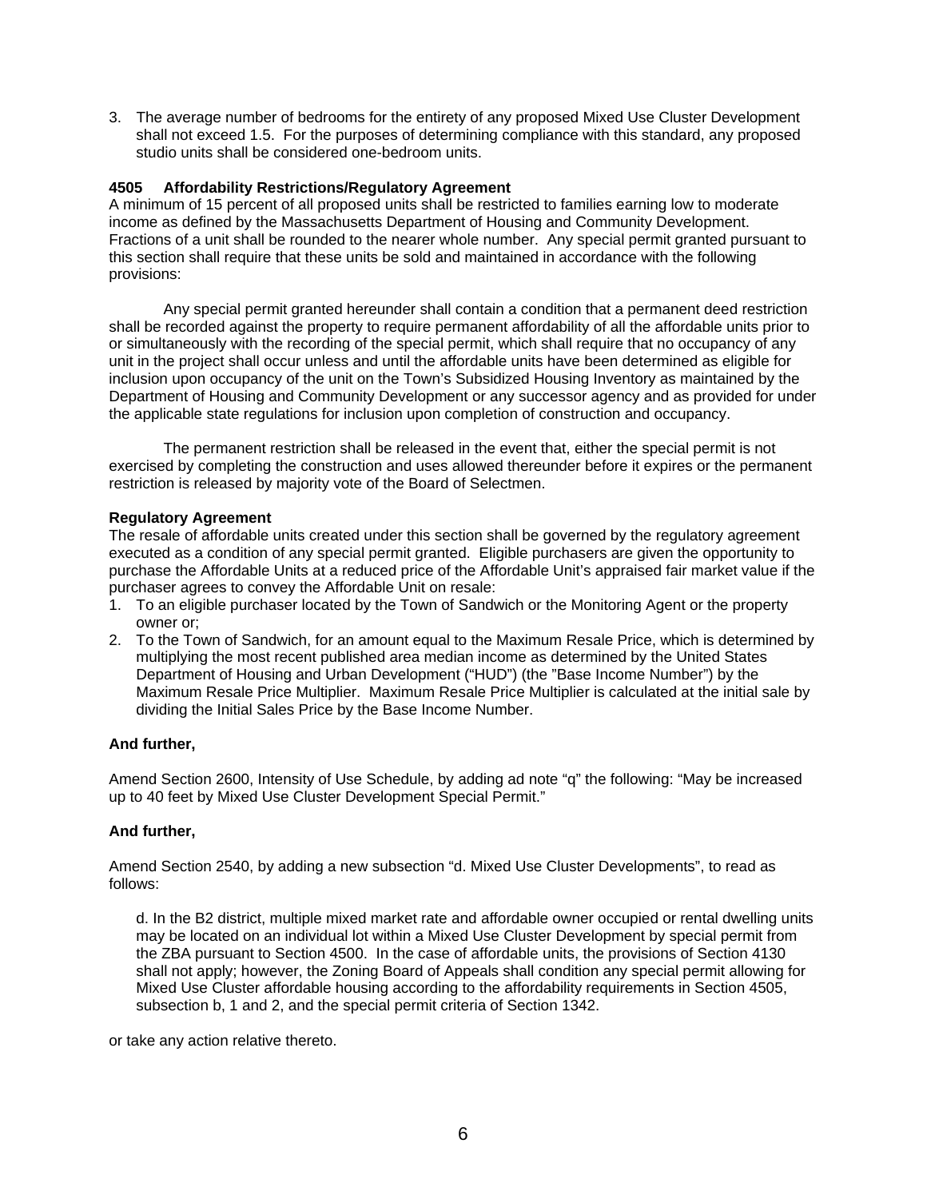3. The average number of bedrooms for the entirety of any proposed Mixed Use Cluster Development shall not exceed 1.5. For the purposes of determining compliance with this standard, any proposed studio units shall be considered one-bedroom units.

**4505 Affordability Restrictions/Regulatory Agreement**

A minimum of 15 percent of all proposed units shall be restricted to families earning low to moderate income as defined by the Massachusetts Department of Housing and Community Development. Fractions of a unit shall be rounded to the nearer whole number. Any special permit granted pursuant to this section shall require that these units be sold and maintained in accordance with the following provisions:

Any special permit granted hereunder shall contain a condition that a permanent deed restriction shall be recorded against the property to require permanent affordability of all the affordable units prior to or simultaneously with the recording of the special permit, which shall require that no occupancy of any unit in the project shall occur unless and until the affordable units have been determined as eligible for inclusion upon occupancy of the unit on the Town's Subsidized Housing Inventory as maintained by the Department of Housing and Community Development or any successor agency and as provided for under the applicable state regulations for inclusion upon completion of construction and occupancy.

The permanent restriction shall be released in the event that, either the special permit is not exercised by completing the construction and uses allowed thereunder before it expires or the permanent restriction is released by majority vote of the Board of Selectmen.

**Regulatory Agreement**

The resale of affordable units created under this section shall be governed by the regulatory agreement executed as a condition of any special permit granted. Eligible purchasers are given the opportunity to purchase the Affordable Units at a reduced price of the Affordable Unit's appraised fair market value if the purchaser agrees to convey the Affordable Unit on resale:

1. To an eligible purchaser located by the Town of Sandwich or the Monitoring Agent or the property owner or;
2. To the Town of Sandwich, for an amount equal to the Maximum Resale Price, which is determined by multiplying the most recent published area median income as determined by the United States Department of Housing and Urban Development ("HUD") (the "Base Income Number") by the Maximum Resale Price Multiplier. Maximum Resale Price Multiplier is calculated at the initial sale by dividing the Initial Sales Price by the Base Income Number.

**And further,**

Amend Section 2600, Intensity of Use Schedule, by adding ad note "q" the following: "May be increased up to 40 feet by Mixed Use Cluster Development Special Permit."

**And further,**

Amend Section 2540, by adding a new subsection "d. Mixed Use Cluster Developments", to read as follows:

> d. In the B2 district, multiple mixed market rate and affordable owner occupied or rental dwelling units may be located on an individual lot within a Mixed Use Cluster Development by special permit from the ZBA pursuant to Section 4500. In the case of affordable units, the provisions of Section 4130 shall not apply; however, the Zoning Board of Appeals shall condition any special permit allowing for Mixed Use Cluster affordable housing according to the affordability requirements in Section 4505, subsection b, 1 and 2, and the special permit criteria of Section 1342.

or take any action relative thereto.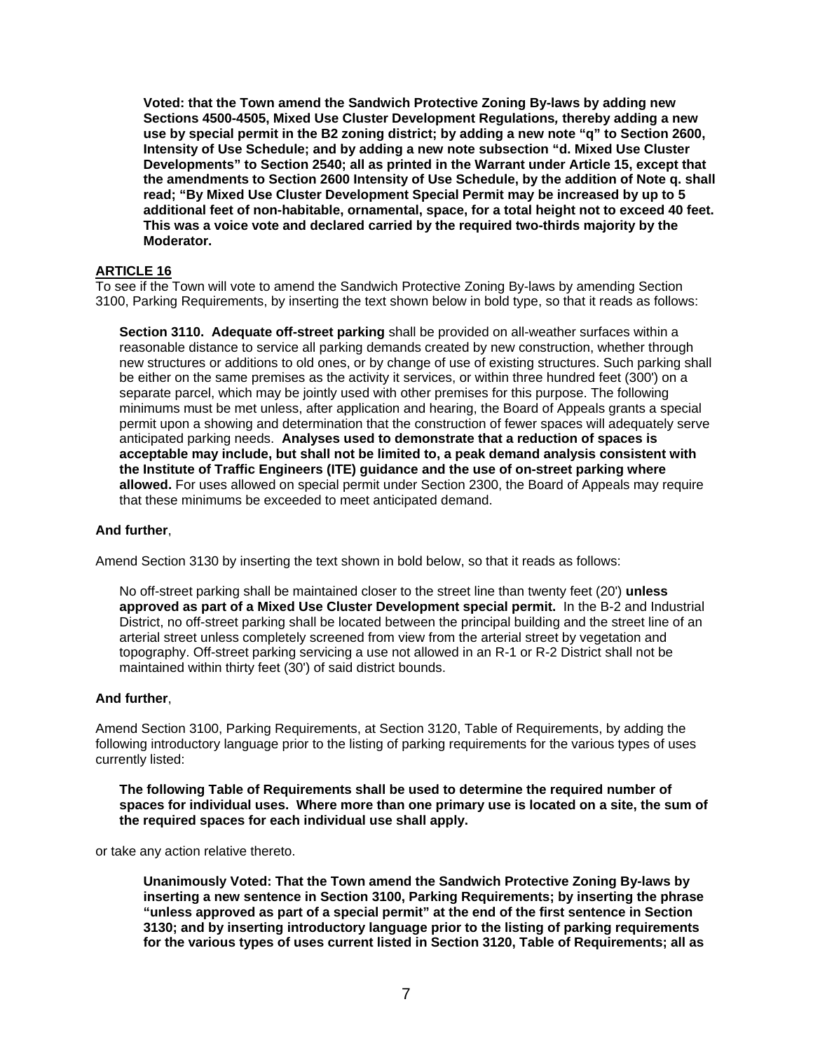**Voted: that the Town amend the Sandwich Protective Zoning By-laws by adding new Sections 4500-4505, Mixed Use Cluster Development Regulations, thereby adding a new use by special permit in the B2 zoning district; by adding a new note "q" to Section 2600, Intensity of Use Schedule; and by adding a new note subsection "d. Mixed Use Cluster Developments" to Section 2540; all as printed in the Warrant under Article 15, except that the amendments to Section 2600 Intensity of Use Schedule, by the addition of Note q. shall read; "By Mixed Use Cluster Development Special Permit may be increased by up to 5 additional feet of non-habitable, ornamental, space, for a total height not to exceed 40 feet. This was a voice vote and declared carried by the required two-thirds majority by the Moderator.**

## ARTICLE 16

To see if the Town will vote to amend the Sandwich Protective Zoning By-laws by amending Section 3100, Parking Requirements, by inserting the text shown below in bold type, so that it reads as follows:

> **Section 3110. Adequate off-street parking** shall be provided on all-weather surfaces within a reasonable distance to service all parking demands created by new construction, whether through new structures or additions to old ones, or by change of use of existing structures. Such parking shall be either on the same premises as the activity it services, or within three hundred feet (300') on a separate parcel, which may be jointly used with other premises for this purpose. The following minimums must be met unless, after application and hearing, the Board of Appeals grants a special permit upon a showing and determination that the construction of fewer spaces will adequately serve anticipated parking needs. **Analyses used to demonstrate that a reduction of spaces is acceptable may include, but shall not be limited to, a peak demand analysis consistent with the Institute of Traffic Engineers (ITE) guidance and the use of on-street parking where allowed.** For uses allowed on special permit under Section 2300, the Board of Appeals may require that these minimums be exceeded to meet anticipated demand.

**And further**,

Amend Section 3130 by inserting the text shown in bold below, so that it reads as follows:

> No off-street parking shall be maintained closer to the street line than twenty feet (20') **unless approved as part of a Mixed Use Cluster Development special permit.** In the B-2 and Industrial District, no off-street parking shall be located between the principal building and the street line of an arterial street unless completely screened from view from the arterial street by vegetation and topography. Off-street parking servicing a use not allowed in an R-1 or R-2 District shall not be maintained within thirty feet (30') of said district bounds.

**And further**,

Amend Section 3100, Parking Requirements, at Section 3120, Table of Requirements, by adding the following introductory language prior to the listing of parking requirements for the various types of uses currently listed:

> **The following Table of Requirements shall be used to determine the required number of spaces for individual uses. Where more than one primary use is located on a site, the sum of the required spaces for each individual use shall apply.**

or take any action relative thereto.

**Unanimously Voted: That the Town amend the Sandwich Protective Zoning By-laws by inserting a new sentence in Section 3100, Parking Requirements; by inserting the phrase "unless approved as part of a special permit" at the end of the first sentence in Section 3130; and by inserting introductory language prior to the listing of parking requirements for the various types of uses current listed in Section 3120, Table of Requirements; all as**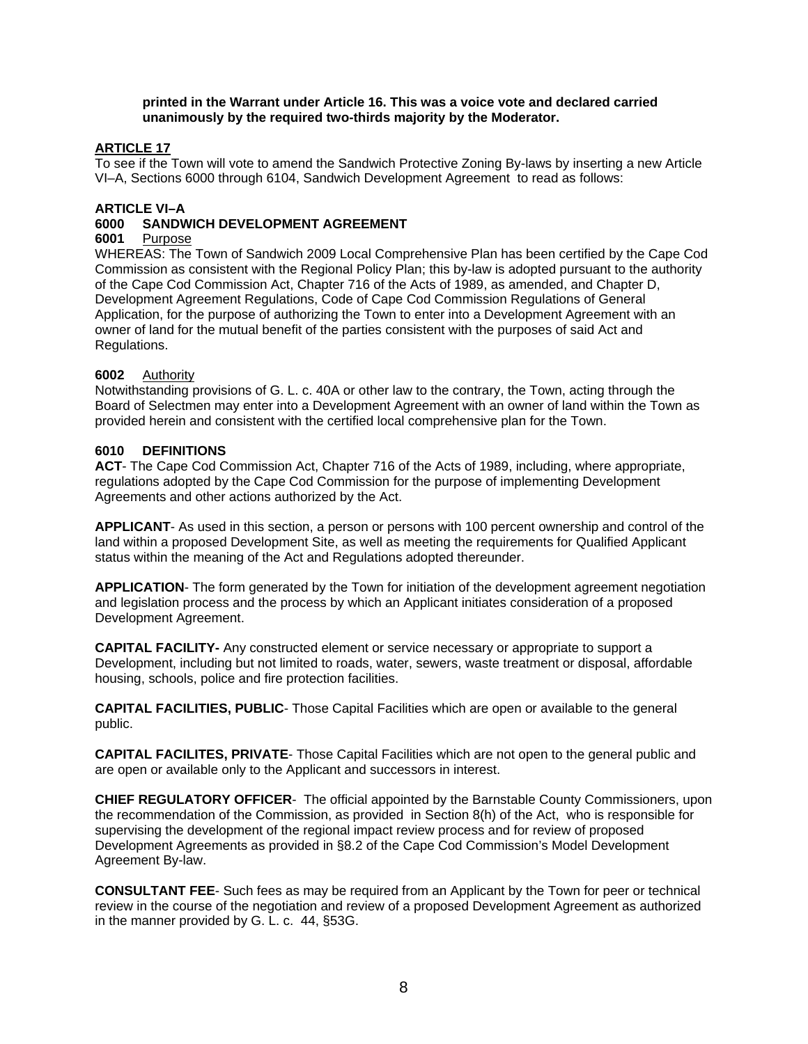**printed in the Warrant under Article 16. This was a voice vote and declared carried unanimously by the required two-thirds majority by the Moderator.**

**ARTICLE 17**

To see if the Town will vote to amend the Sandwich Protective Zoning By-laws by inserting a new Article VI–A, Sections 6000 through 6104, Sandwich Development Agreement to read as follows:

**ARTICLE VI–A**

**6000 SANDWICH DEVELOPMENT AGREEMENT**

**6001** Purpose

WHEREAS: The Town of Sandwich 2009 Local Comprehensive Plan has been certified by the Cape Cod Commission as consistent with the Regional Policy Plan; this by-law is adopted pursuant to the authority of the Cape Cod Commission Act, Chapter 716 of the Acts of 1989, as amended, and Chapter D, Development Agreement Regulations, Code of Cape Cod Commission Regulations of General Application, for the purpose of authorizing the Town to enter into a Development Agreement with an owner of land for the mutual benefit of the parties consistent with the purposes of said Act and Regulations.

**6002** Authority

Notwithstanding provisions of G. L. c. 40A or other law to the contrary, the Town, acting through the Board of Selectmen may enter into a Development Agreement with an owner of land within the Town as provided herein and consistent with the certified local comprehensive plan for the Town.

**6010 DEFINITIONS**

**ACT**- The Cape Cod Commission Act, Chapter 716 of the Acts of 1989, including, where appropriate, regulations adopted by the Cape Cod Commission for the purpose of implementing Development Agreements and other actions authorized by the Act.

**APPLICANT**- As used in this section, a person or persons with 100 percent ownership and control of the land within a proposed Development Site, as well as meeting the requirements for Qualified Applicant status within the meaning of the Act and Regulations adopted thereunder.

**APPLICATION**- The form generated by the Town for initiation of the development agreement negotiation and legislation process and the process by which an Applicant initiates consideration of a proposed Development Agreement.

**CAPITAL FACILITY-** Any constructed element or service necessary or appropriate to support a Development, including but not limited to roads, water, sewers, waste treatment or disposal, affordable housing, schools, police and fire protection facilities.

**CAPITAL FACILITIES, PUBLIC**- Those Capital Facilities which are open or available to the general public.

**CAPITAL FACILITES, PRIVATE**- Those Capital Facilities which are not open to the general public and are open or available only to the Applicant and successors in interest.

**CHIEF REGULATORY OFFICER**- The official appointed by the Barnstable County Commissioners, upon the recommendation of the Commission, as provided in Section 8(h) of the Act, who is responsible for supervising the development of the regional impact review process and for review of proposed Development Agreements as provided in §8.2 of the Cape Cod Commission's Model Development Agreement By-law.

**CONSULTANT FEE**- Such fees as may be required from an Applicant by the Town for peer or technical review in the course of the negotiation and review of a proposed Development Agreement as authorized in the manner provided by G. L. c. 44, §53G.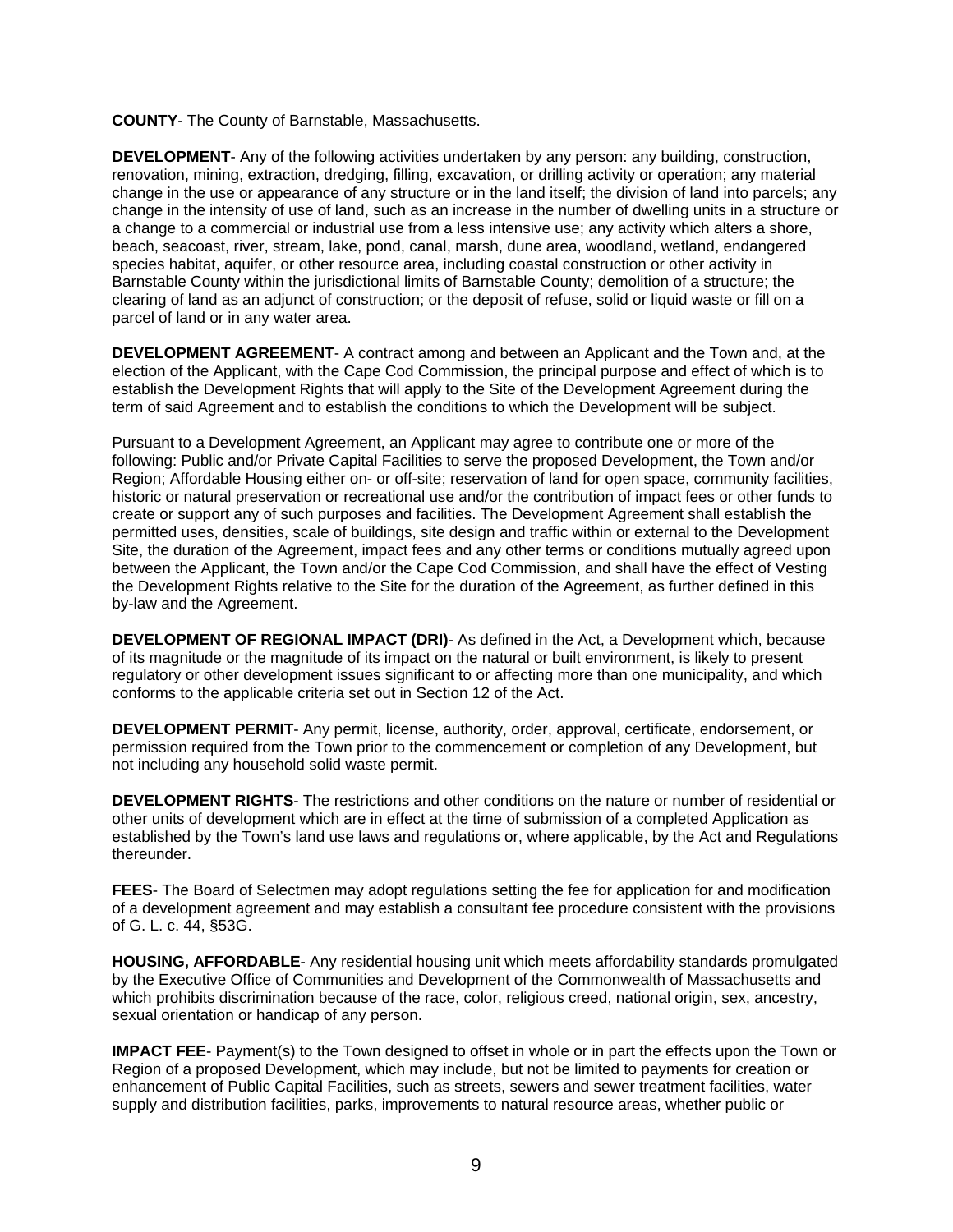**COUNTY**- The County of Barnstable, Massachusetts.

**DEVELOPMENT**- Any of the following activities undertaken by any person: any building, construction, renovation, mining, extraction, dredging, filling, excavation, or drilling activity or operation; any material change in the use or appearance of any structure or in the land itself; the division of land into parcels; any change in the intensity of use of land, such as an increase in the number of dwelling units in a structure or a change to a commercial or industrial use from a less intensive use; any activity which alters a shore, beach, seacoast, river, stream, lake, pond, canal, marsh, dune area, woodland, wetland, endangered species habitat, aquifer, or other resource area, including coastal construction or other activity in Barnstable County within the jurisdictional limits of Barnstable County; demolition of a structure; the clearing of land as an adjunct of construction; or the deposit of refuse, solid or liquid waste or fill on a parcel of land or in any water area.

**DEVELOPMENT AGREEMENT**- A contract among and between an Applicant and the Town and, at the election of the Applicant, with the Cape Cod Commission, the principal purpose and effect of which is to establish the Development Rights that will apply to the Site of the Development Agreement during the term of said Agreement and to establish the conditions to which the Development will be subject.

Pursuant to a Development Agreement, an Applicant may agree to contribute one or more of the following: Public and/or Private Capital Facilities to serve the proposed Development, the Town and/or Region; Affordable Housing either on- or off-site; reservation of land for open space, community facilities, historic or natural preservation or recreational use and/or the contribution of impact fees or other funds to create or support any of such purposes and facilities. The Development Agreement shall establish the permitted uses, densities, scale of buildings, site design and traffic within or external to the Development Site, the duration of the Agreement, impact fees and any other terms or conditions mutually agreed upon between the Applicant, the Town and/or the Cape Cod Commission, and shall have the effect of Vesting the Development Rights relative to the Site for the duration of the Agreement, as further defined in this by-law and the Agreement.

**DEVELOPMENT OF REGIONAL IMPACT (DRI)**- As defined in the Act, a Development which, because of its magnitude or the magnitude of its impact on the natural or built environment, is likely to present regulatory or other development issues significant to or affecting more than one municipality, and which conforms to the applicable criteria set out in Section 12 of the Act.

**DEVELOPMENT PERMIT**- Any permit, license, authority, order, approval, certificate, endorsement, or permission required from the Town prior to the commencement or completion of any Development, but not including any household solid waste permit.

**DEVELOPMENT RIGHTS**- The restrictions and other conditions on the nature or number of residential or other units of development which are in effect at the time of submission of a completed Application as established by the Town's land use laws and regulations or, where applicable, by the Act and Regulations thereunder.

**FEES**- The Board of Selectmen may adopt regulations setting the fee for application for and modification of a development agreement and may establish a consultant fee procedure consistent with the provisions of G. L. c. 44, §53G.

**HOUSING, AFFORDABLE**- Any residential housing unit which meets affordability standards promulgated by the Executive Office of Communities and Development of the Commonwealth of Massachusetts and which prohibits discrimination because of the race, color, religious creed, national origin, sex, ancestry, sexual orientation or handicap of any person.

**IMPACT FEE**- Payment(s) to the Town designed to offset in whole or in part the effects upon the Town or Region of a proposed Development, which may include, but not be limited to payments for creation or enhancement of Public Capital Facilities, such as streets, sewers and sewer treatment facilities, water supply and distribution facilities, parks, improvements to natural resource areas, whether public or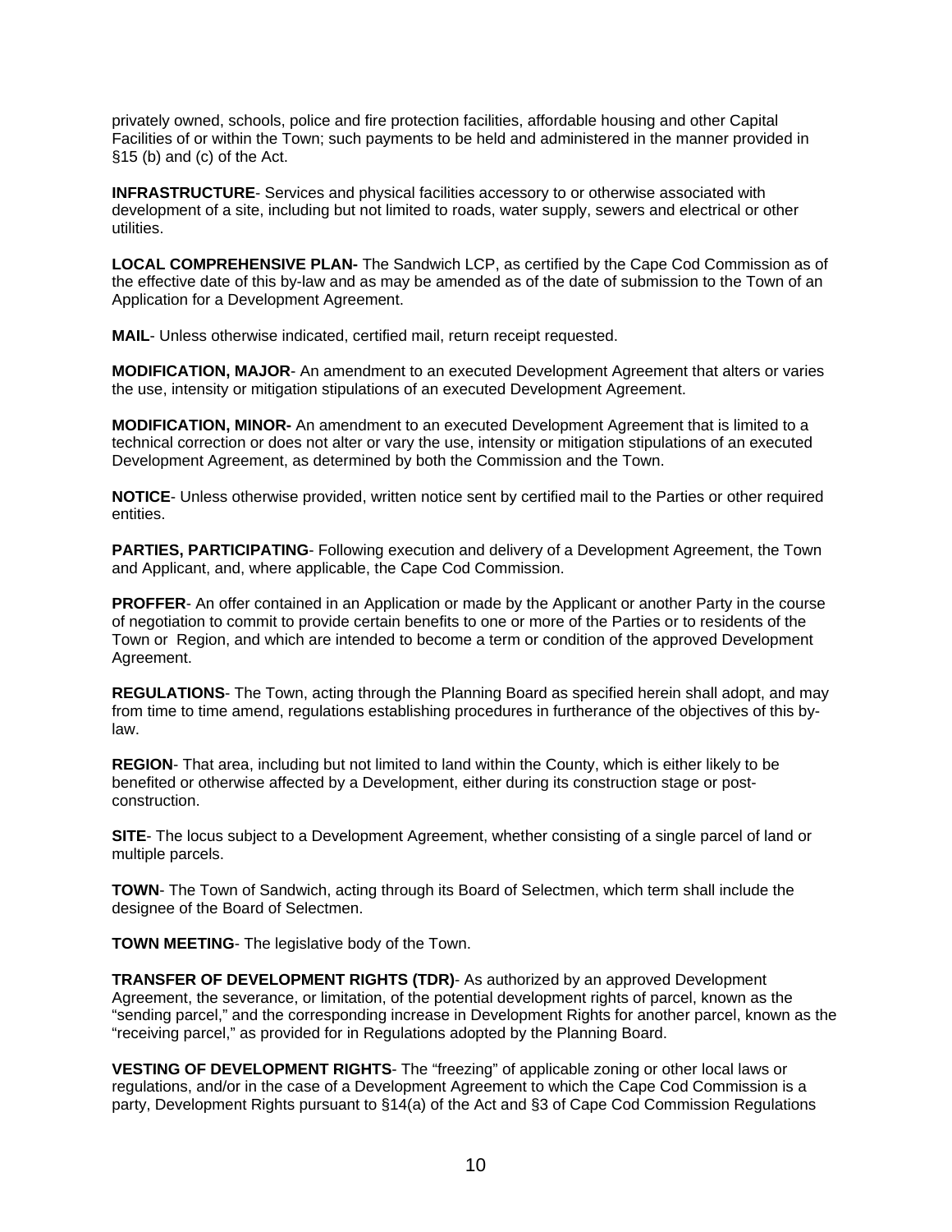privately owned, schools, police and fire protection facilities, affordable housing and other Capital Facilities of or within the Town; such payments to be held and administered in the manner provided in §15 (b) and (c) of the Act.

**INFRASTRUCTURE**- Services and physical facilities accessory to or otherwise associated with development of a site, including but not limited to roads, water supply, sewers and electrical or other utilities.

**LOCAL COMPREHENSIVE PLAN-** The Sandwich LCP, as certified by the Cape Cod Commission as of the effective date of this by-law and as may be amended as of the date of submission to the Town of an Application for a Development Agreement.

**MAIL**- Unless otherwise indicated, certified mail, return receipt requested.

**MODIFICATION, MAJOR**- An amendment to an executed Development Agreement that alters or varies the use, intensity or mitigation stipulations of an executed Development Agreement.

**MODIFICATION, MINOR-** An amendment to an executed Development Agreement that is limited to a technical correction or does not alter or vary the use, intensity or mitigation stipulations of an executed Development Agreement, as determined by both the Commission and the Town.

**NOTICE**- Unless otherwise provided, written notice sent by certified mail to the Parties or other required entities.

**PARTIES, PARTICIPATING**- Following execution and delivery of a Development Agreement, the Town and Applicant, and, where applicable, the Cape Cod Commission.

**PROFFER**- An offer contained in an Application or made by the Applicant or another Party in the course of negotiation to commit to provide certain benefits to one or more of the Parties or to residents of the Town or Region, and which are intended to become a term or condition of the approved Development Agreement.

**REGULATIONS**- The Town, acting through the Planning Board as specified herein shall adopt, and may from time to time amend, regulations establishing procedures in furtherance of the objectives of this by-law.

**REGION**- That area, including but not limited to land within the County, which is either likely to be benefited or otherwise affected by a Development, either during its construction stage or post-construction.

**SITE**- The locus subject to a Development Agreement, whether consisting of a single parcel of land or multiple parcels.

**TOWN**- The Town of Sandwich, acting through its Board of Selectmen, which term shall include the designee of the Board of Selectmen.

**TOWN MEETING**- The legislative body of the Town.

**TRANSFER OF DEVELOPMENT RIGHTS (TDR)**- As authorized by an approved Development Agreement, the severance, or limitation, of the potential development rights of parcel, known as the "sending parcel," and the corresponding increase in Development Rights for another parcel, known as the "receiving parcel," as provided for in Regulations adopted by the Planning Board.

**VESTING OF DEVELOPMENT RIGHTS**- The "freezing" of applicable zoning or other local laws or regulations, and/or in the case of a Development Agreement to which the Cape Cod Commission is a party, Development Rights pursuant to §14(a) of the Act and §3 of Cape Cod Commission Regulations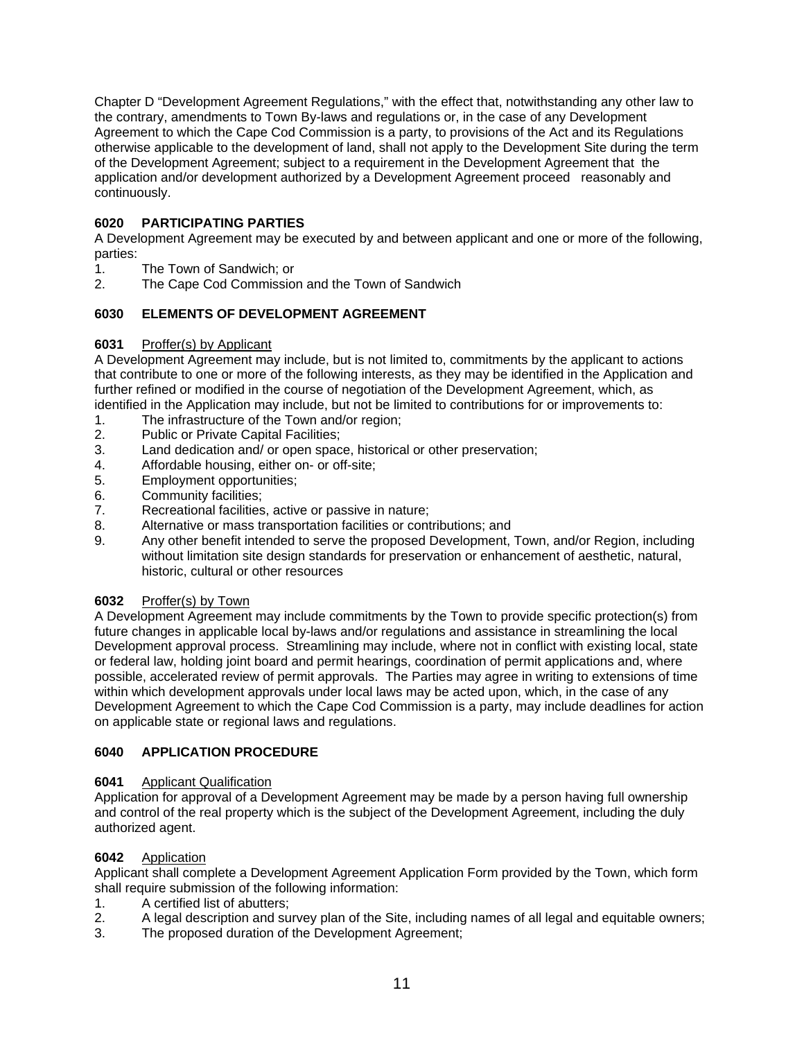Chapter D "Development Agreement Regulations," with the effect that, notwithstanding any other law to the contrary, amendments to Town By-laws and regulations or, in the case of any Development Agreement to which the Cape Cod Commission is a party, to provisions of the Act and its Regulations otherwise applicable to the development of land, shall not apply to the Development Site during the term of the Development Agreement; subject to a requirement in the Development Agreement that the application and/or development authorized by a Development Agreement proceed reasonably and continuously.

### 6020 PARTICIPATING PARTIES

A Development Agreement may be executed by and between applicant and one or more of the following, parties:

1. The Town of Sandwich; or
2. The Cape Cod Commission and the Town of Sandwich

### 6030 ELEMENTS OF DEVELOPMENT AGREEMENT

**6031** Proffer(s) by Applicant

A Development Agreement may include, but is not limited to, commitments by the applicant to actions that contribute to one or more of the following interests, as they may be identified in the Application and further refined or modified in the course of negotiation of the Development Agreement, which, as identified in the Application may include, but not be limited to contributions for or improvements to:

1. The infrastructure of the Town and/or region;
2. Public or Private Capital Facilities;
3. Land dedication and/ or open space, historical or other preservation;
4. Affordable housing, either on- or off-site;
5. Employment opportunities;
6. Community facilities;
7. Recreational facilities, active or passive in nature;
8. Alternative or mass transportation facilities or contributions; and
9. Any other benefit intended to serve the proposed Development, Town, and/or Region, including without limitation site design standards for preservation or enhancement of aesthetic, natural, historic, cultural or other resources

**6032** Proffer(s) by Town

A Development Agreement may include commitments by the Town to provide specific protection(s) from future changes in applicable local by-laws and/or regulations and assistance in streamlining the local Development approval process. Streamlining may include, where not in conflict with existing local, state or federal law, holding joint board and permit hearings, coordination of permit applications and, where possible, accelerated review of permit approvals. The Parties may agree in writing to extensions of time within which development approvals under local laws may be acted upon, which, in the case of any Development Agreement to which the Cape Cod Commission is a party, may include deadlines for action on applicable state or regional laws and regulations.

### 6040 APPLICATION PROCEDURE

**6041** Applicant Qualification

Application for approval of a Development Agreement may be made by a person having full ownership and control of the real property which is the subject of the Development Agreement, including the duly authorized agent.

**6042** Application

Applicant shall complete a Development Agreement Application Form provided by the Town, which form shall require submission of the following information:

1. A certified list of abutters;
2. A legal description and survey plan of the Site, including names of all legal and equitable owners;
3. The proposed duration of the Development Agreement;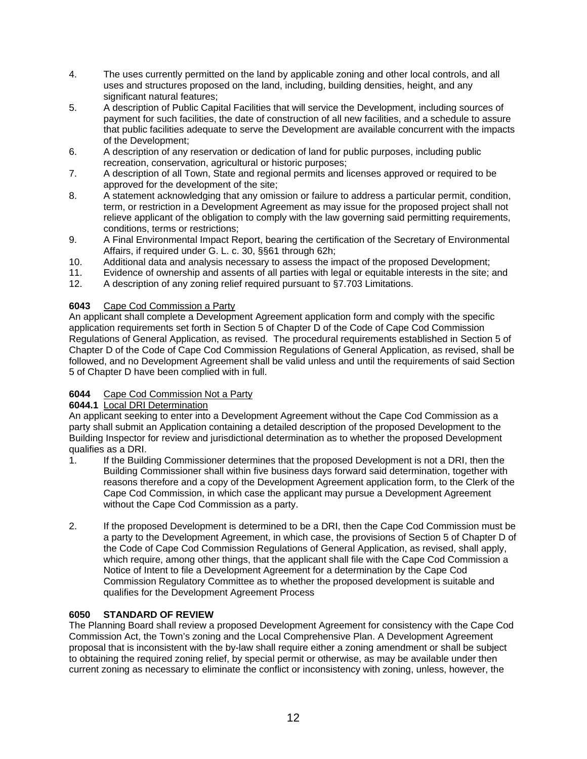4. The uses currently permitted on the land by applicable zoning and other local controls, and all uses and structures proposed on the land, including, building densities, height, and any significant natural features;
5. A description of Public Capital Facilities that will service the Development, including sources of payment for such facilities, the date of construction of all new facilities, and a schedule to assure that public facilities adequate to serve the Development are available concurrent with the impacts of the Development;
6. A description of any reservation or dedication of land for public purposes, including public recreation, conservation, agricultural or historic purposes;
7. A description of all Town, State and regional permits and licenses approved or required to be approved for the development of the site;
8. A statement acknowledging that any omission or failure to address a particular permit, condition, term, or restriction in a Development Agreement as may issue for the proposed project shall not relieve applicant of the obligation to comply with the law governing said permitting requirements, conditions, terms or restrictions;
9. A Final Environmental Impact Report, bearing the certification of the Secretary of Environmental Affairs, if required under G. L. c. 30, §§61 through 62h;
10. Additional data and analysis necessary to assess the impact of the proposed Development;
11. Evidence of ownership and assents of all parties with legal or equitable interests in the site; and
12. A description of any zoning relief required pursuant to §7.703 Limitations.

**6043** Cape Cod Commission a Party

An applicant shall complete a Development Agreement application form and comply with the specific application requirements set forth in Section 5 of Chapter D of the Code of Cape Cod Commission Regulations of General Application, as revised. The procedural requirements established in Section 5 of Chapter D of the Code of Cape Cod Commission Regulations of General Application, as revised, shall be followed, and no Development Agreement shall be valid unless and until the requirements of said Section 5 of Chapter D have been complied with in full.

**6044** Cape Cod Commission Not a Party

**6044.1** Local DRI Determination

An applicant seeking to enter into a Development Agreement without the Cape Cod Commission as a party shall submit an Application containing a detailed description of the proposed Development to the Building Inspector for review and jurisdictional determination as to whether the proposed Development qualifies as a DRI.

1. If the Building Commissioner determines that the proposed Development is not a DRI, then the Building Commissioner shall within five business days forward said determination, together with reasons therefore and a copy of the Development Agreement application form, to the Clerk of the Cape Cod Commission, in which case the applicant may pursue a Development Agreement without the Cape Cod Commission as a party.

2. If the proposed Development is determined to be a DRI, then the Cape Cod Commission must be a party to the Development Agreement, in which case, the provisions of Section 5 of Chapter D of the Code of Cape Cod Commission Regulations of General Application, as revised, shall apply, which require, among other things, that the applicant shall file with the Cape Cod Commission a Notice of Intent to file a Development Agreement for a determination by the Cape Cod Commission Regulatory Committee as to whether the proposed development is suitable and qualifies for the Development Agreement Process

**6050 STANDARD OF REVIEW**

The Planning Board shall review a proposed Development Agreement for consistency with the Cape Cod Commission Act, the Town's zoning and the Local Comprehensive Plan. A Development Agreement proposal that is inconsistent with the by-law shall require either a zoning amendment or shall be subject to obtaining the required zoning relief, by special permit or otherwise, as may be available under then current zoning as necessary to eliminate the conflict or inconsistency with zoning, unless, however, the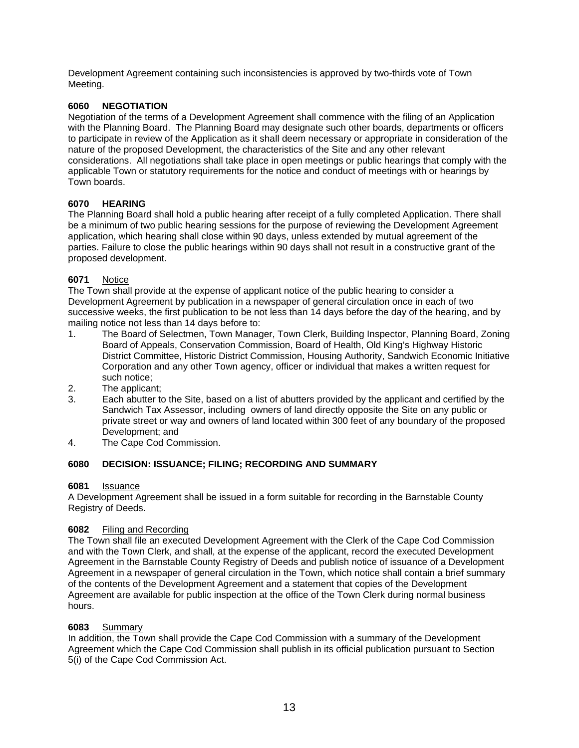Development Agreement containing such inconsistencies is approved by two-thirds vote of Town Meeting.

**6060 NEGOTIATION**

Negotiation of the terms of a Development Agreement shall commence with the filing of an Application with the Planning Board. The Planning Board may designate such other boards, departments or officers to participate in review of the Application as it shall deem necessary or appropriate in consideration of the nature of the proposed Development, the characteristics of the Site and any other relevant considerations. All negotiations shall take place in open meetings or public hearings that comply with the applicable Town or statutory requirements for the notice and conduct of meetings with or hearings by Town boards.

**6070 HEARING**

The Planning Board shall hold a public hearing after receipt of a fully completed Application. There shall be a minimum of two public hearing sessions for the purpose of reviewing the Development Agreement application, which hearing shall close within 90 days, unless extended by mutual agreement of the parties. Failure to close the public hearings within 90 days shall not result in a constructive grant of the proposed development.

**6071** Notice

The Town shall provide at the expense of applicant notice of the public hearing to consider a Development Agreement by publication in a newspaper of general circulation once in each of two successive weeks, the first publication to be not less than 14 days before the day of the hearing, and by mailing notice not less than 14 days before to:

1. The Board of Selectmen, Town Manager, Town Clerk, Building Inspector, Planning Board, Zoning Board of Appeals, Conservation Commission, Board of Health, Old King's Highway Historic District Committee, Historic District Commission, Housing Authority, Sandwich Economic Initiative Corporation and any other Town agency, officer or individual that makes a written request for such notice;
2. The applicant;
3. Each abutter to the Site, based on a list of abutters provided by the applicant and certified by the Sandwich Tax Assessor, including owners of land directly opposite the Site on any public or private street or way and owners of land located within 300 feet of any boundary of the proposed Development; and
4. The Cape Cod Commission.

**6080 DECISION: ISSUANCE; FILING; RECORDING AND SUMMARY**

**6081** Issuance

A Development Agreement shall be issued in a form suitable for recording in the Barnstable County Registry of Deeds.

**6082** Filing and Recording

The Town shall file an executed Development Agreement with the Clerk of the Cape Cod Commission and with the Town Clerk, and shall, at the expense of the applicant, record the executed Development Agreement in the Barnstable County Registry of Deeds and publish notice of issuance of a Development Agreement in a newspaper of general circulation in the Town, which notice shall contain a brief summary of the contents of the Development Agreement and a statement that copies of the Development Agreement are available for public inspection at the office of the Town Clerk during normal business hours.

**6083** Summary

In addition, the Town shall provide the Cape Cod Commission with a summary of the Development Agreement which the Cape Cod Commission shall publish in its official publication pursuant to Section 5(i) of the Cape Cod Commission Act.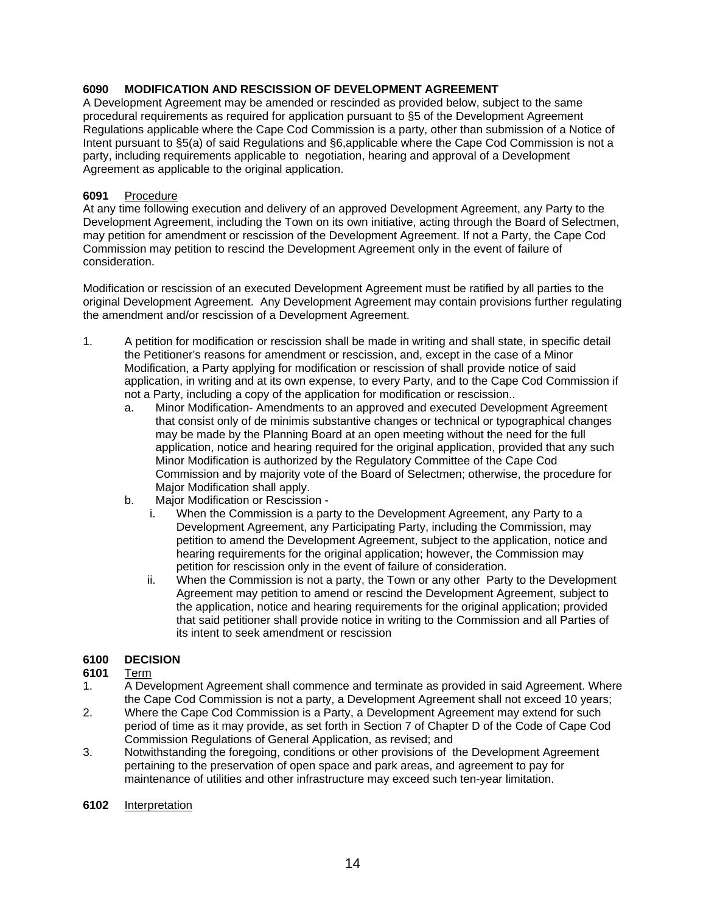### 6090 MODIFICATION AND RESCISSION OF DEVELOPMENT AGREEMENT

A Development Agreement may be amended or rescinded as provided below, subject to the same procedural requirements as required for application pursuant to §5 of the Development Agreement Regulations applicable where the Cape Cod Commission is a party, other than submission of a Notice of Intent pursuant to §5(a) of said Regulations and §6,applicable where the Cape Cod Commission is not a party, including requirements applicable to negotiation, hearing and approval of a Development Agreement as applicable to the original application.

**6091** Procedure

At any time following execution and delivery of an approved Development Agreement, any Party to the Development Agreement, including the Town on its own initiative, acting through the Board of Selectmen, may petition for amendment or rescission of the Development Agreement. If not a Party, the Cape Cod Commission may petition to rescind the Development Agreement only in the event of failure of consideration.

Modification or rescission of an executed Development Agreement must be ratified by all parties to the original Development Agreement. Any Development Agreement may contain provisions further regulating the amendment and/or rescission of a Development Agreement.

1. A petition for modification or rescission shall be made in writing and shall state, in specific detail the Petitioner's reasons for amendment or rescission, and, except in the case of a Minor Modification, a Party applying for modification or rescission of shall provide notice of said application, in writing and at its own expense, to every Party, and to the Cape Cod Commission if not a Party, including a copy of the application for modification or rescission..
   a. Minor Modification- Amendments to an approved and executed Development Agreement that consist only of de minimis substantive changes or technical or typographical changes may be made by the Planning Board at an open meeting without the need for the full application, notice and hearing required for the original application, provided that any such Minor Modification is authorized by the Regulatory Committee of the Cape Cod Commission and by majority vote of the Board of Selectmen; otherwise, the procedure for Major Modification shall apply.
   b. Major Modification or Rescission -
      i. When the Commission is a party to the Development Agreement, any Party to a Development Agreement, any Participating Party, including the Commission, may petition to amend the Development Agreement, subject to the application, notice and hearing requirements for the original application; however, the Commission may petition for rescission only in the event of failure of consideration.
      ii. When the Commission is not a party, the Town or any other Party to the Development Agreement may petition to amend or rescind the Development Agreement, subject to the application, notice and hearing requirements for the original application; provided that said petitioner shall provide notice in writing to the Commission and all Parties of its intent to seek amendment or rescission

### 6100 DECISION

**6101** Term

1. A Development Agreement shall commence and terminate as provided in said Agreement. Where the Cape Cod Commission is not a party, a Development Agreement shall not exceed 10 years;
2. Where the Cape Cod Commission is a Party, a Development Agreement may extend for such period of time as it may provide, as set forth in Section 7 of Chapter D of the Code of Cape Cod Commission Regulations of General Application, as revised; and
3. Notwithstanding the foregoing, conditions or other provisions of the Development Agreement pertaining to the preservation of open space and park areas, and agreement to pay for maintenance of utilities and other infrastructure may exceed such ten-year limitation.

**6102** Interpretation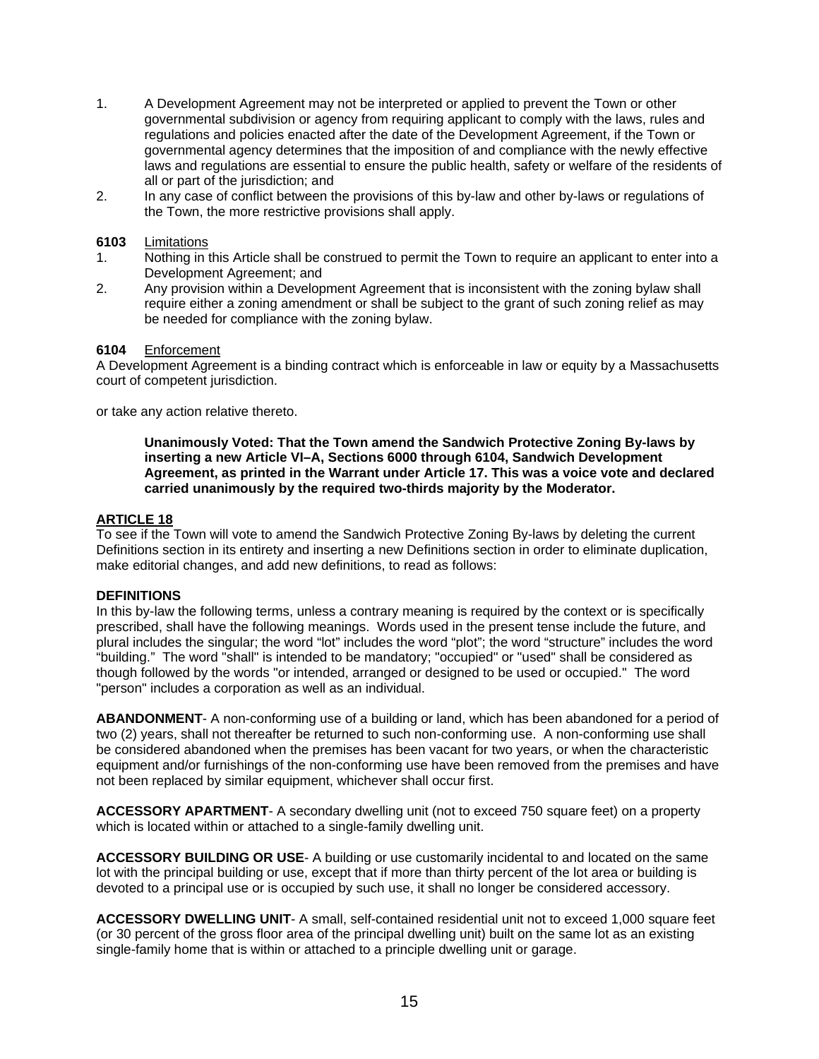1. A Development Agreement may not be interpreted or applied to prevent the Town or other governmental subdivision or agency from requiring applicant to comply with the laws, rules and regulations and policies enacted after the date of the Development Agreement, if the Town or governmental agency determines that the imposition of and compliance with the newly effective laws and regulations are essential to ensure the public health, safety or welfare of the residents of all or part of the jurisdiction; and
2. In any case of conflict between the provisions of this by-law and other by-laws or regulations of the Town, the more restrictive provisions shall apply.

**6103** Limitations

1. Nothing in this Article shall be construed to permit the Town to require an applicant to enter into a Development Agreement; and
2. Any provision within a Development Agreement that is inconsistent with the zoning bylaw shall require either a zoning amendment or shall be subject to the grant of such zoning relief as may be needed for compliance with the zoning bylaw.

**6104** Enforcement

A Development Agreement is a binding contract which is enforceable in law or equity by a Massachusetts court of competent jurisdiction.

or take any action relative thereto.

> **Unanimously Voted: That the Town amend the Sandwich Protective Zoning By-laws by inserting a new Article VI–A, Sections 6000 through 6104, Sandwich Development Agreement, as printed in the Warrant under Article 17. This was a voice vote and declared carried unanimously by the required two-thirds majority by the Moderator.**

## ARTICLE 18

To see if the Town will vote to amend the Sandwich Protective Zoning By-laws by deleting the current Definitions section in its entirety and inserting a new Definitions section in order to eliminate duplication, make editorial changes, and add new definitions, to read as follows:

**DEFINITIONS**

In this by-law the following terms, unless a contrary meaning is required by the context or is specifically prescribed, shall have the following meanings. Words used in the present tense include the future, and plural includes the singular; the word "lot" includes the word "plot"; the word "structure" includes the word "building." The word "shall" is intended to be mandatory; "occupied" or "used" shall be considered as though followed by the words "or intended, arranged or designed to be used or occupied." The word "person" includes a corporation as well as an individual.

**ABANDONMENT**- A non-conforming use of a building or land, which has been abandoned for a period of two (2) years, shall not thereafter be returned to such non-conforming use. A non-conforming use shall be considered abandoned when the premises has been vacant for two years, or when the characteristic equipment and/or furnishings of the non-conforming use have been removed from the premises and have not been replaced by similar equipment, whichever shall occur first.

**ACCESSORY APARTMENT**- A secondary dwelling unit (not to exceed 750 square feet) on a property which is located within or attached to a single-family dwelling unit.

**ACCESSORY BUILDING OR USE**- A building or use customarily incidental to and located on the same lot with the principal building or use, except that if more than thirty percent of the lot area or building is devoted to a principal use or is occupied by such use, it shall no longer be considered accessory.

**ACCESSORY DWELLING UNIT**- A small, self-contained residential unit not to exceed 1,000 square feet (or 30 percent of the gross floor area of the principal dwelling unit) built on the same lot as an existing single-family home that is within or attached to a principle dwelling unit or garage.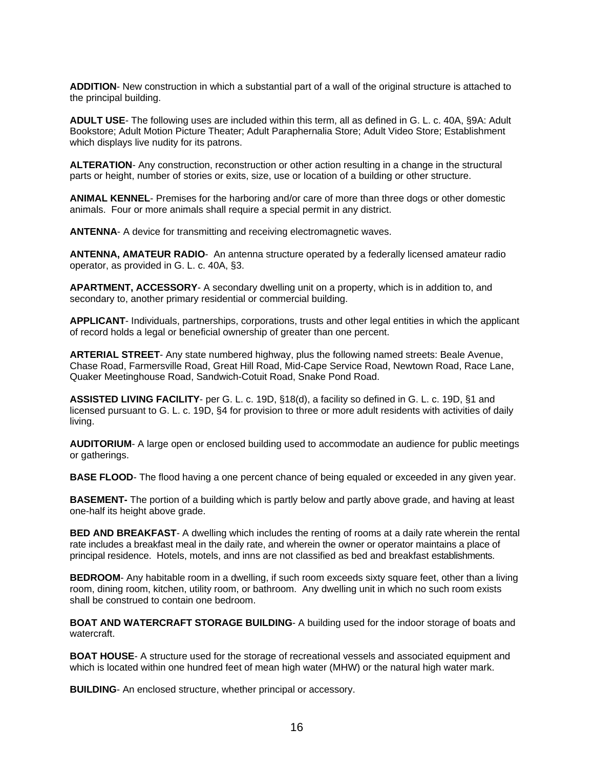**ADDITION**- New construction in which a substantial part of a wall of the original structure is attached to the principal building.

**ADULT USE**- The following uses are included within this term, all as defined in G. L. c. 40A, §9A: Adult Bookstore; Adult Motion Picture Theater; Adult Paraphernalia Store; Adult Video Store; Establishment which displays live nudity for its patrons.

**ALTERATION**- Any construction, reconstruction or other action resulting in a change in the structural parts or height, number of stories or exits, size, use or location of a building or other structure.

**ANIMAL KENNEL**- Premises for the harboring and/or care of more than three dogs or other domestic animals. Four or more animals shall require a special permit in any district.

**ANTENNA**- A device for transmitting and receiving electromagnetic waves.

**ANTENNA, AMATEUR RADIO**- An antenna structure operated by a federally licensed amateur radio operator, as provided in G. L. c. 40A, §3.

**APARTMENT, ACCESSORY**- A secondary dwelling unit on a property, which is in addition to, and secondary to, another primary residential or commercial building.

**APPLICANT**- Individuals, partnerships, corporations, trusts and other legal entities in which the applicant of record holds a legal or beneficial ownership of greater than one percent.

**ARTERIAL STREET**- Any state numbered highway, plus the following named streets: Beale Avenue, Chase Road, Farmersville Road, Great Hill Road, Mid-Cape Service Road, Newtown Road, Race Lane, Quaker Meetinghouse Road, Sandwich-Cotuit Road, Snake Pond Road.

**ASSISTED LIVING FACILITY**- per G. L. c. 19D, §18(d), a facility so defined in G. L. c. 19D, §1 and licensed pursuant to G. L. c. 19D, §4 for provision to three or more adult residents with activities of daily living.

**AUDITORIUM**- A large open or enclosed building used to accommodate an audience for public meetings or gatherings.

**BASE FLOOD**- The flood having a one percent chance of being equaled or exceeded in any given year.

**BASEMENT-** The portion of a building which is partly below and partly above grade, and having at least one-half its height above grade.

**BED AND BREAKFAST**- A dwelling which includes the renting of rooms at a daily rate wherein the rental rate includes a breakfast meal in the daily rate, and wherein the owner or operator maintains a place of principal residence. Hotels, motels, and inns are not classified as bed and breakfast establishments.

**BEDROOM**- Any habitable room in a dwelling, if such room exceeds sixty square feet, other than a living room, dining room, kitchen, utility room, or bathroom. Any dwelling unit in which no such room exists shall be construed to contain one bedroom.

**BOAT AND WATERCRAFT STORAGE BUILDING**- A building used for the indoor storage of boats and watercraft.

**BOAT HOUSE**- A structure used for the storage of recreational vessels and associated equipment and which is located within one hundred feet of mean high water (MHW) or the natural high water mark.

**BUILDING**- An enclosed structure, whether principal or accessory.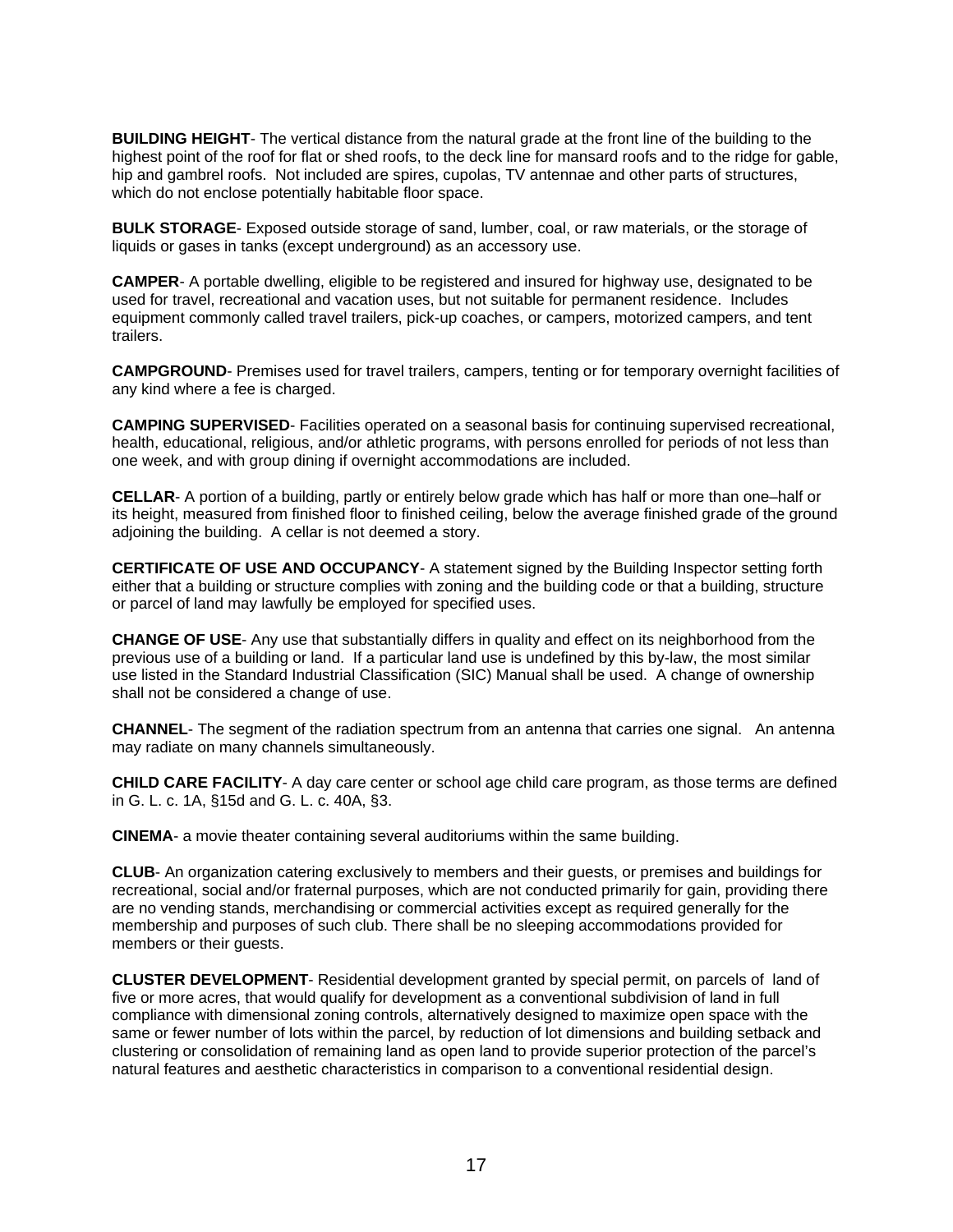**BUILDING HEIGHT**- The vertical distance from the natural grade at the front line of the building to the highest point of the roof for flat or shed roofs, to the deck line for mansard roofs and to the ridge for gable, hip and gambrel roofs. Not included are spires, cupolas, TV antennae and other parts of structures, which do not enclose potentially habitable floor space.

**BULK STORAGE**- Exposed outside storage of sand, lumber, coal, or raw materials, or the storage of liquids or gases in tanks (except underground) as an accessory use.

**CAMPER**- A portable dwelling, eligible to be registered and insured for highway use, designated to be used for travel, recreational and vacation uses, but not suitable for permanent residence. Includes equipment commonly called travel trailers, pick-up coaches, or campers, motorized campers, and tent trailers.

**CAMPGROUND**- Premises used for travel trailers, campers, tenting or for temporary overnight facilities of any kind where a fee is charged.

**CAMPING SUPERVISED**- Facilities operated on a seasonal basis for continuing supervised recreational, health, educational, religious, and/or athletic programs, with persons enrolled for periods of not less than one week, and with group dining if overnight accommodations are included.

**CELLAR**- A portion of a building, partly or entirely below grade which has half or more than one–half or its height, measured from finished floor to finished ceiling, below the average finished grade of the ground adjoining the building. A cellar is not deemed a story.

**CERTIFICATE OF USE AND OCCUPANCY**- A statement signed by the Building Inspector setting forth either that a building or structure complies with zoning and the building code or that a building, structure or parcel of land may lawfully be employed for specified uses.

**CHANGE OF USE**- Any use that substantially differs in quality and effect on its neighborhood from the previous use of a building or land. If a particular land use is undefined by this by-law, the most similar use listed in the Standard Industrial Classification (SIC) Manual shall be used. A change of ownership shall not be considered a change of use.

**CHANNEL**- The segment of the radiation spectrum from an antenna that carries one signal. An antenna may radiate on many channels simultaneously.

**CHILD CARE FACILITY**- A day care center or school age child care program, as those terms are defined in G. L. c. 1A, §15d and G. L. c. 40A, §3.

**CINEMA**- a movie theater containing several auditoriums within the same building.

**CLUB**- An organization catering exclusively to members and their guests, or premises and buildings for recreational, social and/or fraternal purposes, which are not conducted primarily for gain, providing there are no vending stands, merchandising or commercial activities except as required generally for the membership and purposes of such club. There shall be no sleeping accommodations provided for members or their guests.

**CLUSTER DEVELOPMENT**- Residential development granted by special permit, on parcels of land of five or more acres, that would qualify for development as a conventional subdivision of land in full compliance with dimensional zoning controls, alternatively designed to maximize open space with the same or fewer number of lots within the parcel, by reduction of lot dimensions and building setback and clustering or consolidation of remaining land as open land to provide superior protection of the parcel's natural features and aesthetic characteristics in comparison to a conventional residential design.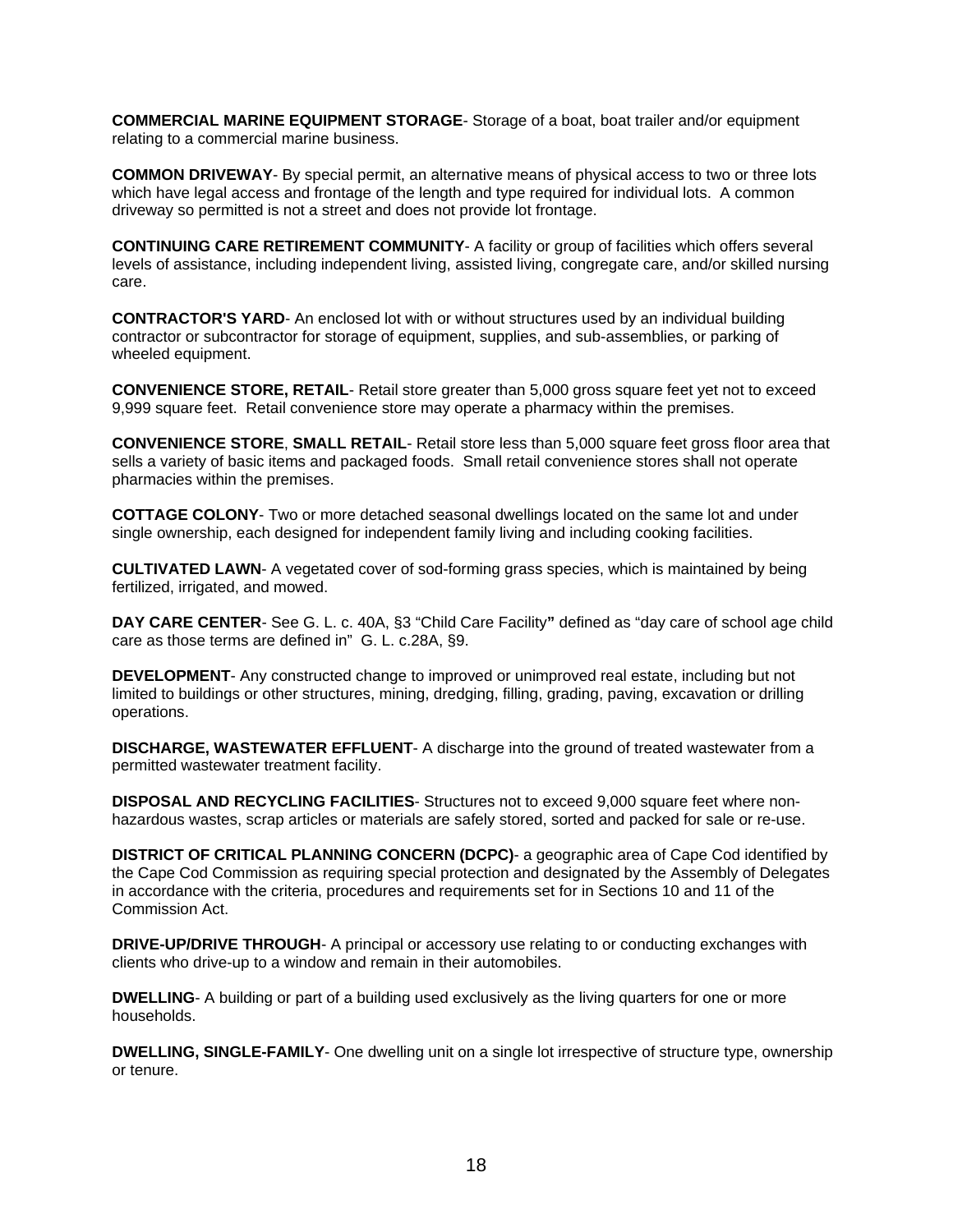**COMMERCIAL MARINE EQUIPMENT STORAGE**- Storage of a boat, boat trailer and/or equipment relating to a commercial marine business.

**COMMON DRIVEWAY**- By special permit, an alternative means of physical access to two or three lots which have legal access and frontage of the length and type required for individual lots. A common driveway so permitted is not a street and does not provide lot frontage.

**CONTINUING CARE RETIREMENT COMMUNITY**- A facility or group of facilities which offers several levels of assistance, including independent living, assisted living, congregate care, and/or skilled nursing care.

**CONTRACTOR'S YARD**- An enclosed lot with or without structures used by an individual building contractor or subcontractor for storage of equipment, supplies, and sub-assemblies, or parking of wheeled equipment.

**CONVENIENCE STORE, RETAIL**- Retail store greater than 5,000 gross square feet yet not to exceed 9,999 square feet. Retail convenience store may operate a pharmacy within the premises.

**CONVENIENCE STORE**, **SMALL RETAIL**- Retail store less than 5,000 square feet gross floor area that sells a variety of basic items and packaged foods. Small retail convenience stores shall not operate pharmacies within the premises.

**COTTAGE COLONY**- Two or more detached seasonal dwellings located on the same lot and under single ownership, each designed for independent family living and including cooking facilities.

**CULTIVATED LAWN**- A vegetated cover of sod-forming grass species, which is maintained by being fertilized, irrigated, and mowed.

**DAY CARE CENTER**- See G. L. c. 40A, §3 "Child Care Facility**"** defined as "day care of school age child care as those terms are defined in" G. L. c.28A, §9.

**DEVELOPMENT**- Any constructed change to improved or unimproved real estate, including but not limited to buildings or other structures, mining, dredging, filling, grading, paving, excavation or drilling operations.

**DISCHARGE, WASTEWATER EFFLUENT**- A discharge into the ground of treated wastewater from a permitted wastewater treatment facility.

**DISPOSAL AND RECYCLING FACILITIES**- Structures not to exceed 9,000 square feet where non-hazardous wastes, scrap articles or materials are safely stored, sorted and packed for sale or re-use.

**DISTRICT OF CRITICAL PLANNING CONCERN (DCPC)**- a geographic area of Cape Cod identified by the Cape Cod Commission as requiring special protection and designated by the Assembly of Delegates in accordance with the criteria, procedures and requirements set for in Sections 10 and 11 of the Commission Act.

**DRIVE-UP/DRIVE THROUGH**- A principal or accessory use relating to or conducting exchanges with clients who drive-up to a window and remain in their automobiles.

**DWELLING**- A building or part of a building used exclusively as the living quarters for one or more households.

**DWELLING, SINGLE-FAMILY**- One dwelling unit on a single lot irrespective of structure type, ownership or tenure.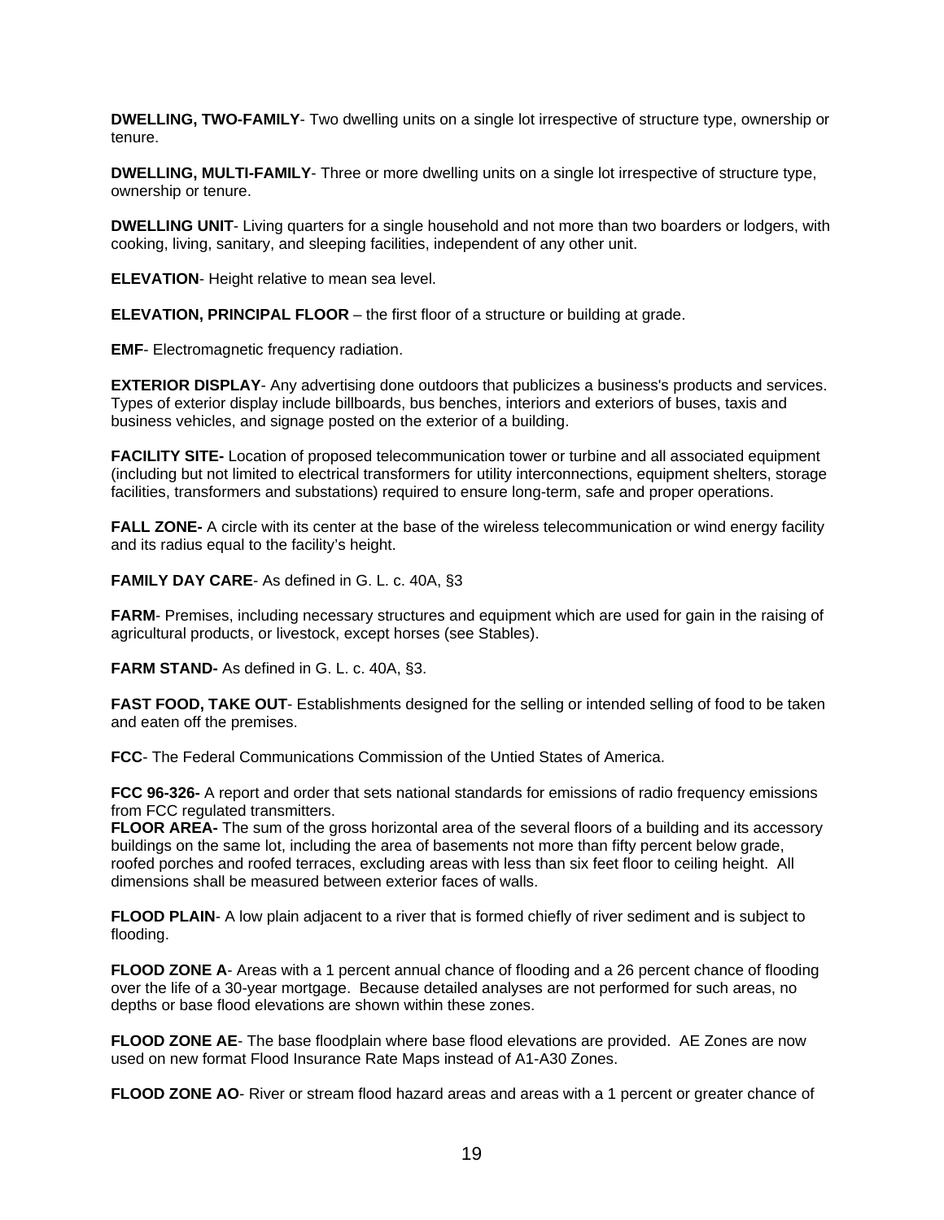**DWELLING, TWO-FAMILY**- Two dwelling units on a single lot irrespective of structure type, ownership or tenure.

**DWELLING, MULTI-FAMILY**- Three or more dwelling units on a single lot irrespective of structure type, ownership or tenure.

**DWELLING UNIT**- Living quarters for a single household and not more than two boarders or lodgers, with cooking, living, sanitary, and sleeping facilities, independent of any other unit.

**ELEVATION**- Height relative to mean sea level.

**ELEVATION, PRINCIPAL FLOOR** – the first floor of a structure or building at grade.

**EMF**- Electromagnetic frequency radiation.

**EXTERIOR DISPLAY**- Any advertising done outdoors that publicizes a business's products and services. Types of exterior display include billboards, bus benches, interiors and exteriors of buses, taxis and business vehicles, and signage posted on the exterior of a building.

**FACILITY SITE-** Location of proposed telecommunication tower or turbine and all associated equipment (including but not limited to electrical transformers for utility interconnections, equipment shelters, storage facilities, transformers and substations) required to ensure long-term, safe and proper operations.

**FALL ZONE-** A circle with its center at the base of the wireless telecommunication or wind energy facility and its radius equal to the facility's height.

**FAMILY DAY CARE**- As defined in G. L. c. 40A, §3

**FARM**- Premises, including necessary structures and equipment which are used for gain in the raising of agricultural products, or livestock, except horses (see Stables).

**FARM STAND-** As defined in G. L. c. 40A, §3.

**FAST FOOD, TAKE OUT**- Establishments designed for the selling or intended selling of food to be taken and eaten off the premises.

**FCC**- The Federal Communications Commission of the Untied States of America.

**FCC 96-326-** A report and order that sets national standards for emissions of radio frequency emissions from FCC regulated transmitters.

**FLOOR AREA-** The sum of the gross horizontal area of the several floors of a building and its accessory buildings on the same lot, including the area of basements not more than fifty percent below grade, roofed porches and roofed terraces, excluding areas with less than six feet floor to ceiling height. All dimensions shall be measured between exterior faces of walls.

**FLOOD PLAIN**- A low plain adjacent to a river that is formed chiefly of river sediment and is subject to flooding.

**FLOOD ZONE A**- Areas with a 1 percent annual chance of flooding and a 26 percent chance of flooding over the life of a 30-year mortgage. Because detailed analyses are not performed for such areas, no depths or base flood elevations are shown within these zones.

**FLOOD ZONE AE**- The base floodplain where base flood elevations are provided. AE Zones are now used on new format Flood Insurance Rate Maps instead of A1-A30 Zones.

**FLOOD ZONE AO**- River or stream flood hazard areas and areas with a 1 percent or greater chance of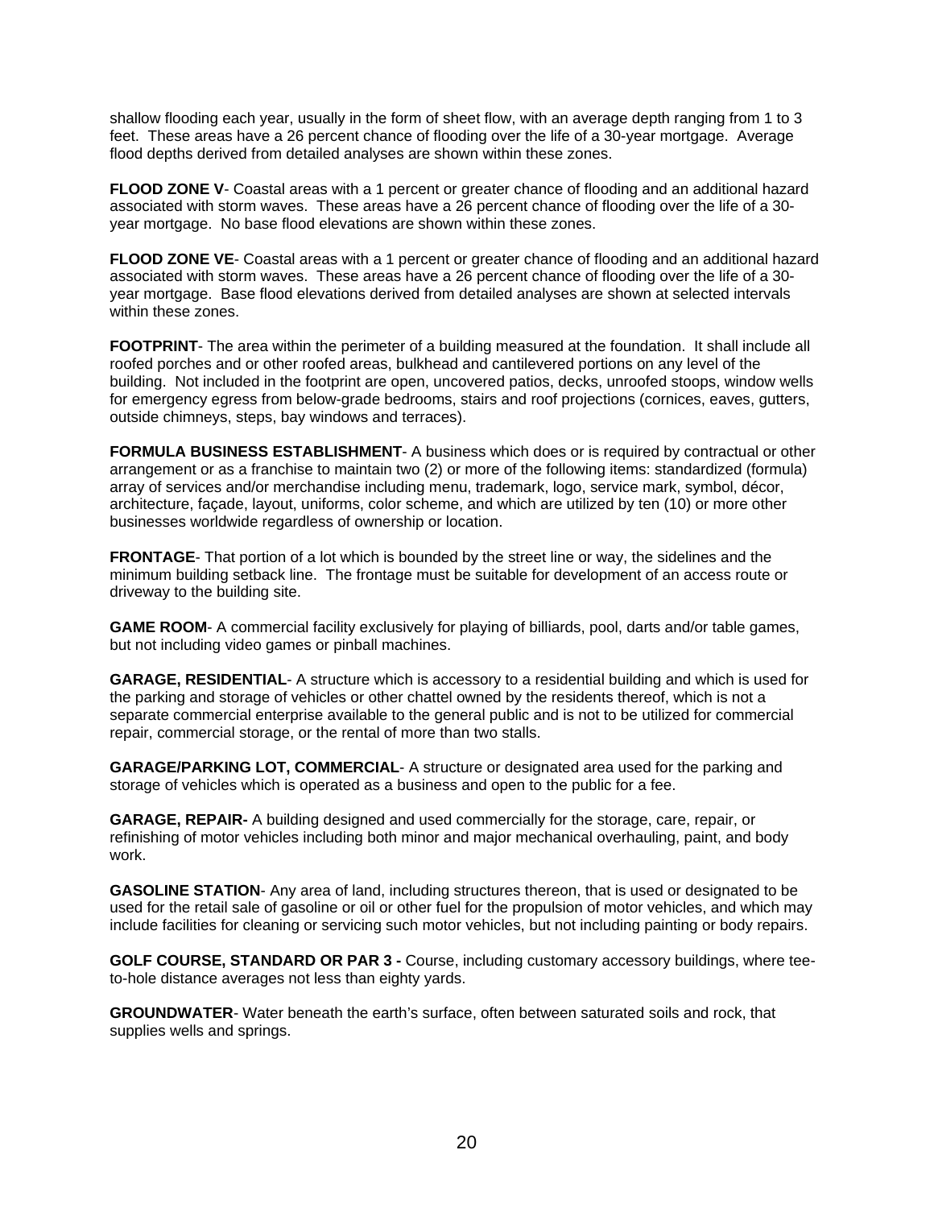shallow flooding each year, usually in the form of sheet flow, with an average depth ranging from 1 to 3 feet. These areas have a 26 percent chance of flooding over the life of a 30-year mortgage. Average flood depths derived from detailed analyses are shown within these zones.

**FLOOD ZONE V**- Coastal areas with a 1 percent or greater chance of flooding and an additional hazard associated with storm waves. These areas have a 26 percent chance of flooding over the life of a 30-year mortgage. No base flood elevations are shown within these zones.

**FLOOD ZONE VE**- Coastal areas with a 1 percent or greater chance of flooding and an additional hazard associated with storm waves. These areas have a 26 percent chance of flooding over the life of a 30-year mortgage. Base flood elevations derived from detailed analyses are shown at selected intervals within these zones.

**FOOTPRINT**- The area within the perimeter of a building measured at the foundation. It shall include all roofed porches and or other roofed areas, bulkhead and cantilevered portions on any level of the building. Not included in the footprint are open, uncovered patios, decks, unroofed stoops, window wells for emergency egress from below-grade bedrooms, stairs and roof projections (cornices, eaves, gutters, outside chimneys, steps, bay windows and terraces).

**FORMULA BUSINESS ESTABLISHMENT**- A business which does or is required by contractual or other arrangement or as a franchise to maintain two (2) or more of the following items: standardized (formula) array of services and/or merchandise including menu, trademark, logo, service mark, symbol, décor, architecture, façade, layout, uniforms, color scheme, and which are utilized by ten (10) or more other businesses worldwide regardless of ownership or location.

**FRONTAGE**- That portion of a lot which is bounded by the street line or way, the sidelines and the minimum building setback line. The frontage must be suitable for development of an access route or driveway to the building site.

**GAME ROOM**- A commercial facility exclusively for playing of billiards, pool, darts and/or table games, but not including video games or pinball machines.

**GARAGE, RESIDENTIAL**- A structure which is accessory to a residential building and which is used for the parking and storage of vehicles or other chattel owned by the residents thereof, which is not a separate commercial enterprise available to the general public and is not to be utilized for commercial repair, commercial storage, or the rental of more than two stalls.

**GARAGE/PARKING LOT, COMMERCIAL**- A structure or designated area used for the parking and storage of vehicles which is operated as a business and open to the public for a fee.

**GARAGE, REPAIR-** A building designed and used commercially for the storage, care, repair, or refinishing of motor vehicles including both minor and major mechanical overhauling, paint, and body work.

**GASOLINE STATION**- Any area of land, including structures thereon, that is used or designated to be used for the retail sale of gasoline or oil or other fuel for the propulsion of motor vehicles, and which may include facilities for cleaning or servicing such motor vehicles, but not including painting or body repairs.

**GOLF COURSE, STANDARD OR PAR 3 -** Course, including customary accessory buildings, where tee-to-hole distance averages not less than eighty yards.

**GROUNDWATER**- Water beneath the earth's surface, often between saturated soils and rock, that supplies wells and springs.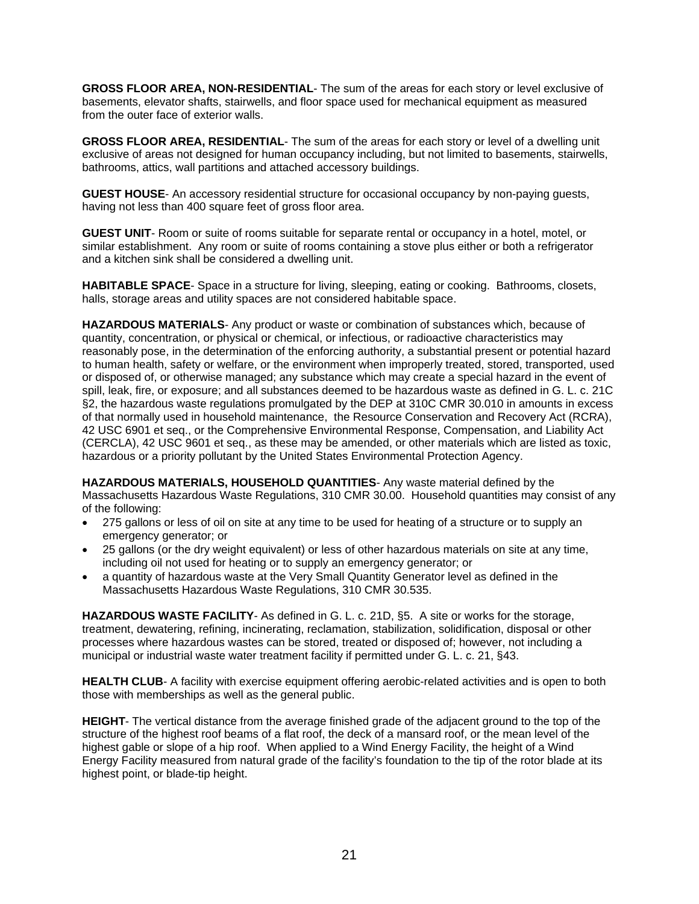**GROSS FLOOR AREA, NON-RESIDENTIAL**- The sum of the areas for each story or level exclusive of basements, elevator shafts, stairwells, and floor space used for mechanical equipment as measured from the outer face of exterior walls.

**GROSS FLOOR AREA, RESIDENTIAL**- The sum of the areas for each story or level of a dwelling unit exclusive of areas not designed for human occupancy including, but not limited to basements, stairwells, bathrooms, attics, wall partitions and attached accessory buildings.

**GUEST HOUSE**- An accessory residential structure for occasional occupancy by non-paying guests, having not less than 400 square feet of gross floor area.

**GUEST UNIT**- Room or suite of rooms suitable for separate rental or occupancy in a hotel, motel, or similar establishment. Any room or suite of rooms containing a stove plus either or both a refrigerator and a kitchen sink shall be considered a dwelling unit.

**HABITABLE SPACE**- Space in a structure for living, sleeping, eating or cooking. Bathrooms, closets, halls, storage areas and utility spaces are not considered habitable space.

**HAZARDOUS MATERIALS**- Any product or waste or combination of substances which, because of quantity, concentration, or physical or chemical, or infectious, or radioactive characteristics may reasonably pose, in the determination of the enforcing authority, a substantial present or potential hazard to human health, safety or welfare, or the environment when improperly treated, stored, transported, used or disposed of, or otherwise managed; any substance which may create a special hazard in the event of spill, leak, fire, or exposure; and all substances deemed to be hazardous waste as defined in G. L. c. 21C §2, the hazardous waste regulations promulgated by the DEP at 310C CMR 30.010 in amounts in excess of that normally used in household maintenance, the Resource Conservation and Recovery Act (RCRA), 42 USC 6901 et seq., or the Comprehensive Environmental Response, Compensation, and Liability Act (CERCLA), 42 USC 9601 et seq., as these may be amended, or other materials which are listed as toxic, hazardous or a priority pollutant by the United States Environmental Protection Agency.

**HAZARDOUS MATERIALS, HOUSEHOLD QUANTITIES**- Any waste material defined by the Massachusetts Hazardous Waste Regulations, 310 CMR 30.00. Household quantities may consist of any of the following:

- 275 gallons or less of oil on site at any time to be used for heating of a structure or to supply an emergency generator; or
- 25 gallons (or the dry weight equivalent) or less of other hazardous materials on site at any time, including oil not used for heating or to supply an emergency generator; or
- a quantity of hazardous waste at the Very Small Quantity Generator level as defined in the Massachusetts Hazardous Waste Regulations, 310 CMR 30.535.

**HAZARDOUS WASTE FACILITY**- As defined in G. L. c. 21D, §5. A site or works for the storage, treatment, dewatering, refining, incinerating, reclamation, stabilization, solidification, disposal or other processes where hazardous wastes can be stored, treated or disposed of; however, not including a municipal or industrial waste water treatment facility if permitted under G. L. c. 21, §43.

**HEALTH CLUB**- A facility with exercise equipment offering aerobic-related activities and is open to both those with memberships as well as the general public.

**HEIGHT**- The vertical distance from the average finished grade of the adjacent ground to the top of the structure of the highest roof beams of a flat roof, the deck of a mansard roof, or the mean level of the highest gable or slope of a hip roof. When applied to a Wind Energy Facility, the height of a Wind Energy Facility measured from natural grade of the facility's foundation to the tip of the rotor blade at its highest point, or blade-tip height.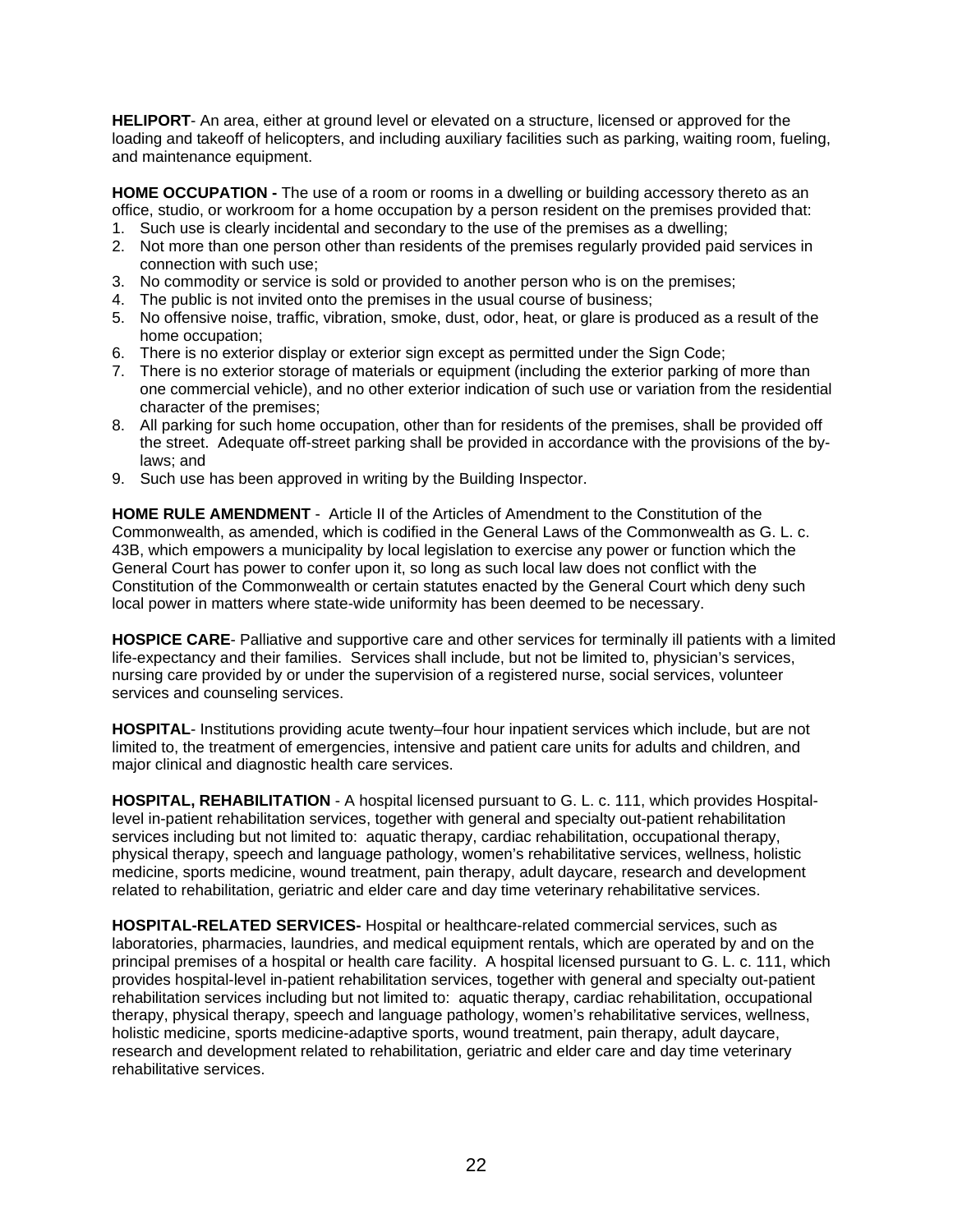**HELIPORT**- An area, either at ground level or elevated on a structure, licensed or approved for the loading and takeoff of helicopters, and including auxiliary facilities such as parking, waiting room, fueling, and maintenance equipment.

**HOME OCCUPATION -** The use of a room or rooms in a dwelling or building accessory thereto as an office, studio, or workroom for a home occupation by a person resident on the premises provided that:

1. Such use is clearly incidental and secondary to the use of the premises as a dwelling;
2. Not more than one person other than residents of the premises regularly provided paid services in connection with such use;
3. No commodity or service is sold or provided to another person who is on the premises;
4. The public is not invited onto the premises in the usual course of business;
5. No offensive noise, traffic, vibration, smoke, dust, odor, heat, or glare is produced as a result of the home occupation;
6. There is no exterior display or exterior sign except as permitted under the Sign Code;
7. There is no exterior storage of materials or equipment (including the exterior parking of more than one commercial vehicle), and no other exterior indication of such use or variation from the residential character of the premises;
8. All parking for such home occupation, other than for residents of the premises, shall be provided off the street. Adequate off-street parking shall be provided in accordance with the provisions of the by-laws; and
9. Such use has been approved in writing by the Building Inspector.

**HOME RULE AMENDMENT** - Article II of the Articles of Amendment to the Constitution of the Commonwealth, as amended, which is codified in the General Laws of the Commonwealth as G. L. c. 43B, which empowers a municipality by local legislation to exercise any power or function which the General Court has power to confer upon it, so long as such local law does not conflict with the Constitution of the Commonwealth or certain statutes enacted by the General Court which deny such local power in matters where state-wide uniformity has been deemed to be necessary.

**HOSPICE CARE**- Palliative and supportive care and other services for terminally ill patients with a limited life-expectancy and their families. Services shall include, but not be limited to, physician's services, nursing care provided by or under the supervision of a registered nurse, social services, volunteer services and counseling services.

**HOSPITAL**- Institutions providing acute twenty–four hour inpatient services which include, but are not limited to, the treatment of emergencies, intensive and patient care units for adults and children, and major clinical and diagnostic health care services.

**HOSPITAL, REHABILITATION** - A hospital licensed pursuant to G. L. c. 111, which provides Hospital-level in-patient rehabilitation services, together with general and specialty out-patient rehabilitation services including but not limited to: aquatic therapy, cardiac rehabilitation, occupational therapy, physical therapy, speech and language pathology, women's rehabilitative services, wellness, holistic medicine, sports medicine, wound treatment, pain therapy, adult daycare, research and development related to rehabilitation, geriatric and elder care and day time veterinary rehabilitative services.

**HOSPITAL-RELATED SERVICES-** Hospital or healthcare-related commercial services, such as laboratories, pharmacies, laundries, and medical equipment rentals, which are operated by and on the principal premises of a hospital or health care facility. A hospital licensed pursuant to G. L. c. 111, which provides hospital-level in-patient rehabilitation services, together with general and specialty out-patient rehabilitation services including but not limited to: aquatic therapy, cardiac rehabilitation, occupational therapy, physical therapy, speech and language pathology, women's rehabilitative services, wellness, holistic medicine, sports medicine-adaptive sports, wound treatment, pain therapy, adult daycare, research and development related to rehabilitation, geriatric and elder care and day time veterinary rehabilitative services.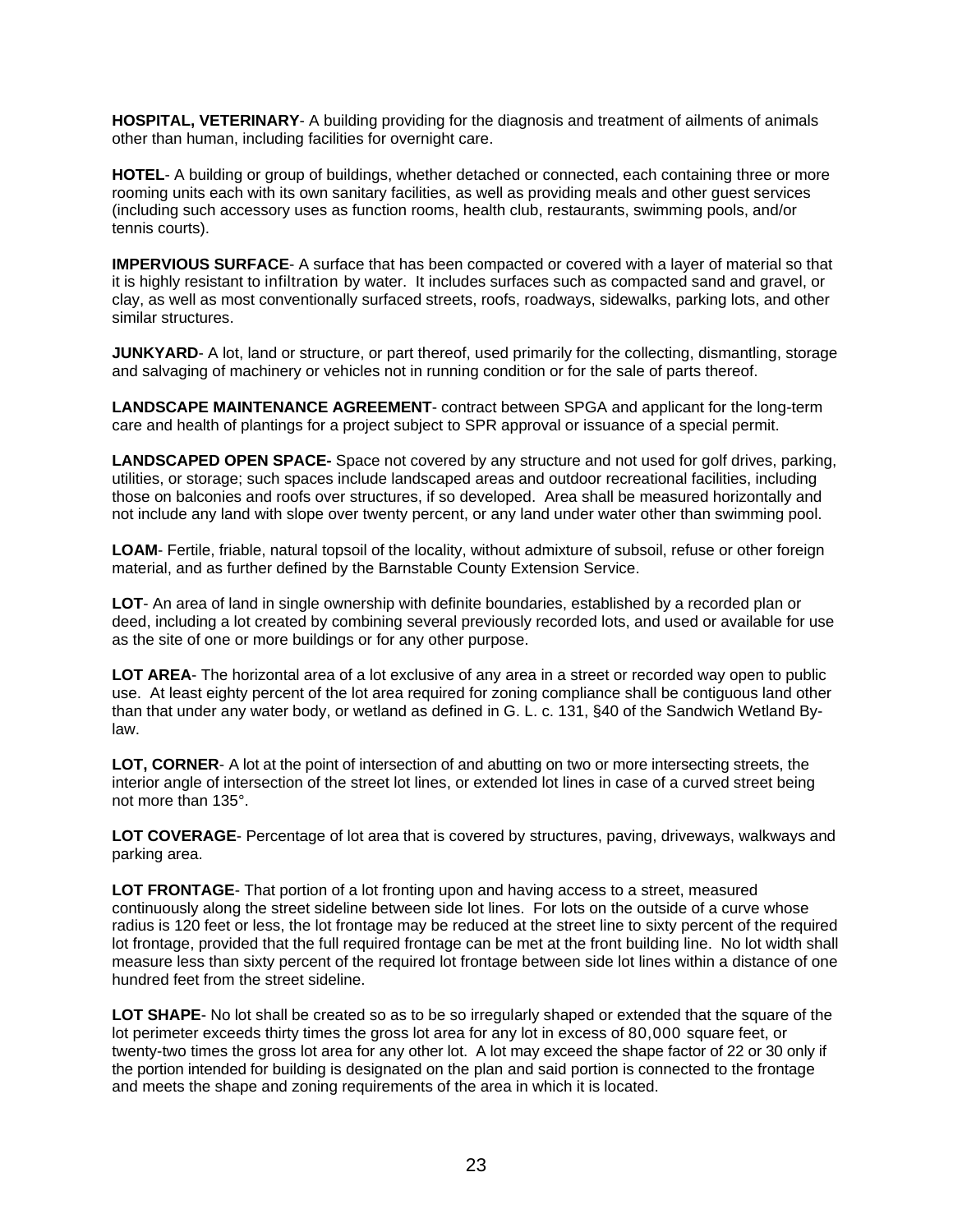**HOSPITAL, VETERINARY**- A building providing for the diagnosis and treatment of ailments of animals other than human, including facilities for overnight care.

**HOTEL**- A building or group of buildings, whether detached or connected, each containing three or more rooming units each with its own sanitary facilities, as well as providing meals and other guest services (including such accessory uses as function rooms, health club, restaurants, swimming pools, and/or tennis courts).

**IMPERVIOUS SURFACE**- A surface that has been compacted or covered with a layer of material so that it is highly resistant to infiltration by water. It includes surfaces such as compacted sand and gravel, or clay, as well as most conventionally surfaced streets, roofs, roadways, sidewalks, parking lots, and other similar structures.

**JUNKYARD**- A lot, land or structure, or part thereof, used primarily for the collecting, dismantling, storage and salvaging of machinery or vehicles not in running condition or for the sale of parts thereof.

**LANDSCAPE MAINTENANCE AGREEMENT**- contract between SPGA and applicant for the long-term care and health of plantings for a project subject to SPR approval or issuance of a special permit.

**LANDSCAPED OPEN SPACE-** Space not covered by any structure and not used for golf drives, parking, utilities, or storage; such spaces include landscaped areas and outdoor recreational facilities, including those on balconies and roofs over structures, if so developed. Area shall be measured horizontally and not include any land with slope over twenty percent, or any land under water other than swimming pool.

**LOAM**- Fertile, friable, natural topsoil of the locality, without admixture of subsoil, refuse or other foreign material, and as further defined by the Barnstable County Extension Service.

**LOT**- An area of land in single ownership with definite boundaries, established by a recorded plan or deed, including a lot created by combining several previously recorded lots, and used or available for use as the site of one or more buildings or for any other purpose.

**LOT AREA**- The horizontal area of a lot exclusive of any area in a street or recorded way open to public use. At least eighty percent of the lot area required for zoning compliance shall be contiguous land other than that under any water body, or wetland as defined in G. L. c. 131, §40 of the Sandwich Wetland By-law.

**LOT, CORNER**- A lot at the point of intersection of and abutting on two or more intersecting streets, the interior angle of intersection of the street lot lines, or extended lot lines in case of a curved street being not more than 135°.

**LOT COVERAGE**- Percentage of lot area that is covered by structures, paving, driveways, walkways and parking area.

**LOT FRONTAGE**- That portion of a lot fronting upon and having access to a street, measured continuously along the street sideline between side lot lines. For lots on the outside of a curve whose radius is 120 feet or less, the lot frontage may be reduced at the street line to sixty percent of the required lot frontage, provided that the full required frontage can be met at the front building line. No lot width shall measure less than sixty percent of the required lot frontage between side lot lines within a distance of one hundred feet from the street sideline.

**LOT SHAPE**- No lot shall be created so as to be so irregularly shaped or extended that the square of the lot perimeter exceeds thirty times the gross lot area for any lot in excess of 80,000 square feet, or twenty-two times the gross lot area for any other lot. A lot may exceed the shape factor of 22 or 30 only if the portion intended for building is designated on the plan and said portion is connected to the frontage and meets the shape and zoning requirements of the area in which it is located.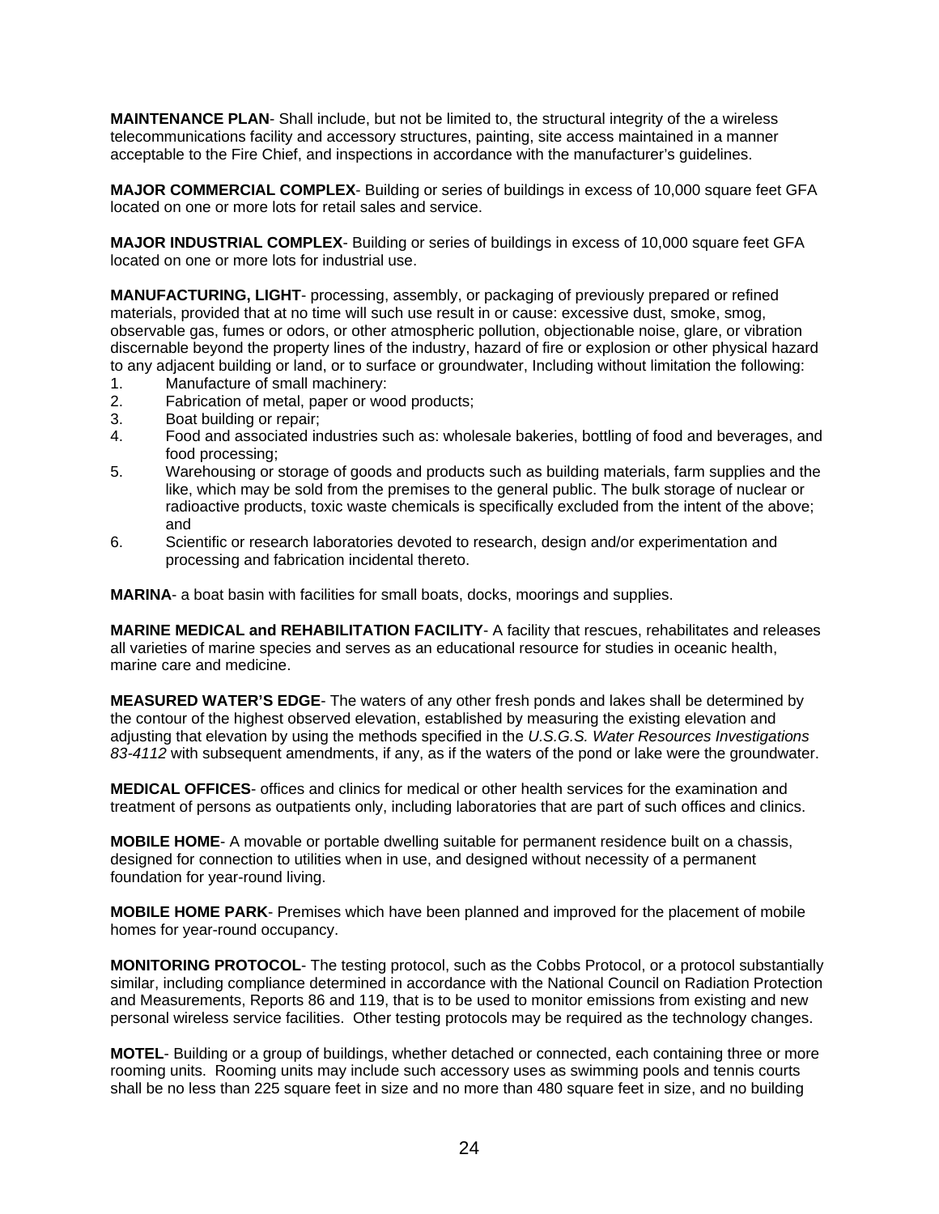**MAINTENANCE PLAN**- Shall include, but not be limited to, the structural integrity of the a wireless telecommunications facility and accessory structures, painting, site access maintained in a manner acceptable to the Fire Chief, and inspections in accordance with the manufacturer's guidelines.

**MAJOR COMMERCIAL COMPLEX**- Building or series of buildings in excess of 10,000 square feet GFA located on one or more lots for retail sales and service.

**MAJOR INDUSTRIAL COMPLEX**- Building or series of buildings in excess of 10,000 square feet GFA located on one or more lots for industrial use.

**MANUFACTURING, LIGHT**- processing, assembly, or packaging of previously prepared or refined materials, provided that at no time will such use result in or cause: excessive dust, smoke, smog, observable gas, fumes or odors, or other atmospheric pollution, objectionable noise, glare, or vibration discernable beyond the property lines of the industry, hazard of fire or explosion or other physical hazard to any adjacent building or land, or to surface or groundwater, Including without limitation the following:

1. Manufacture of small machinery:
2. Fabrication of metal, paper or wood products;
3. Boat building or repair;
4. Food and associated industries such as: wholesale bakeries, bottling of food and beverages, and food processing;
5. Warehousing or storage of goods and products such as building materials, farm supplies and the like, which may be sold from the premises to the general public. The bulk storage of nuclear or radioactive products, toxic waste chemicals is specifically excluded from the intent of the above; and
6. Scientific or research laboratories devoted to research, design and/or experimentation and processing and fabrication incidental thereto.

**MARINA**- a boat basin with facilities for small boats, docks, moorings and supplies.

**MARINE MEDICAL and REHABILITATION FACILITY**- A facility that rescues, rehabilitates and releases all varieties of marine species and serves as an educational resource for studies in oceanic health, marine care and medicine.

**MEASURED WATER'S EDGE**- The waters of any other fresh ponds and lakes shall be determined by the contour of the highest observed elevation, established by measuring the existing elevation and adjusting that elevation by using the methods specified in the *U.S.G.S. Water Resources Investigations 83-4112* with subsequent amendments, if any, as if the waters of the pond or lake were the groundwater.

**MEDICAL OFFICES**- offices and clinics for medical or other health services for the examination and treatment of persons as outpatients only, including laboratories that are part of such offices and clinics.

**MOBILE HOME**- A movable or portable dwelling suitable for permanent residence built on a chassis, designed for connection to utilities when in use, and designed without necessity of a permanent foundation for year-round living.

**MOBILE HOME PARK**- Premises which have been planned and improved for the placement of mobile homes for year-round occupancy.

**MONITORING PROTOCOL**- The testing protocol, such as the Cobbs Protocol, or a protocol substantially similar, including compliance determined in accordance with the National Council on Radiation Protection and Measurements, Reports 86 and 119, that is to be used to monitor emissions from existing and new personal wireless service facilities. Other testing protocols may be required as the technology changes.

**MOTEL**- Building or a group of buildings, whether detached or connected, each containing three or more rooming units. Rooming units may include such accessory uses as swimming pools and tennis courts shall be no less than 225 square feet in size and no more than 480 square feet in size, and no building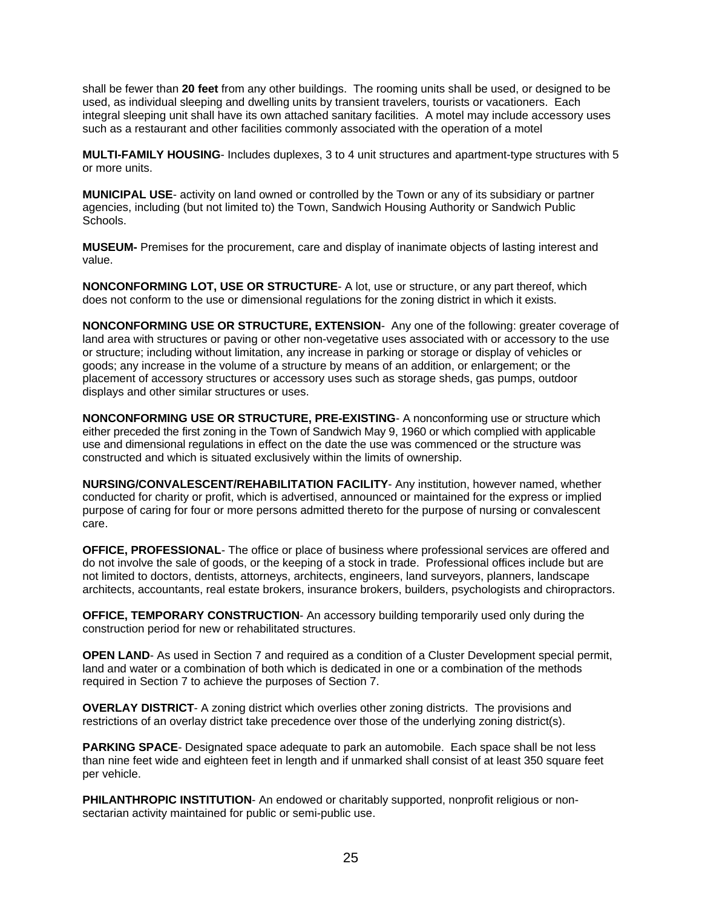shall be fewer than **20 feet** from any other buildings. The rooming units shall be used, or designed to be used, as individual sleeping and dwelling units by transient travelers, tourists or vacationers. Each integral sleeping unit shall have its own attached sanitary facilities. A motel may include accessory uses such as a restaurant and other facilities commonly associated with the operation of a motel

**MULTI-FAMILY HOUSING**- Includes duplexes, 3 to 4 unit structures and apartment-type structures with 5 or more units.

**MUNICIPAL USE**- activity on land owned or controlled by the Town or any of its subsidiary or partner agencies, including (but not limited to) the Town, Sandwich Housing Authority or Sandwich Public Schools.

**MUSEUM-** Premises for the procurement, care and display of inanimate objects of lasting interest and value.

**NONCONFORMING LOT, USE OR STRUCTURE**- A lot, use or structure, or any part thereof, which does not conform to the use or dimensional regulations for the zoning district in which it exists.

**NONCONFORMING USE OR STRUCTURE, EXTENSION**- Any one of the following: greater coverage of land area with structures or paving or other non-vegetative uses associated with or accessory to the use or structure; including without limitation, any increase in parking or storage or display of vehicles or goods; any increase in the volume of a structure by means of an addition, or enlargement; or the placement of accessory structures or accessory uses such as storage sheds, gas pumps, outdoor displays and other similar structures or uses.

**NONCONFORMING USE OR STRUCTURE, PRE-EXISTING**- A nonconforming use or structure which either preceded the first zoning in the Town of Sandwich May 9, 1960 or which complied with applicable use and dimensional regulations in effect on the date the use was commenced or the structure was constructed and which is situated exclusively within the limits of ownership.

**NURSING/CONVALESCENT/REHABILITATION FACILITY**- Any institution, however named, whether conducted for charity or profit, which is advertised, announced or maintained for the express or implied purpose of caring for four or more persons admitted thereto for the purpose of nursing or convalescent care.

**OFFICE, PROFESSIONAL**- The office or place of business where professional services are offered and do not involve the sale of goods, or the keeping of a stock in trade. Professional offices include but are not limited to doctors, dentists, attorneys, architects, engineers, land surveyors, planners, landscape architects, accountants, real estate brokers, insurance brokers, builders, psychologists and chiropractors.

**OFFICE, TEMPORARY CONSTRUCTION**- An accessory building temporarily used only during the construction period for new or rehabilitated structures.

**OPEN LAND**- As used in Section 7 and required as a condition of a Cluster Development special permit, land and water or a combination of both which is dedicated in one or a combination of the methods required in Section 7 to achieve the purposes of Section 7.

**OVERLAY DISTRICT**- A zoning district which overlies other zoning districts. The provisions and restrictions of an overlay district take precedence over those of the underlying zoning district(s).

**PARKING SPACE**- Designated space adequate to park an automobile. Each space shall be not less than nine feet wide and eighteen feet in length and if unmarked shall consist of at least 350 square feet per vehicle.

**PHILANTHROPIC INSTITUTION**- An endowed or charitably supported, nonprofit religious or non-sectarian activity maintained for public or semi-public use.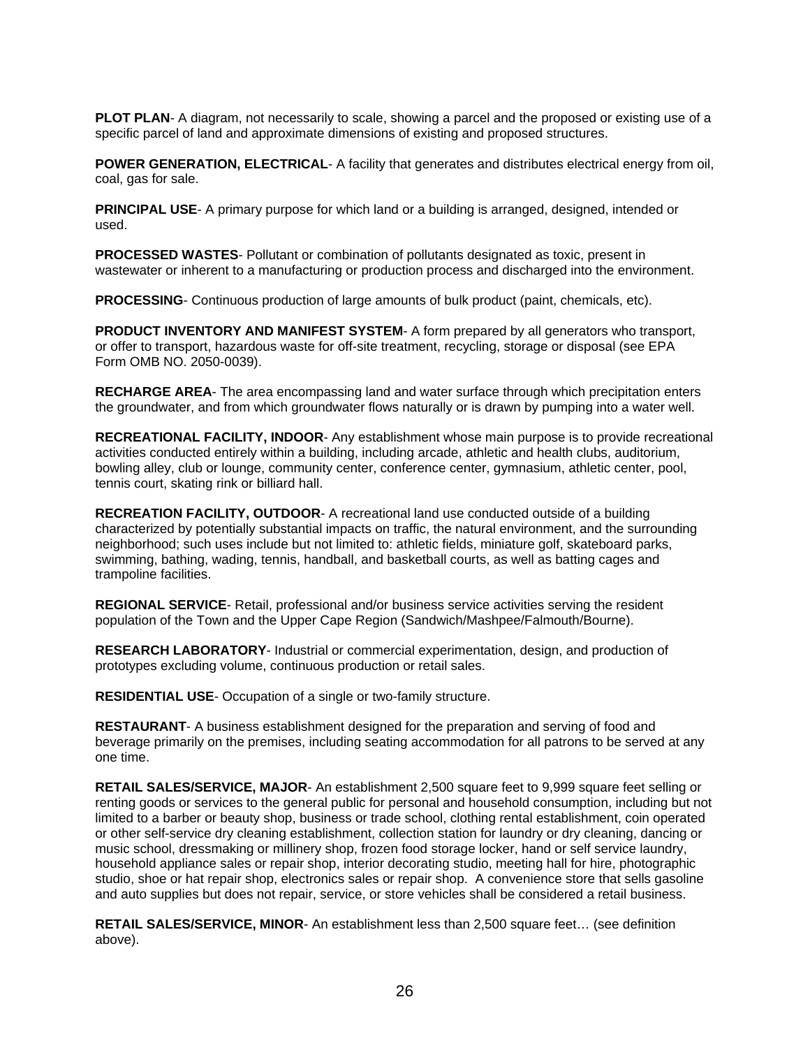**PLOT PLAN**- A diagram, not necessarily to scale, showing a parcel and the proposed or existing use of a specific parcel of land and approximate dimensions of existing and proposed structures.

**POWER GENERATION, ELECTRICAL**- A facility that generates and distributes electrical energy from oil, coal, gas for sale.

**PRINCIPAL USE**- A primary purpose for which land or a building is arranged, designed, intended or used.

**PROCESSED WASTES**- Pollutant or combination of pollutants designated as toxic, present in wastewater or inherent to a manufacturing or production process and discharged into the environment.

**PROCESSING**- Continuous production of large amounts of bulk product (paint, chemicals, etc).

**PRODUCT INVENTORY AND MANIFEST SYSTEM**- A form prepared by all generators who transport, or offer to transport, hazardous waste for off-site treatment, recycling, storage or disposal (see EPA Form OMB NO. 2050-0039).

**RECHARGE AREA**- The area encompassing land and water surface through which precipitation enters the groundwater, and from which groundwater flows naturally or is drawn by pumping into a water well.

**RECREATIONAL FACILITY, INDOOR**- Any establishment whose main purpose is to provide recreational activities conducted entirely within a building, including arcade, athletic and health clubs, auditorium, bowling alley, club or lounge, community center, conference center, gymnasium, athletic center, pool, tennis court, skating rink or billiard hall.

**RECREATION FACILITY, OUTDOOR**- A recreational land use conducted outside of a building characterized by potentially substantial impacts on traffic, the natural environment, and the surrounding neighborhood; such uses include but not limited to: athletic fields, miniature golf, skateboard parks, swimming, bathing, wading, tennis, handball, and basketball courts, as well as batting cages and trampoline facilities.

**REGIONAL SERVICE**- Retail, professional and/or business service activities serving the resident population of the Town and the Upper Cape Region (Sandwich/Mashpee/Falmouth/Bourne).

**RESEARCH LABORATORY**- Industrial or commercial experimentation, design, and production of prototypes excluding volume, continuous production or retail sales.

**RESIDENTIAL USE**- Occupation of a single or two-family structure.

**RESTAURANT**- A business establishment designed for the preparation and serving of food and beverage primarily on the premises, including seating accommodation for all patrons to be served at any one time.

**RETAIL SALES/SERVICE, MAJOR**- An establishment 2,500 square feet to 9,999 square feet selling or renting goods or services to the general public for personal and household consumption, including but not limited to a barber or beauty shop, business or trade school, clothing rental establishment, coin operated or other self-service dry cleaning establishment, collection station for laundry or dry cleaning, dancing or music school, dressmaking or millinery shop, frozen food storage locker, hand or self service laundry, household appliance sales or repair shop, interior decorating studio, meeting hall for hire, photographic studio, shoe or hat repair shop, electronics sales or repair shop. A convenience store that sells gasoline and auto supplies but does not repair, service, or store vehicles shall be considered a retail business.

**RETAIL SALES/SERVICE, MINOR**- An establishment less than 2,500 square feet… (see definition above).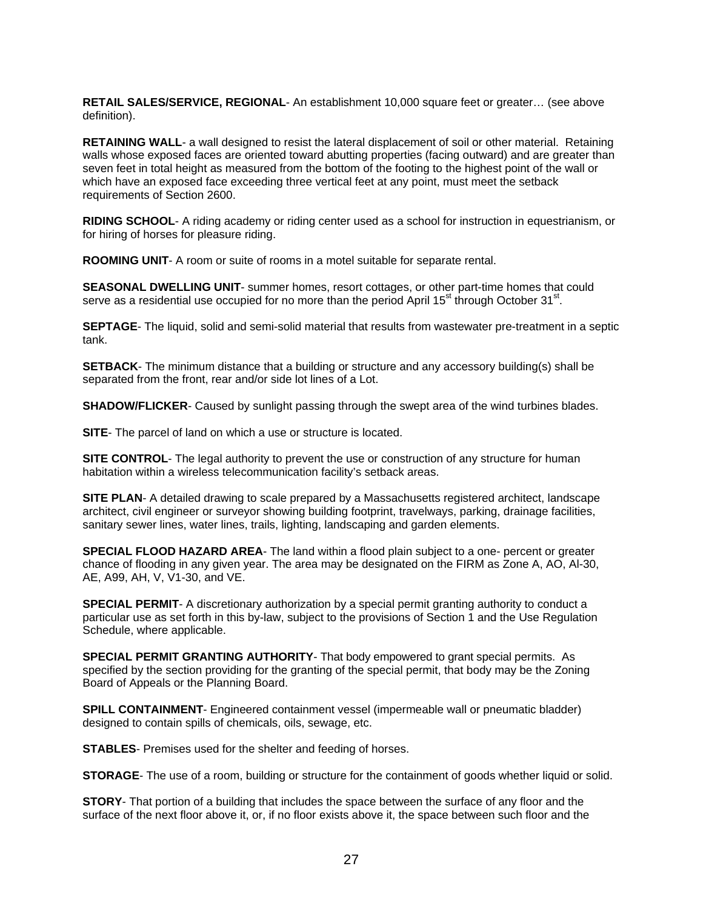**RETAIL SALES/SERVICE, REGIONAL**- An establishment 10,000 square feet or greater… (see above definition).

**RETAINING WALL**- a wall designed to resist the lateral displacement of soil or other material. Retaining walls whose exposed faces are oriented toward abutting properties (facing outward) and are greater than seven feet in total height as measured from the bottom of the footing to the highest point of the wall or which have an exposed face exceeding three vertical feet at any point, must meet the setback requirements of Section 2600.

**RIDING SCHOOL**- A riding academy or riding center used as a school for instruction in equestrianism, or for hiring of horses for pleasure riding.

**ROOMING UNIT**- A room or suite of rooms in a motel suitable for separate rental.

**SEASONAL DWELLING UNIT**- summer homes, resort cottages, or other part-time homes that could serve as a residential use occupied for no more than the period April 15st through October 31st.

**SEPTAGE**- The liquid, solid and semi-solid material that results from wastewater pre-treatment in a septic tank.

**SETBACK**- The minimum distance that a building or structure and any accessory building(s) shall be separated from the front, rear and/or side lot lines of a Lot.

**SHADOW/FLICKER**- Caused by sunlight passing through the swept area of the wind turbines blades.

**SITE**- The parcel of land on which a use or structure is located.

**SITE CONTROL**- The legal authority to prevent the use or construction of any structure for human habitation within a wireless telecommunication facility's setback areas.

**SITE PLAN**- A detailed drawing to scale prepared by a Massachusetts registered architect, landscape architect, civil engineer or surveyor showing building footprint, travelways, parking, drainage facilities, sanitary sewer lines, water lines, trails, lighting, landscaping and garden elements.

**SPECIAL FLOOD HAZARD AREA**- The land within a flood plain subject to a one- percent or greater chance of flooding in any given year. The area may be designated on the FIRM as Zone A, AO, Al-30, AE, A99, AH, V, V1-30, and VE.

**SPECIAL PERMIT**- A discretionary authorization by a special permit granting authority to conduct a particular use as set forth in this by-law, subject to the provisions of Section 1 and the Use Regulation Schedule, where applicable.

**SPECIAL PERMIT GRANTING AUTHORITY**- That body empowered to grant special permits. As specified by the section providing for the granting of the special permit, that body may be the Zoning Board of Appeals or the Planning Board.

**SPILL CONTAINMENT**- Engineered containment vessel (impermeable wall or pneumatic bladder) designed to contain spills of chemicals, oils, sewage, etc.

**STABLES**- Premises used for the shelter and feeding of horses.

**STORAGE**- The use of a room, building or structure for the containment of goods whether liquid or solid.

**STORY**- That portion of a building that includes the space between the surface of any floor and the surface of the next floor above it, or, if no floor exists above it, the space between such floor and the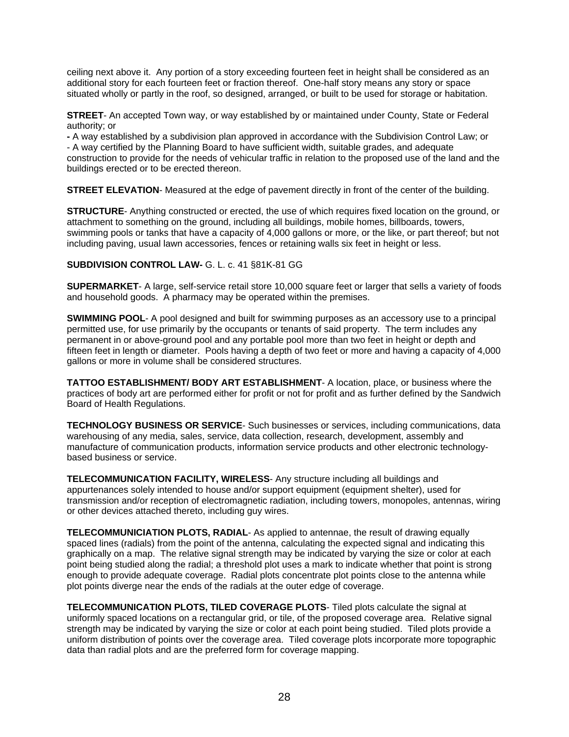ceiling next above it. Any portion of a story exceeding fourteen feet in height shall be considered as an additional story for each fourteen feet or fraction thereof. One-half story means any story or space situated wholly or partly in the roof, so designed, arranged, or built to be used for storage or habitation.

**STREET**- An accepted Town way, or way established by or maintained under County, State or Federal authority; or

**-** A way established by a subdivision plan approved in accordance with the Subdivision Control Law; or
- A way certified by the Planning Board to have sufficient width, suitable grades, and adequate construction to provide for the needs of vehicular traffic in relation to the proposed use of the land and the buildings erected or to be erected thereon.

**STREET ELEVATION**- Measured at the edge of pavement directly in front of the center of the building.

**STRUCTURE**- Anything constructed or erected, the use of which requires fixed location on the ground, or attachment to something on the ground, including all buildings, mobile homes, billboards, towers, swimming pools or tanks that have a capacity of 4,000 gallons or more, or the like, or part thereof; but not including paving, usual lawn accessories, fences or retaining walls six feet in height or less.

**SUBDIVISION CONTROL LAW-** G. L. c. 41 §81K-81 GG

**SUPERMARKET**- A large, self-service retail store 10,000 square feet or larger that sells a variety of foods and household goods. A pharmacy may be operated within the premises.

**SWIMMING POOL**- A pool designed and built for swimming purposes as an accessory use to a principal permitted use, for use primarily by the occupants or tenants of said property. The term includes any permanent in or above-ground pool and any portable pool more than two feet in height or depth and fifteen feet in length or diameter. Pools having a depth of two feet or more and having a capacity of 4,000 gallons or more in volume shall be considered structures.

**TATTOO ESTABLISHMENT/ BODY ART ESTABLISHMENT**- A location, place, or business where the practices of body art are performed either for profit or not for profit and as further defined by the Sandwich Board of Health Regulations.

**TECHNOLOGY BUSINESS OR SERVICE**- Such businesses or services, including communications, data warehousing of any media, sales, service, data collection, research, development, assembly and manufacture of communication products, information service products and other electronic technology-based business or service.

**TELECOMMUNICATION FACILITY, WIRELESS**- Any structure including all buildings and appurtenances solely intended to house and/or support equipment (equipment shelter), used for transmission and/or reception of electromagnetic radiation, including towers, monopoles, antennas, wiring or other devices attached thereto, including guy wires.

**TELECOMMUNICIATION PLOTS, RADIAL**- As applied to antennae, the result of drawing equally spaced lines (radials) from the point of the antenna, calculating the expected signal and indicating this graphically on a map. The relative signal strength may be indicated by varying the size or color at each point being studied along the radial; a threshold plot uses a mark to indicate whether that point is strong enough to provide adequate coverage. Radial plots concentrate plot points close to the antenna while plot points diverge near the ends of the radials at the outer edge of coverage.

**TELECOMMUNICATION PLOTS, TILED COVERAGE PLOTS**- Tiled plots calculate the signal at uniformly spaced locations on a rectangular grid, or tile, of the proposed coverage area. Relative signal strength may be indicated by varying the size or color at each point being studied. Tiled plots provide a uniform distribution of points over the coverage area. Tiled coverage plots incorporate more topographic data than radial plots and are the preferred form for coverage mapping.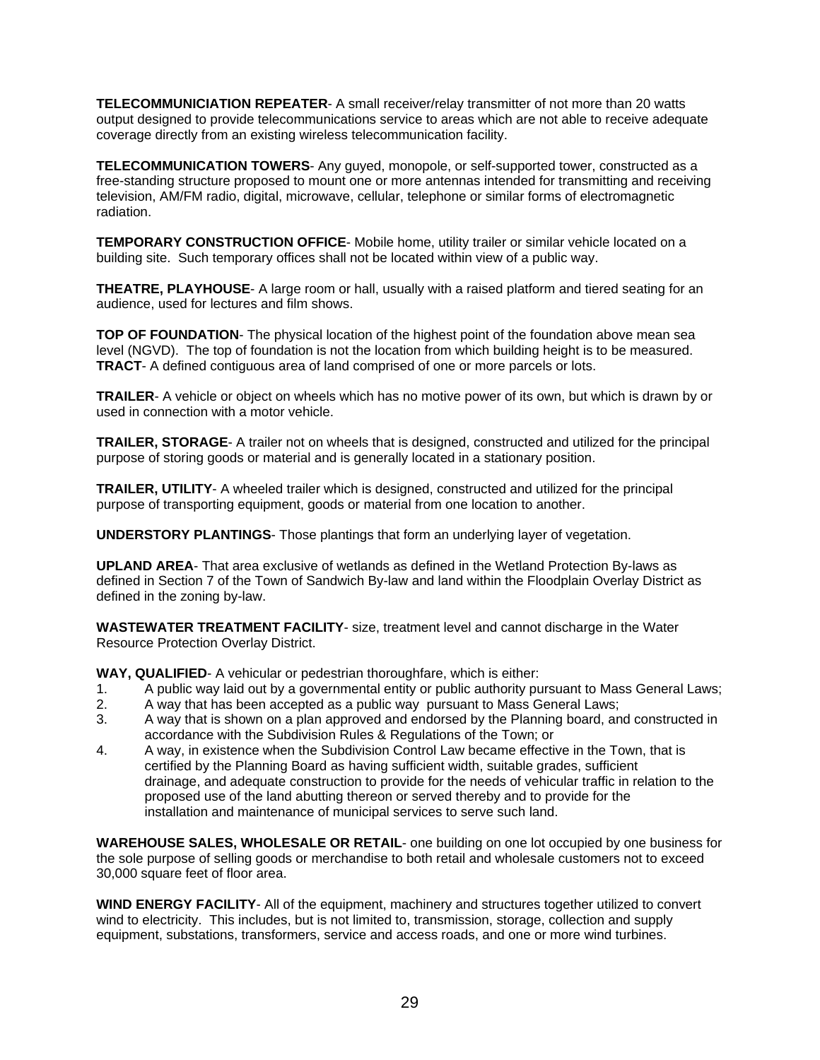**TELECOMMUNICIATION REPEATER**- A small receiver/relay transmitter of not more than 20 watts output designed to provide telecommunications service to areas which are not able to receive adequate coverage directly from an existing wireless telecommunication facility.

**TELECOMMUNICATION TOWERS**- Any guyed, monopole, or self-supported tower, constructed as a free-standing structure proposed to mount one or more antennas intended for transmitting and receiving television, AM/FM radio, digital, microwave, cellular, telephone or similar forms of electromagnetic radiation.

**TEMPORARY CONSTRUCTION OFFICE**- Mobile home, utility trailer or similar vehicle located on a building site. Such temporary offices shall not be located within view of a public way.

**THEATRE, PLAYHOUSE**- A large room or hall, usually with a raised platform and tiered seating for an audience, used for lectures and film shows.

**TOP OF FOUNDATION**- The physical location of the highest point of the foundation above mean sea level (NGVD). The top of foundation is not the location from which building height is to be measured.
**TRACT**- A defined contiguous area of land comprised of one or more parcels or lots.

**TRAILER**- A vehicle or object on wheels which has no motive power of its own, but which is drawn by or used in connection with a motor vehicle.

**TRAILER, STORAGE**- A trailer not on wheels that is designed, constructed and utilized for the principal purpose of storing goods or material and is generally located in a stationary position.

**TRAILER, UTILITY**- A wheeled trailer which is designed, constructed and utilized for the principal purpose of transporting equipment, goods or material from one location to another.

**UNDERSTORY PLANTINGS**- Those plantings that form an underlying layer of vegetation.

**UPLAND AREA**- That area exclusive of wetlands as defined in the Wetland Protection By-laws as defined in Section 7 of the Town of Sandwich By-law and land within the Floodplain Overlay District as defined in the zoning by-law.

**WASTEWATER TREATMENT FACILITY**- size, treatment level and cannot discharge in the Water Resource Protection Overlay District.

**WAY, QUALIFIED**- A vehicular or pedestrian thoroughfare, which is either:

1. A public way laid out by a governmental entity or public authority pursuant to Mass General Laws;
2. A way that has been accepted as a public way pursuant to Mass General Laws;
3. A way that is shown on a plan approved and endorsed by the Planning board, and constructed in accordance with the Subdivision Rules & Regulations of the Town; or
4. A way, in existence when the Subdivision Control Law became effective in the Town, that is certified by the Planning Board as having sufficient width, suitable grades, sufficient drainage, and adequate construction to provide for the needs of vehicular traffic in relation to the proposed use of the land abutting thereon or served thereby and to provide for the installation and maintenance of municipal services to serve such land.

**WAREHOUSE SALES, WHOLESALE OR RETAIL**- one building on one lot occupied by one business for the sole purpose of selling goods or merchandise to both retail and wholesale customers not to exceed 30,000 square feet of floor area.

**WIND ENERGY FACILITY**- All of the equipment, machinery and structures together utilized to convert wind to electricity. This includes, but is not limited to, transmission, storage, collection and supply equipment, substations, transformers, service and access roads, and one or more wind turbines.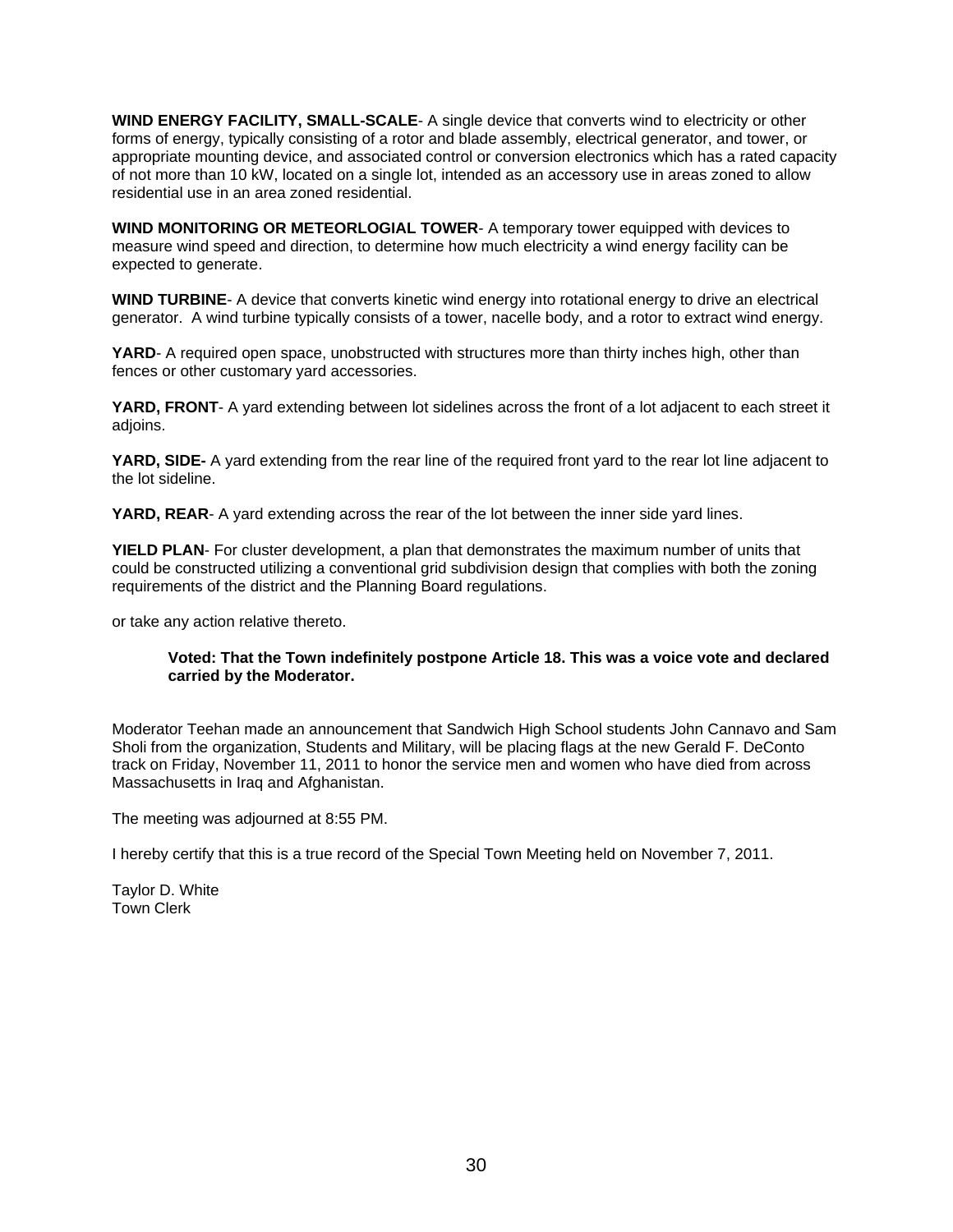**WIND ENERGY FACILITY, SMALL-SCALE**- A single device that converts wind to electricity or other forms of energy, typically consisting of a rotor and blade assembly, electrical generator, and tower, or appropriate mounting device, and associated control or conversion electronics which has a rated capacity of not more than 10 kW, located on a single lot, intended as an accessory use in areas zoned to allow residential use in an area zoned residential.

**WIND MONITORING OR METEORLOGIAL TOWER**- A temporary tower equipped with devices to measure wind speed and direction, to determine how much electricity a wind energy facility can be expected to generate.

**WIND TURBINE**- A device that converts kinetic wind energy into rotational energy to drive an electrical generator. A wind turbine typically consists of a tower, nacelle body, and a rotor to extract wind energy.

**YARD**- A required open space, unobstructed with structures more than thirty inches high, other than fences or other customary yard accessories.

**YARD, FRONT**- A yard extending between lot sidelines across the front of a lot adjacent to each street it adjoins.

**YARD, SIDE-** A yard extending from the rear line of the required front yard to the rear lot line adjacent to the lot sideline.

**YARD, REAR**- A yard extending across the rear of the lot between the inner side yard lines.

**YIELD PLAN**- For cluster development, a plan that demonstrates the maximum number of units that could be constructed utilizing a conventional grid subdivision design that complies with both the zoning requirements of the district and the Planning Board regulations.

or take any action relative thereto.

> **Voted: That the Town indefinitely postpone Article 18. This was a voice vote and declared carried by the Moderator.**

Moderator Teehan made an announcement that Sandwich High School students John Cannavo and Sam Sholi from the organization, Students and Military, will be placing flags at the new Gerald F. DeConto track on Friday, November 11, 2011 to honor the service men and women who have died from across Massachusetts in Iraq and Afghanistan.

The meeting was adjourned at 8:55 PM.

I hereby certify that this is a true record of the Special Town Meeting held on November 7, 2011.

Taylor D. White
Town Clerk